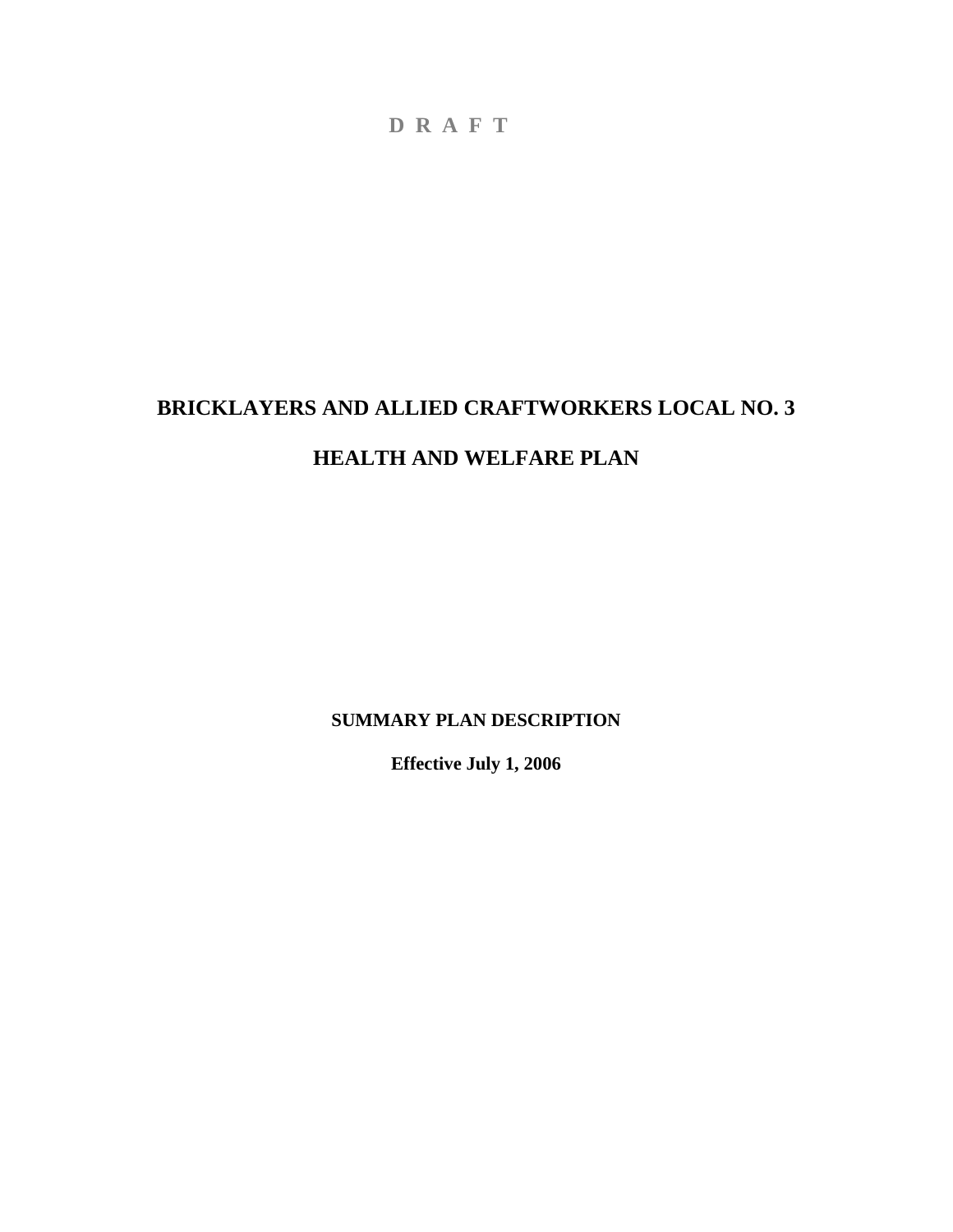D R A F T

# BRICKLAYERS AND ALLIED CRAFTWORKERS LOCAL NO. 3

# HEALTH AND WELFARE PLAN

**SUMMARY PLAN DESCRIPTION**

**Effective July 1, 2006**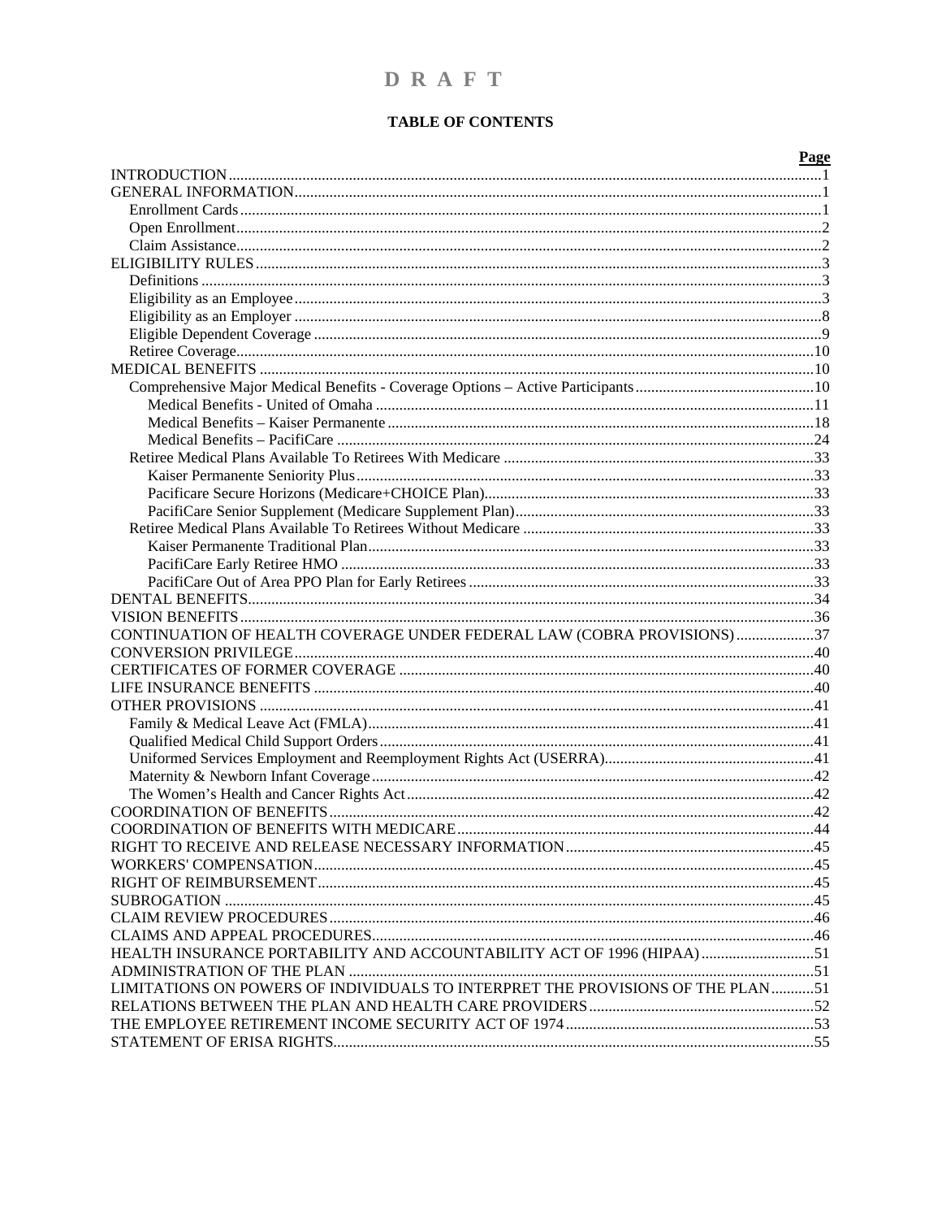# D R A F T

## TABLE OF CONTENTS

| | Page |
|---|---|
| INTRODUCTION | 1 |
| GENERAL INFORMATION | 1 |
| Enrollment Cards | 1 |
| Open Enrollment | 2 |
| Claim Assistance | 2 |
| ELIGIBILITY RULES | 3 |
| Definitions | 3 |
| Eligibility as an Employee | 3 |
| Eligibility as an Employer | 8 |
| Eligible Dependent Coverage | 9 |
| Retiree Coverage | 10 |
| MEDICAL BENEFITS | 10 |
| Comprehensive Major Medical Benefits - Coverage Options – Active Participants | 10 |
| Medical Benefits - United of Omaha | 11 |
| Medical Benefits – Kaiser Permanente | 18 |
| Medical Benefits – PacifiCare | 24 |
| Retiree Medical Plans Available To Retirees With Medicare | 33 |
| Kaiser Permanente Seniority Plus | 33 |
| Pacificare Secure Horizons (Medicare+CHOICE Plan) | 33 |
| PacifiCare Senior Supplement (Medicare Supplement Plan) | 33 |
| Retiree Medical Plans Available To Retirees Without Medicare | 33 |
| Kaiser Permanente Traditional Plan | 33 |
| PacifiCare Early Retiree HMO | 33 |
| PacifiCare Out of Area PPO Plan for Early Retirees | 33 |
| DENTAL BENEFITS | 34 |
| VISION BENEFITS | 36 |
| CONTINUATION OF HEALTH COVERAGE UNDER FEDERAL LAW (COBRA PROVISIONS) | 37 |
| CONVERSION PRIVILEGE | 40 |
| CERTIFICATES OF FORMER COVERAGE | 40 |
| LIFE INSURANCE BENEFITS | 40 |
| OTHER PROVISIONS | 41 |
| Family & Medical Leave Act (FMLA) | 41 |
| Qualified Medical Child Support Orders | 41 |
| Uniformed Services Employment and Reemployment Rights Act (USERRA) | 41 |
| Maternity & Newborn Infant Coverage | 42 |
| The Women's Health and Cancer Rights Act | 42 |
| COORDINATION OF BENEFITS | 42 |
| COORDINATION OF BENEFITS WITH MEDICARE | 44 |
| RIGHT TO RECEIVE AND RELEASE NECESSARY INFORMATION | 45 |
| WORKERS' COMPENSATION | 45 |
| RIGHT OF REIMBURSEMENT | 45 |
| SUBROGATION | 45 |
| CLAIM REVIEW PROCEDURES | 46 |
| CLAIMS AND APPEAL PROCEDURES | 46 |
| HEALTH INSURANCE PORTABILITY AND ACCOUNTABILITY ACT OF 1996 (HIPAA) | 51 |
| ADMINISTRATION OF THE PLAN | 51 |
| LIMITATIONS ON POWERS OF INDIVIDUALS TO INTERPRET THE PROVISIONS OF THE PLAN | 51 |
| RELATIONS BETWEEN THE PLAN AND HEALTH CARE PROVIDERS | 52 |
| THE EMPLOYEE RETIREMENT INCOME SECURITY ACT OF 1974 | 53 |
| STATEMENT OF ERISA RIGHTS | 55 |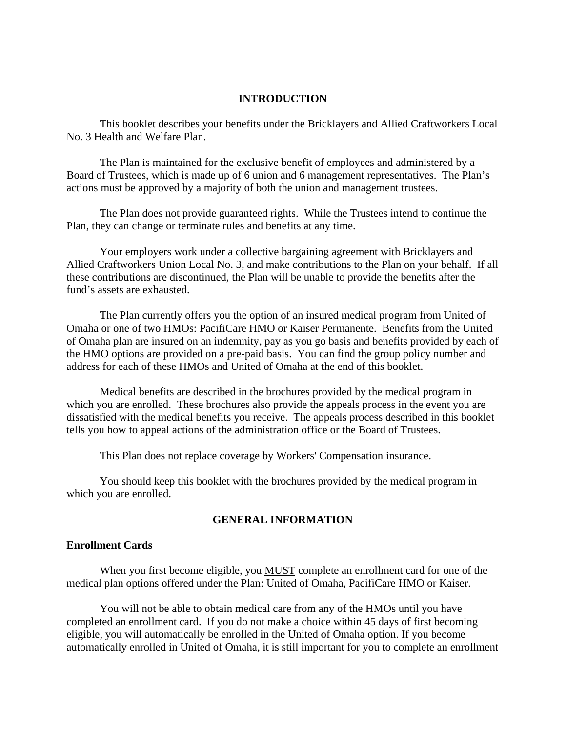## INTRODUCTION

This booklet describes your benefits under the Bricklayers and Allied Craftworkers Local No. 3 Health and Welfare Plan.

The Plan is maintained for the exclusive benefit of employees and administered by a Board of Trustees, which is made up of 6 union and 6 management representatives. The Plan's actions must be approved by a majority of both the union and management trustees.

The Plan does not provide guaranteed rights. While the Trustees intend to continue the Plan, they can change or terminate rules and benefits at any time.

Your employers work under a collective bargaining agreement with Bricklayers and Allied Craftworkers Union Local No. 3, and make contributions to the Plan on your behalf. If all these contributions are discontinued, the Plan will be unable to provide the benefits after the fund's assets are exhausted.

The Plan currently offers you the option of an insured medical program from United of Omaha or one of two HMOs: PacifiCare HMO or Kaiser Permanente. Benefits from the United of Omaha plan are insured on an indemnity, pay as you go basis and benefits provided by each of the HMO options are provided on a pre-paid basis. You can find the group policy number and address for each of these HMOs and United of Omaha at the end of this booklet.

Medical benefits are described in the brochures provided by the medical program in which you are enrolled. These brochures also provide the appeals process in the event you are dissatisfied with the medical benefits you receive. The appeals process described in this booklet tells you how to appeal actions of the administration office or the Board of Trustees.

This Plan does not replace coverage by Workers' Compensation insurance.

You should keep this booklet with the brochures provided by the medical program in which you are enrolled.

## GENERAL INFORMATION

### Enrollment Cards

When you first become eligible, you <u>MUST</u> complete an enrollment card for one of the medical plan options offered under the Plan: United of Omaha, PacifiCare HMO or Kaiser.

You will not be able to obtain medical care from any of the HMOs until you have completed an enrollment card. If you do not make a choice within 45 days of first becoming eligible, you will automatically be enrolled in the United of Omaha option. If you become automatically enrolled in United of Omaha, it is still important for you to complete an enrollment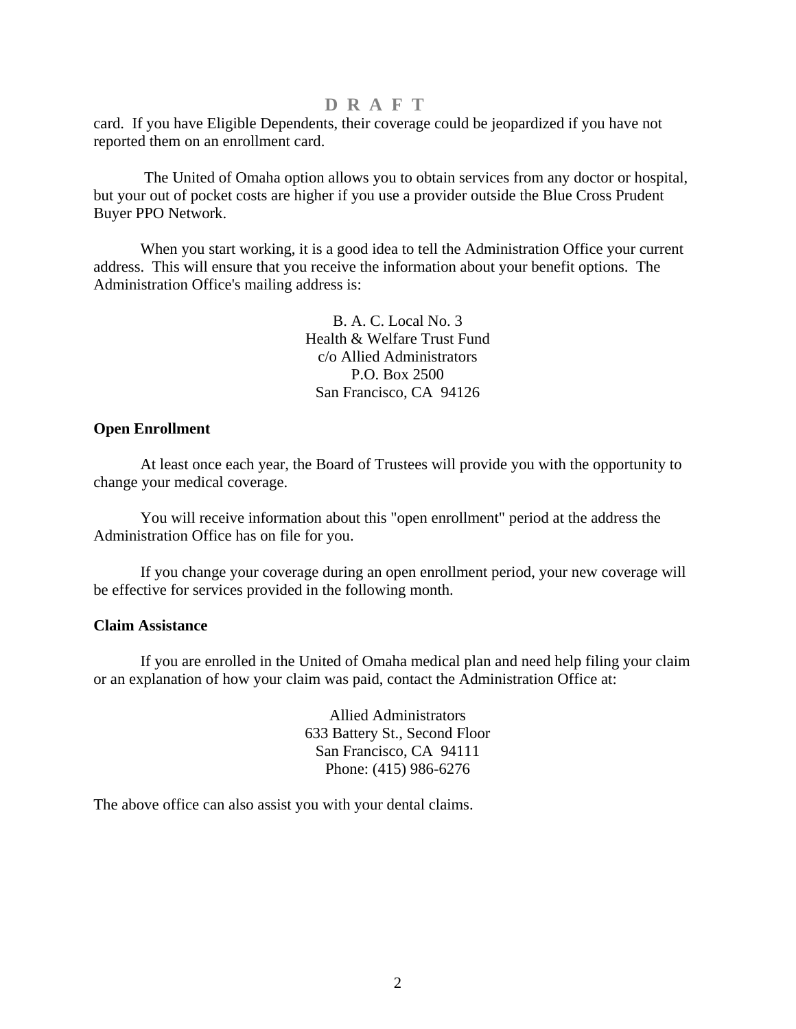D R A F T

card. If you have Eligible Dependents, their coverage could be jeopardized if you have not reported them on an enrollment card.

The United of Omaha option allows you to obtain services from any doctor or hospital, but your out of pocket costs are higher if you use a provider outside the Blue Cross Prudent Buyer PPO Network.

When you start working, it is a good idea to tell the Administration Office your current address. This will ensure that you receive the information about your benefit options. The Administration Office's mailing address is:

B. A. C. Local No. 3
Health & Welfare Trust Fund
c/o Allied Administrators
P.O. Box 2500
San Francisco, CA 94126

**Open Enrollment**

At least once each year, the Board of Trustees will provide you with the opportunity to change your medical coverage.

You will receive information about this "open enrollment" period at the address the Administration Office has on file for you.

If you change your coverage during an open enrollment period, your new coverage will be effective for services provided in the following month.

**Claim Assistance**

If you are enrolled in the United of Omaha medical plan and need help filing your claim or an explanation of how your claim was paid, contact the Administration Office at:

Allied Administrators
633 Battery St., Second Floor
San Francisco, CA 94111
Phone: (415) 986-6276

The above office can also assist you with your dental claims.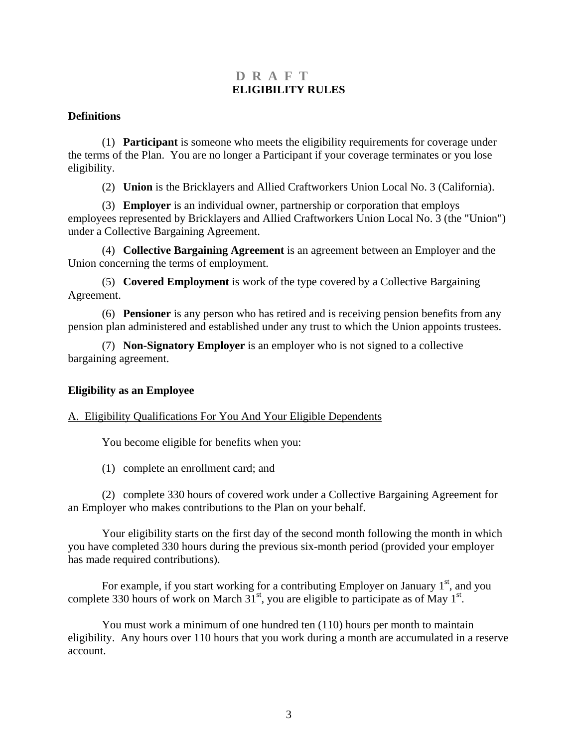# D R A F T
# ELIGIBILITY RULES

## Definitions

(1) **Participant** is someone who meets the eligibility requirements for coverage under the terms of the Plan. You are no longer a Participant if your coverage terminates or you lose eligibility.

(2) **Union** is the Bricklayers and Allied Craftworkers Union Local No. 3 (California).

(3) **Employer** is an individual owner, partnership or corporation that employs employees represented by Bricklayers and Allied Craftworkers Union Local No. 3 (the "Union") under a Collective Bargaining Agreement.

(4) **Collective Bargaining Agreement** is an agreement between an Employer and the Union concerning the terms of employment.

(5) **Covered Employment** is work of the type covered by a Collective Bargaining Agreement.

(6) **Pensioner** is any person who has retired and is receiving pension benefits from any pension plan administered and established under any trust to which the Union appoints trustees.

(7) **Non-Signatory Employer** is an employer who is not signed to a collective bargaining agreement.

## Eligibility as an Employee

### A. Eligibility Qualifications For You And Your Eligible Dependents

You become eligible for benefits when you:

(1) complete an enrollment card; and

(2) complete 330 hours of covered work under a Collective Bargaining Agreement for an Employer who makes contributions to the Plan on your behalf.

Your eligibility starts on the first day of the second month following the month in which you have completed 330 hours during the previous six-month period (provided your employer has made required contributions).

For example, if you start working for a contributing Employer on January 1st, and you complete 330 hours of work on March 31st, you are eligible to participate as of May 1st.

You must work a minimum of one hundred ten (110) hours per month to maintain eligibility. Any hours over 110 hours that you work during a month are accumulated in a reserve account.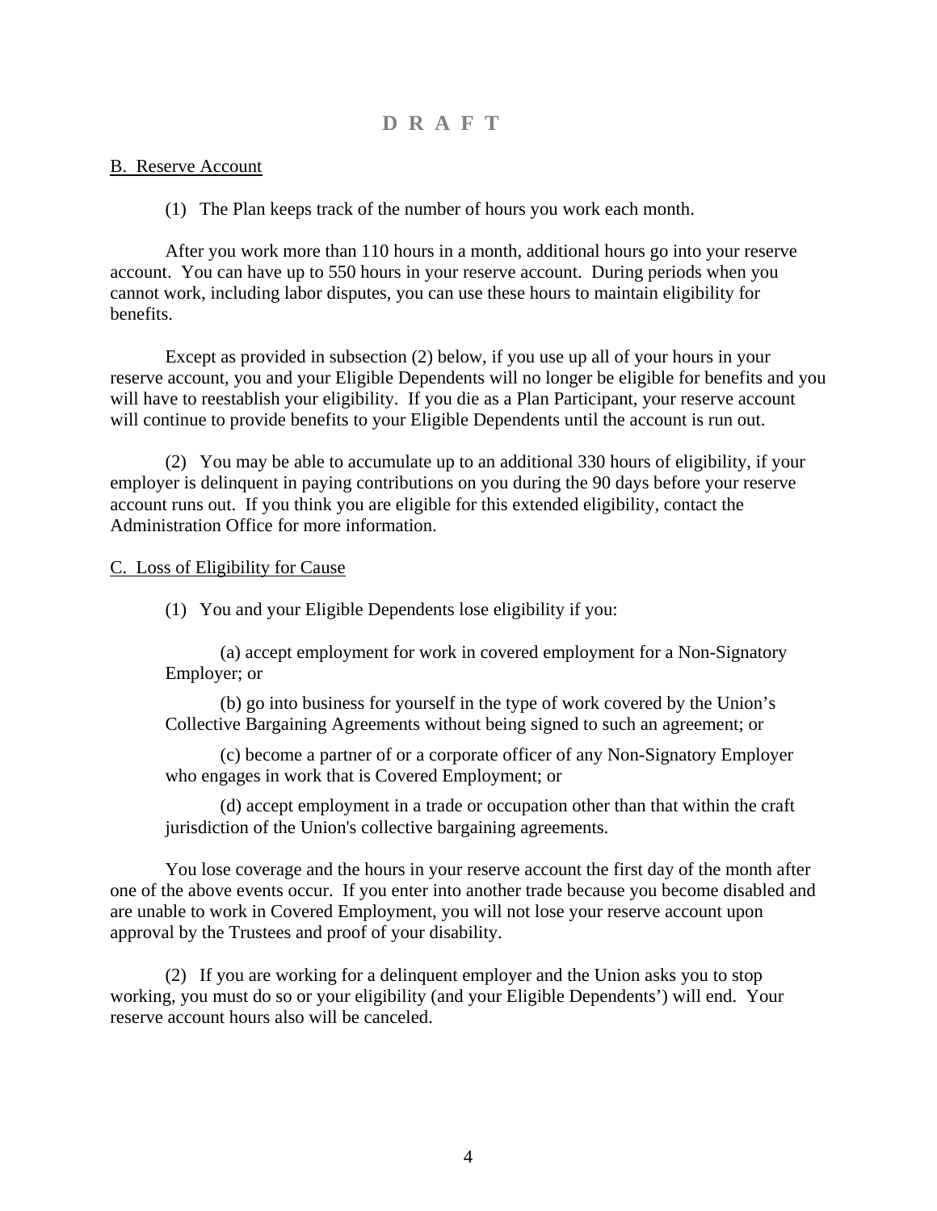**D R A F T**

<u>B. Reserve Account</u>

(1) The Plan keeps track of the number of hours you work each month.

After you work more than 110 hours in a month, additional hours go into your reserve account. You can have up to 550 hours in your reserve account. During periods when you cannot work, including labor disputes, you can use these hours to maintain eligibility for benefits.

Except as provided in subsection (2) below, if you use up all of your hours in your reserve account, you and your Eligible Dependents will no longer be eligible for benefits and you will have to reestablish your eligibility. If you die as a Plan Participant, your reserve account will continue to provide benefits to your Eligible Dependents until the account is run out.

(2) You may be able to accumulate up to an additional 330 hours of eligibility, if your employer is delinquent in paying contributions on you during the 90 days before your reserve account runs out. If you think you are eligible for this extended eligibility, contact the Administration Office for more information.

<u>C. Loss of Eligibility for Cause</u>

(1) You and your Eligible Dependents lose eligibility if you:

(a) accept employment for work in covered employment for a Non-Signatory Employer; or

(b) go into business for yourself in the type of work covered by the Union's Collective Bargaining Agreements without being signed to such an agreement; or

(c) become a partner of or a corporate officer of any Non-Signatory Employer who engages in work that is Covered Employment; or

(d) accept employment in a trade or occupation other than that within the craft jurisdiction of the Union's collective bargaining agreements.

You lose coverage and the hours in your reserve account the first day of the month after one of the above events occur. If you enter into another trade because you become disabled and are unable to work in Covered Employment, you will not lose your reserve account upon approval by the Trustees and proof of your disability.

(2) If you are working for a delinquent employer and the Union asks you to stop working, you must do so or your eligibility (and your Eligible Dependents') will end. Your reserve account hours also will be canceled.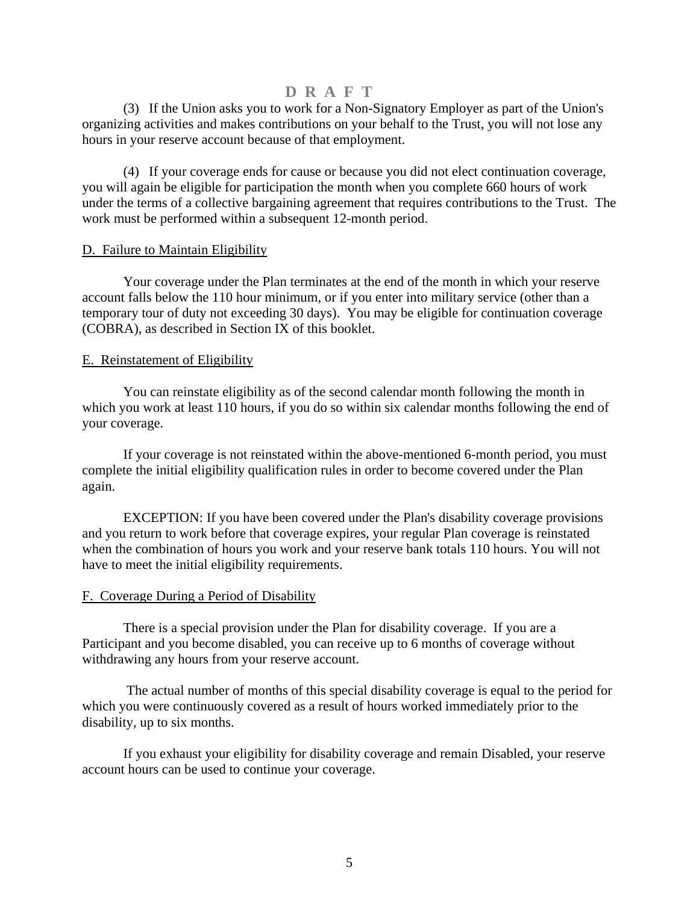D R A F T

(3) If the Union asks you to work for a Non-Signatory Employer as part of the Union's organizing activities and makes contributions on your behalf to the Trust, you will not lose any hours in your reserve account because of that employment.

(4) If your coverage ends for cause or because you did not elect continuation coverage, you will again be eligible for participation the month when you complete 660 hours of work under the terms of a collective bargaining agreement that requires contributions to the Trust. The work must be performed within a subsequent 12-month period.

## D. Failure to Maintain Eligibility

Your coverage under the Plan terminates at the end of the month in which your reserve account falls below the 110 hour minimum, or if you enter into military service (other than a temporary tour of duty not exceeding 30 days). You may be eligible for continuation coverage (COBRA), as described in Section IX of this booklet.

## E. Reinstatement of Eligibility

You can reinstate eligibility as of the second calendar month following the month in which you work at least 110 hours, if you do so within six calendar months following the end of your coverage.

If your coverage is not reinstated within the above-mentioned 6-month period, you must complete the initial eligibility qualification rules in order to become covered under the Plan again.

EXCEPTION: If you have been covered under the Plan's disability coverage provisions and you return to work before that coverage expires, your regular Plan coverage is reinstated when the combination of hours you work and your reserve bank totals 110 hours. You will not have to meet the initial eligibility requirements.

## F. Coverage During a Period of Disability

There is a special provision under the Plan for disability coverage. If you are a Participant and you become disabled, you can receive up to 6 months of coverage without withdrawing any hours from your reserve account.

The actual number of months of this special disability coverage is equal to the period for which you were continuously covered as a result of hours worked immediately prior to the disability, up to six months.

If you exhaust your eligibility for disability coverage and remain Disabled, your reserve account hours can be used to continue your coverage.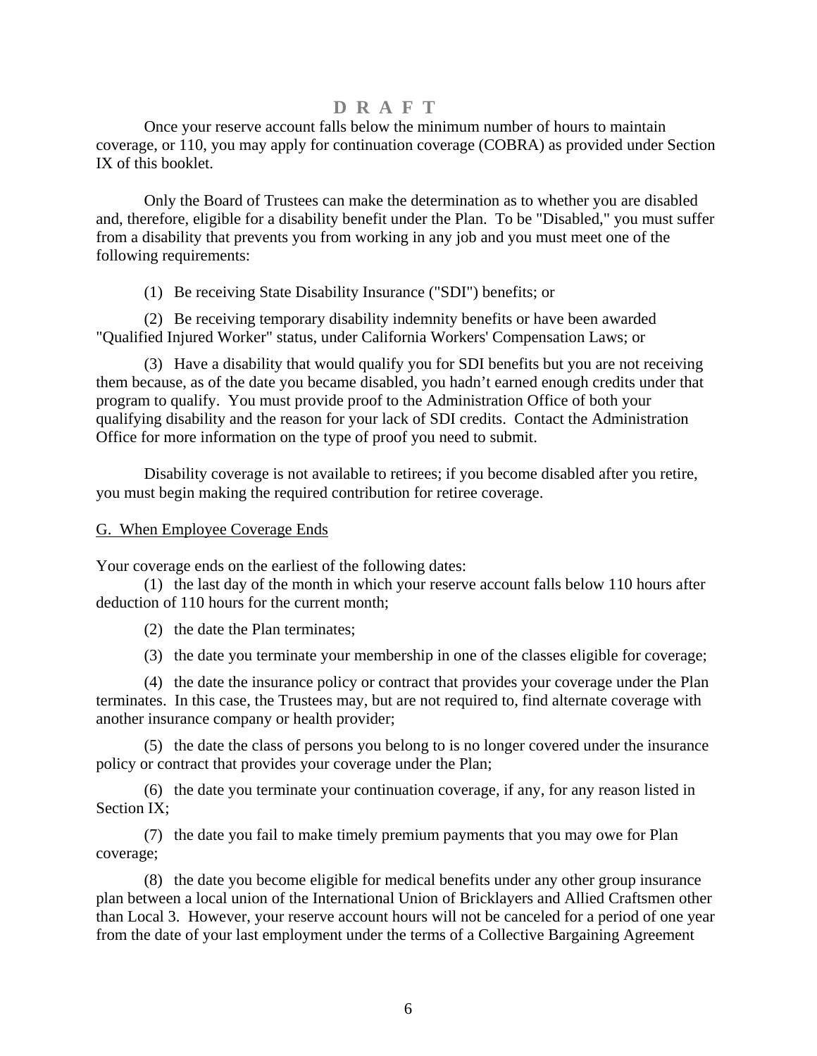**D R A F T**

Once your reserve account falls below the minimum number of hours to maintain coverage, or 110, you may apply for continuation coverage (COBRA) as provided under Section IX of this booklet.

Only the Board of Trustees can make the determination as to whether you are disabled and, therefore, eligible for a disability benefit under the Plan. To be "Disabled," you must suffer from a disability that prevents you from working in any job and you must meet one of the following requirements:

(1) Be receiving State Disability Insurance ("SDI") benefits; or

(2) Be receiving temporary disability indemnity benefits or have been awarded "Qualified Injured Worker" status, under California Workers' Compensation Laws; or

(3) Have a disability that would qualify you for SDI benefits but you are not receiving them because, as of the date you became disabled, you hadn't earned enough credits under that program to qualify. You must provide proof to the Administration Office of both your qualifying disability and the reason for your lack of SDI credits. Contact the Administration Office for more information on the type of proof you need to submit.

Disability coverage is not available to retirees; if you become disabled after you retire, you must begin making the required contribution for retiree coverage.

## G. When Employee Coverage Ends

Your coverage ends on the earliest of the following dates:

(1) the last day of the month in which your reserve account falls below 110 hours after deduction of 110 hours for the current month;

(2) the date the Plan terminates;

(3) the date you terminate your membership in one of the classes eligible for coverage;

(4) the date the insurance policy or contract that provides your coverage under the Plan terminates. In this case, the Trustees may, but are not required to, find alternate coverage with another insurance company or health provider;

(5) the date the class of persons you belong to is no longer covered under the insurance policy or contract that provides your coverage under the Plan;

(6) the date you terminate your continuation coverage, if any, for any reason listed in Section IX;

(7) the date you fail to make timely premium payments that you may owe for Plan coverage;

(8) the date you become eligible for medical benefits under any other group insurance plan between a local union of the International Union of Bricklayers and Allied Craftsmen other than Local 3. However, your reserve account hours will not be canceled for a period of one year from the date of your last employment under the terms of a Collective Bargaining Agreement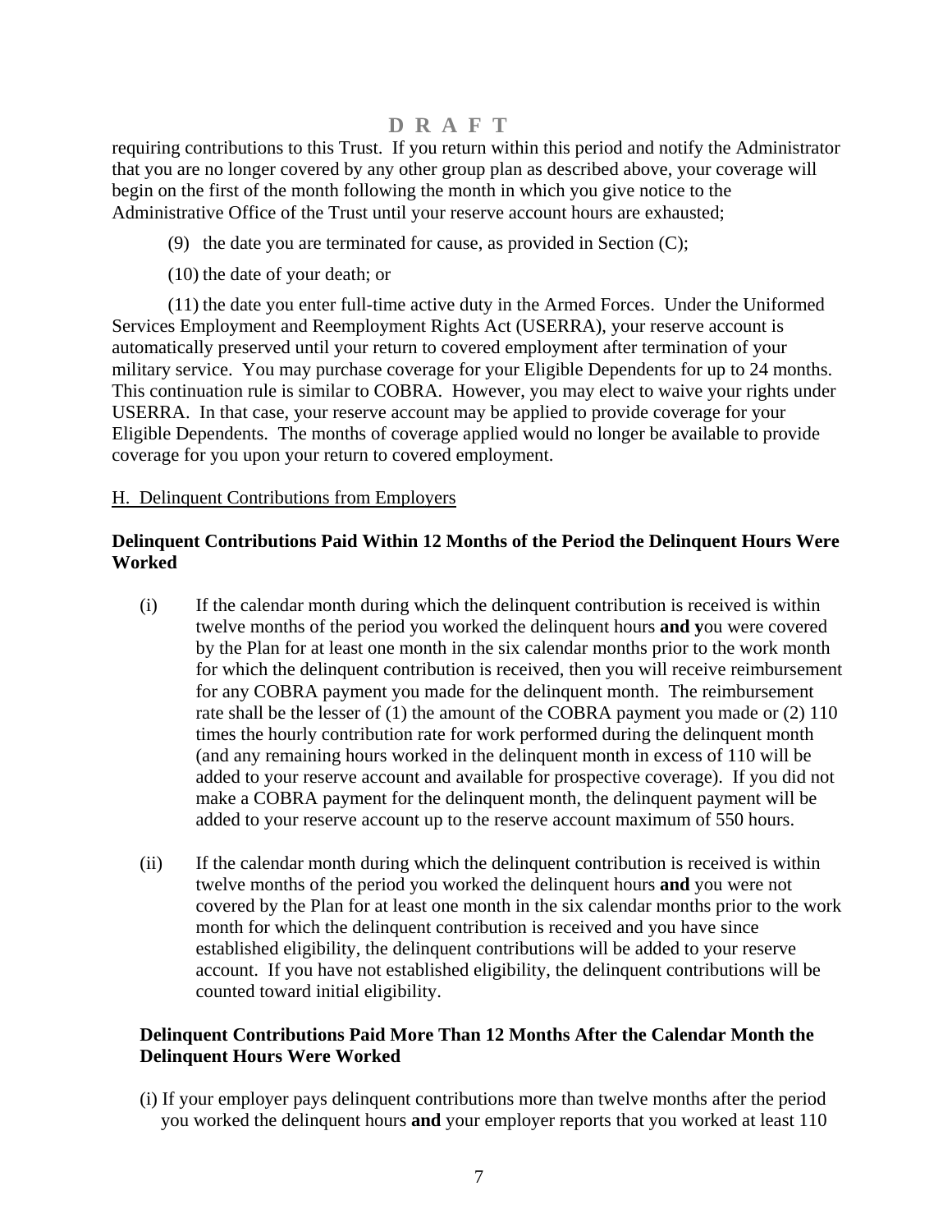requiring contributions to this Trust. If you return within this period and notify the Administrator that you are no longer covered by any other group plan as described above, your coverage will begin on the first of the month following the month in which you give notice to the Administrative Office of the Trust until your reserve account hours are exhausted;

(9) the date you are terminated for cause, as provided in Section (C);

(10) the date of your death; or

(11) the date you enter full-time active duty in the Armed Forces. Under the Uniformed Services Employment and Reemployment Rights Act (USERRA), your reserve account is automatically preserved until your return to covered employment after termination of your military service. You may purchase coverage for your Eligible Dependents for up to 24 months. This continuation rule is similar to COBRA. However, you may elect to waive your rights under USERRA. In that case, your reserve account may be applied to provide coverage for your Eligible Dependents. The months of coverage applied would no longer be available to provide coverage for you upon your return to covered employment.

H. Delinquent Contributions from Employers

**Delinquent Contributions Paid Within 12 Months of the Period the Delinquent Hours Were Worked**

(i) If the calendar month during which the delinquent contribution is received is within twelve months of the period you worked the delinquent hours **and y**ou were covered by the Plan for at least one month in the six calendar months prior to the work month for which the delinquent contribution is received, then you will receive reimbursement for any COBRA payment you made for the delinquent month. The reimbursement rate shall be the lesser of (1) the amount of the COBRA payment you made or (2) 110 times the hourly contribution rate for work performed during the delinquent month (and any remaining hours worked in the delinquent month in excess of 110 will be added to your reserve account and available for prospective coverage). If you did not make a COBRA payment for the delinquent month, the delinquent payment will be added to your reserve account up to the reserve account maximum of 550 hours.

(ii) If the calendar month during which the delinquent contribution is received is within twelve months of the period you worked the delinquent hours **and** you were not covered by the Plan for at least one month in the six calendar months prior to the work month for which the delinquent contribution is received and you have since established eligibility, the delinquent contributions will be added to your reserve account. If you have not established eligibility, the delinquent contributions will be counted toward initial eligibility.

**Delinquent Contributions Paid More Than 12 Months After the Calendar Month the Delinquent Hours Were Worked**

(i) If your employer pays delinquent contributions more than twelve months after the period you worked the delinquent hours **and** your employer reports that you worked at least 110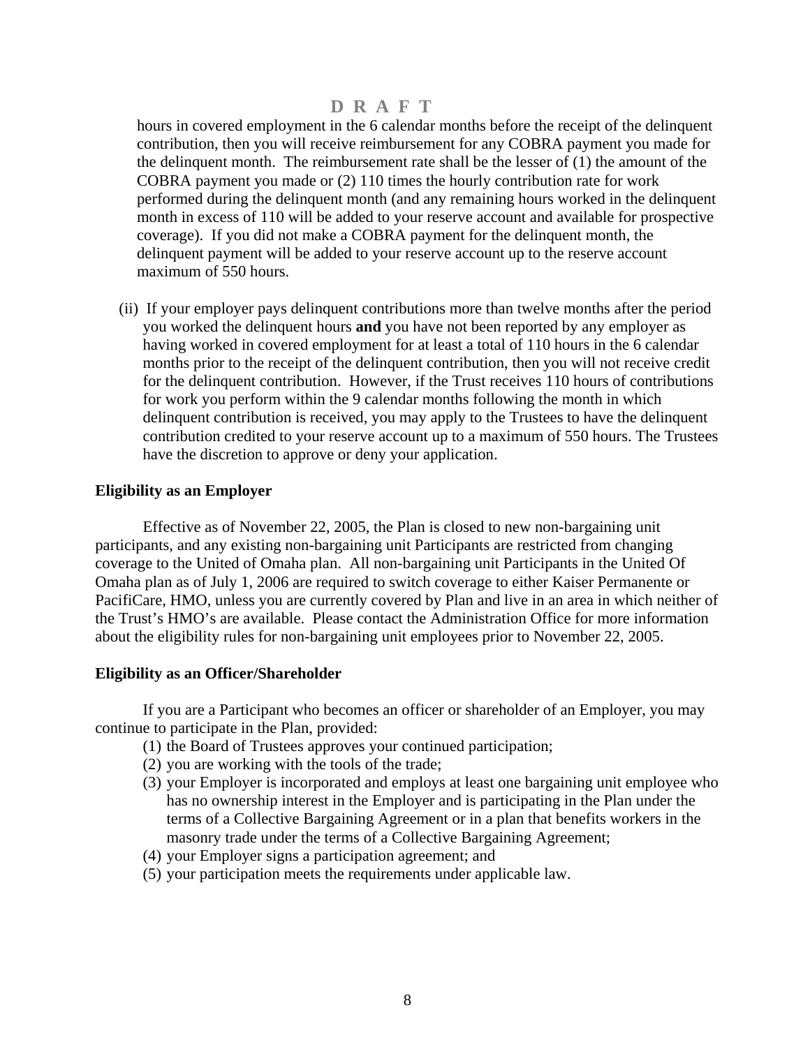hours in covered employment in the 6 calendar months before the receipt of the delinquent contribution, then you will receive reimbursement for any COBRA payment you made for the delinquent month. The reimbursement rate shall be the lesser of (1) the amount of the COBRA payment you made or (2) 110 times the hourly contribution rate for work performed during the delinquent month (and any remaining hours worked in the delinquent month in excess of 110 will be added to your reserve account and available for prospective coverage). If you did not make a COBRA payment for the delinquent month, the delinquent payment will be added to your reserve account up to the reserve account maximum of 550 hours.

(ii) If your employer pays delinquent contributions more than twelve months after the period you worked the delinquent hours **and** you have not been reported by any employer as having worked in covered employment for at least a total of 110 hours in the 6 calendar months prior to the receipt of the delinquent contribution, then you will not receive credit for the delinquent contribution. However, if the Trust receives 110 hours of contributions for work you perform within the 9 calendar months following the month in which delinquent contribution is received, you may apply to the Trustees to have the delinquent contribution credited to your reserve account up to a maximum of 550 hours. The Trustees have the discretion to approve or deny your application.

**Eligibility as an Employer**

Effective as of November 22, 2005, the Plan is closed to new non-bargaining unit participants, and any existing non-bargaining unit Participants are restricted from changing coverage to the United of Omaha plan. All non-bargaining unit Participants in the United Of Omaha plan as of July 1, 2006 are required to switch coverage to either Kaiser Permanente or PacifiCare, HMO, unless you are currently covered by Plan and live in an area in which neither of the Trust's HMO's are available. Please contact the Administration Office for more information about the eligibility rules for non-bargaining unit employees prior to November 22, 2005.

**Eligibility as an Officer/Shareholder**

If you are a Participant who becomes an officer or shareholder of an Employer, you may continue to participate in the Plan, provided:

(1) the Board of Trustees approves your continued participation;
(2) you are working with the tools of the trade;
(3) your Employer is incorporated and employs at least one bargaining unit employee who has no ownership interest in the Employer and is participating in the Plan under the terms of a Collective Bargaining Agreement or in a plan that benefits workers in the masonry trade under the terms of a Collective Bargaining Agreement;
(4) your Employer signs a participation agreement; and
(5) your participation meets the requirements under applicable law.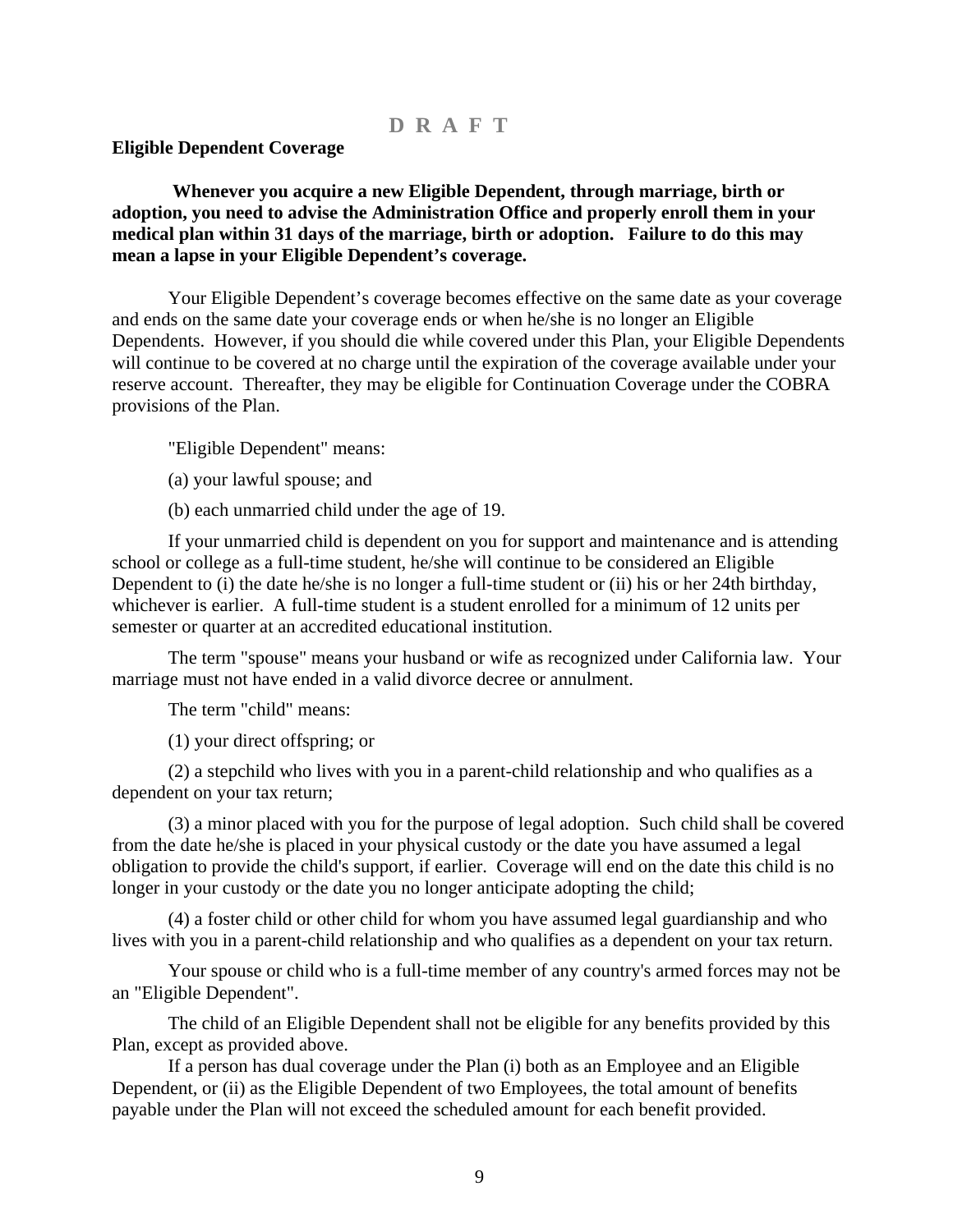D R A F T

**Eligible Dependent Coverage**

**Whenever you acquire a new Eligible Dependent, through marriage, birth or adoption, you need to advise the Administration Office and properly enroll them in your medical plan within 31 days of the marriage, birth or adoption. Failure to do this may mean a lapse in your Eligible Dependent's coverage.**

Your Eligible Dependent's coverage becomes effective on the same date as your coverage and ends on the same date your coverage ends or when he/she is no longer an Eligible Dependents. However, if you should die while covered under this Plan, your Eligible Dependents will continue to be covered at no charge until the expiration of the coverage available under your reserve account. Thereafter, they may be eligible for Continuation Coverage under the COBRA provisions of the Plan.

"Eligible Dependent" means:

(a) your lawful spouse; and

(b) each unmarried child under the age of 19.

If your unmarried child is dependent on you for support and maintenance and is attending school or college as a full-time student, he/she will continue to be considered an Eligible Dependent to (i) the date he/she is no longer a full-time student or (ii) his or her 24th birthday, whichever is earlier. A full-time student is a student enrolled for a minimum of 12 units per semester or quarter at an accredited educational institution.

The term "spouse" means your husband or wife as recognized under California law. Your marriage must not have ended in a valid divorce decree or annulment.

The term "child" means:

(1) your direct offspring; or

(2) a stepchild who lives with you in a parent-child relationship and who qualifies as a dependent on your tax return;

(3) a minor placed with you for the purpose of legal adoption. Such child shall be covered from the date he/she is placed in your physical custody or the date you have assumed a legal obligation to provide the child's support, if earlier. Coverage will end on the date this child is no longer in your custody or the date you no longer anticipate adopting the child;

(4) a foster child or other child for whom you have assumed legal guardianship and who lives with you in a parent-child relationship and who qualifies as a dependent on your tax return.

Your spouse or child who is a full-time member of any country's armed forces may not be an "Eligible Dependent".

The child of an Eligible Dependent shall not be eligible for any benefits provided by this Plan, except as provided above.

If a person has dual coverage under the Plan (i) both as an Employee and an Eligible Dependent, or (ii) as the Eligible Dependent of two Employees, the total amount of benefits payable under the Plan will not exceed the scheduled amount for each benefit provided.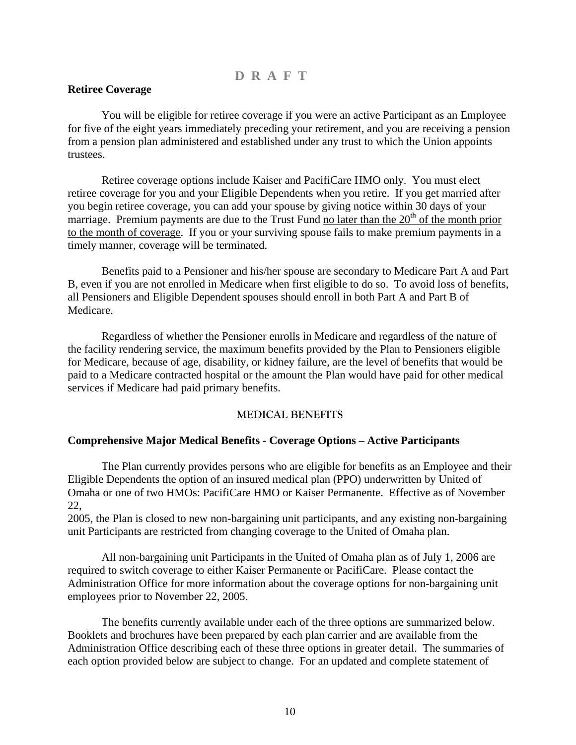D R A F T

**Retiree Coverage**

You will be eligible for retiree coverage if you were an active Participant as an Employee for five of the eight years immediately preceding your retirement, and you are receiving a pension from a pension plan administered and established under any trust to which the Union appoints trustees.

Retiree coverage options include Kaiser and PacifiCare HMO only. You must elect retiree coverage for you and your Eligible Dependents when you retire. If you get married after you begin retiree coverage, you can add your spouse by giving notice within 30 days of your marriage. Premium payments are due to the Trust Fund no later than the 20th of the month prior to the month of coverage. If you or your surviving spouse fails to make premium payments in a timely manner, coverage will be terminated.

Benefits paid to a Pensioner and his/her spouse are secondary to Medicare Part A and Part B, even if you are not enrolled in Medicare when first eligible to do so. To avoid loss of benefits, all Pensioners and Eligible Dependent spouses should enroll in both Part A and Part B of Medicare.

Regardless of whether the Pensioner enrolls in Medicare and regardless of the nature of the facility rendering service, the maximum benefits provided by the Plan to Pensioners eligible for Medicare, because of age, disability, or kidney failure, are the level of benefits that would be paid to a Medicare contracted hospital or the amount the Plan would have paid for other medical services if Medicare had paid primary benefits.

## MEDICAL BENEFITS

**Comprehensive Major Medical Benefits - Coverage Options – Active Participants**

The Plan currently provides persons who are eligible for benefits as an Employee and their Eligible Dependents the option of an insured medical plan (PPO) underwritten by United of Omaha or one of two HMOs: PacifiCare HMO or Kaiser Permanente. Effective as of November 22, 2005, the Plan is closed to new non-bargaining unit participants, and any existing non-bargaining unit Participants are restricted from changing coverage to the United of Omaha plan.

All non-bargaining unit Participants in the United of Omaha plan as of July 1, 2006 are required to switch coverage to either Kaiser Permanente or PacifiCare. Please contact the Administration Office for more information about the coverage options for non-bargaining unit employees prior to November 22, 2005.

The benefits currently available under each of the three options are summarized below. Booklets and brochures have been prepared by each plan carrier and are available from the Administration Office describing each of these three options in greater detail. The summaries of each option provided below are subject to change. For an updated and complete statement of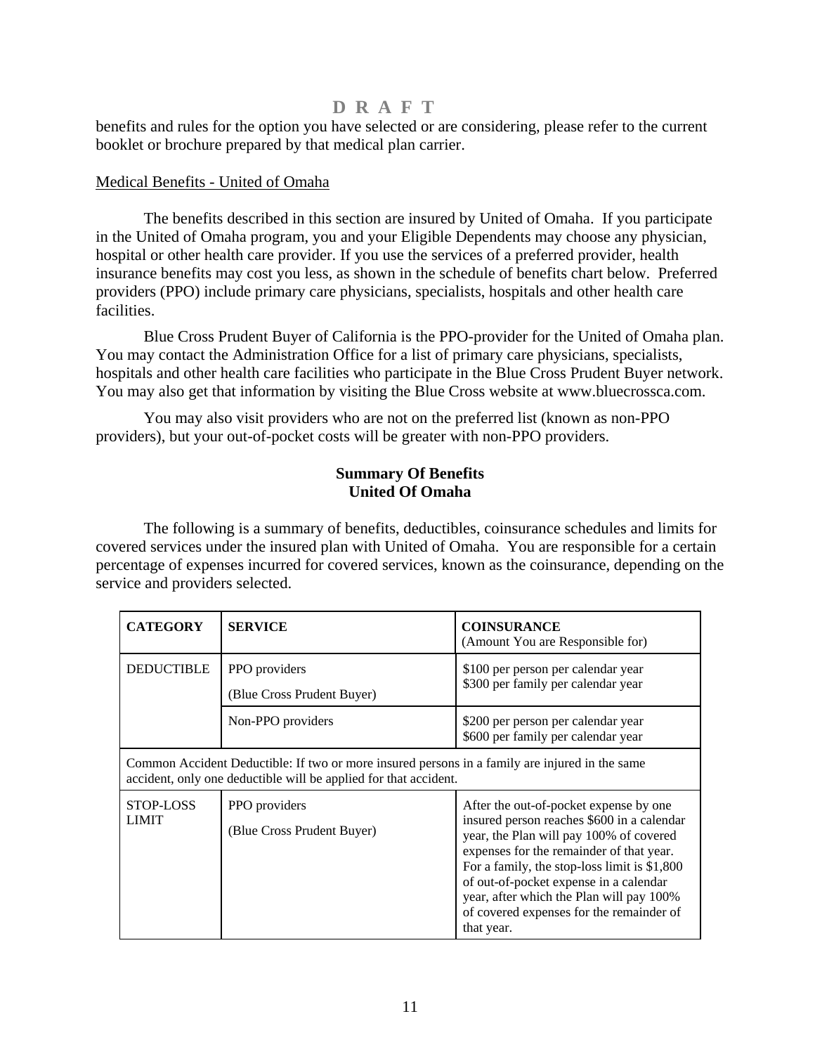D R A F T

benefits and rules for the option you have selected or are considering, please refer to the current booklet or brochure prepared by that medical plan carrier.

Medical Benefits - United of Omaha

The benefits described in this section are insured by United of Omaha. If you participate in the United of Omaha program, you and your Eligible Dependents may choose any physician, hospital or other health care provider. If you use the services of a preferred provider, health insurance benefits may cost you less, as shown in the schedule of benefits chart below. Preferred providers (PPO) include primary care physicians, specialists, hospitals and other health care facilities.

Blue Cross Prudent Buyer of California is the PPO-provider for the United of Omaha plan. You may contact the Administration Office for a list of primary care physicians, specialists, hospitals and other health care facilities who participate in the Blue Cross Prudent Buyer network. You may also get that information by visiting the Blue Cross website at www.bluecrossca.com.

You may also visit providers who are not on the preferred list (known as non-PPO providers), but your out-of-pocket costs will be greater with non-PPO providers.

**Summary Of Benefits**
**United Of Omaha**

The following is a summary of benefits, deductibles, coinsurance schedules and limits for covered services under the insured plan with United of Omaha. You are responsible for a certain percentage of expenses incurred for covered services, known as the coinsurance, depending on the service and providers selected.

| **CATEGORY** | **SERVICE** | **COINSURANCE** (Amount You are Responsible for) |
|---|---|---|
| DEDUCTIBLE | PPO providers (Blue Cross Prudent Buyer) | \$100 per person per calendar year<br>\$300 per family per calendar year |
| | Non-PPO providers | \$200 per person per calendar year<br>\$600 per family per calendar year |
| Common Accident Deductible: If two or more insured persons in a family are injured in the same accident, only one deductible will be applied for that accident. | | |
| STOP-LOSS LIMIT | PPO providers (Blue Cross Prudent Buyer) | After the out-of-pocket expense by one insured person reaches \$600 in a calendar year, the Plan will pay 100% of covered expenses for the remainder of that year. For a family, the stop-loss limit is \$1,800 of out-of-pocket expense in a calendar year, after which the Plan will pay 100% of covered expenses for the remainder of that year. |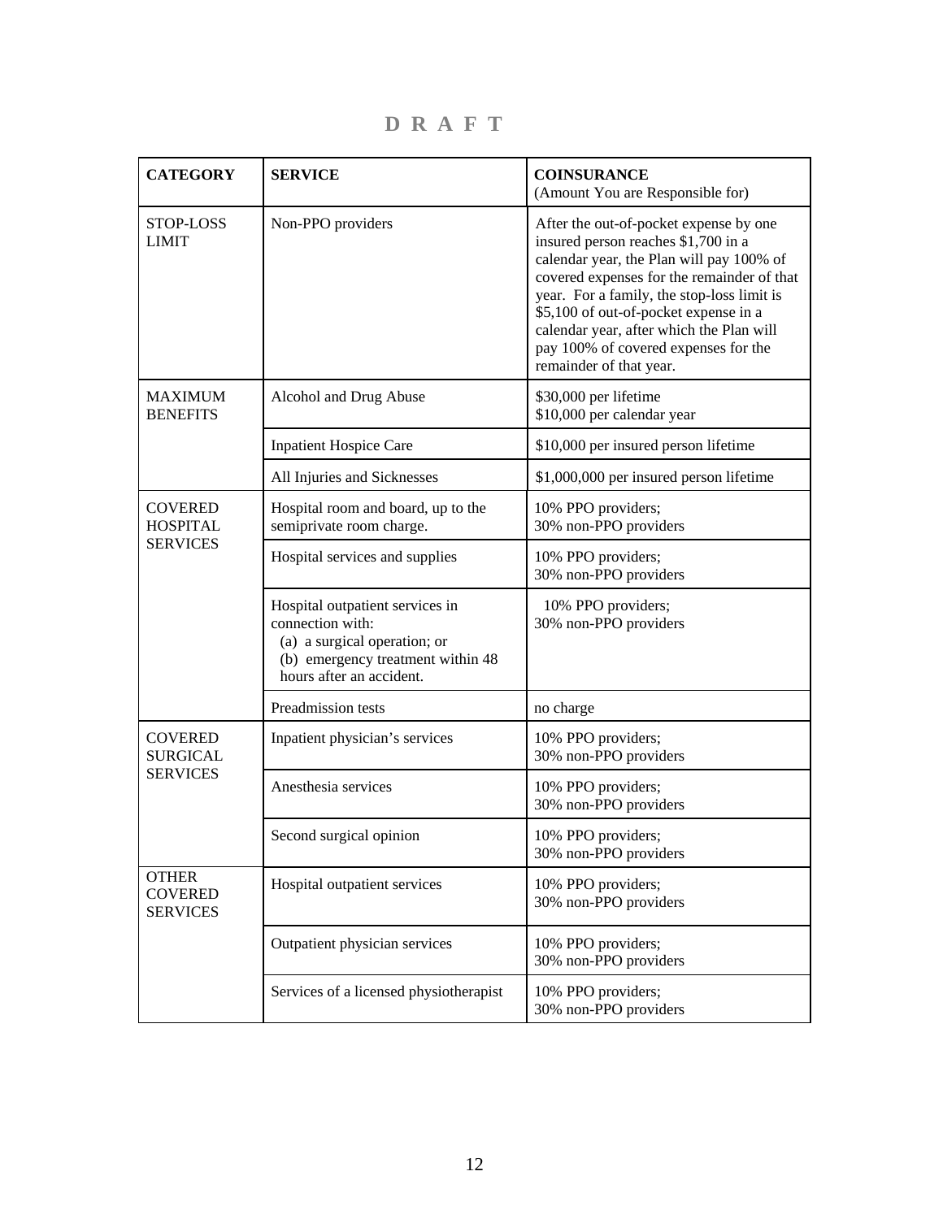**D R A F T**

| CATEGORY | SERVICE | COINSURANCE (Amount You are Responsible for) |
|---|---|---|
| STOP-LOSS LIMIT | Non-PPO providers | After the out-of-pocket expense by one insured person reaches $1,700 in a calendar year, the Plan will pay 100% of covered expenses for the remainder of that year. For a family, the stop-loss limit is $5,100 of out-of-pocket expense in a calendar year, after which the Plan will pay 100% of covered expenses for the remainder of that year. |
| MAXIMUM BENEFITS | Alcohol and Drug Abuse | $30,000 per lifetime<br>$10,000 per calendar year |
| | Inpatient Hospice Care | $10,000 per insured person lifetime |
| | All Injuries and Sicknesses | $1,000,000 per insured person lifetime |
| COVERED HOSPITAL SERVICES | Hospital room and board, up to the semiprivate room charge. | 10% PPO providers;<br>30% non-PPO providers |
| | Hospital services and supplies | 10% PPO providers;<br>30% non-PPO providers |
| | Hospital outpatient services in connection with:<br>(a) a surgical operation; or<br>(b) emergency treatment within 48 hours after an accident. | 10% PPO providers;<br>30% non-PPO providers |
| | Preadmission tests | no charge |
| COVERED SURGICAL SERVICES | Inpatient physician's services | 10% PPO providers;<br>30% non-PPO providers |
| | Anesthesia services | 10% PPO providers;<br>30% non-PPO providers |
| | Second surgical opinion | 10% PPO providers;<br>30% non-PPO providers |
| OTHER COVERED SERVICES | Hospital outpatient services | 10% PPO providers;<br>30% non-PPO providers |
| | Outpatient physician services | 10% PPO providers;<br>30% non-PPO providers |
| | Services of a licensed physiotherapist | 10% PPO providers;<br>30% non-PPO providers |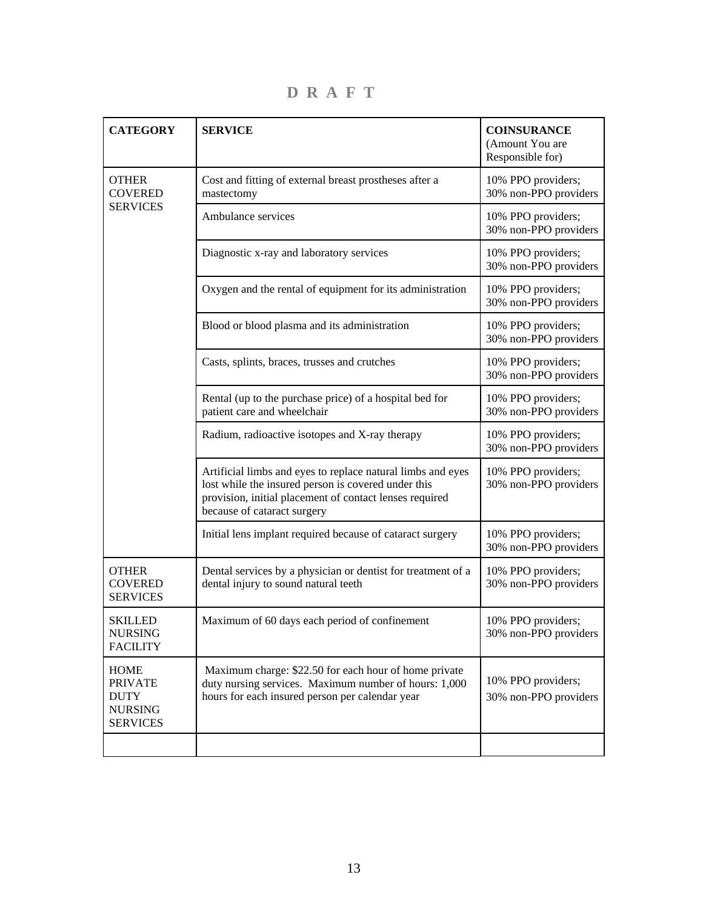**D R A F T**

| **CATEGORY** | **SERVICE** | **COINSURANCE** (Amount You are Responsible for) |
|---|---|---|
| OTHER COVERED SERVICES | Cost and fitting of external breast prostheses after a mastectomy | 10% PPO providers; 30% non-PPO providers |
| | Ambulance services | 10% PPO providers; 30% non-PPO providers |
| | Diagnostic x-ray and laboratory services | 10% PPO providers; 30% non-PPO providers |
| | Oxygen and the rental of equipment for its administration | 10% PPO providers; 30% non-PPO providers |
| | Blood or blood plasma and its administration | 10% PPO providers; 30% non-PPO providers |
| | Casts, splints, braces, trusses and crutches | 10% PPO providers; 30% non-PPO providers |
| | Rental (up to the purchase price) of a hospital bed for patient care and wheelchair | 10% PPO providers; 30% non-PPO providers |
| | Radium, radioactive isotopes and X-ray therapy | 10% PPO providers; 30% non-PPO providers |
| | Artificial limbs and eyes to replace natural limbs and eyes lost while the insured person is covered under this provision, initial placement of contact lenses required because of cataract surgery | 10% PPO providers; 30% non-PPO providers |
| | Initial lens implant required because of cataract surgery | 10% PPO providers; 30% non-PPO providers |
| OTHER COVERED SERVICES | Dental services by a physician or dentist for treatment of a dental injury to sound natural teeth | 10% PPO providers; 30% non-PPO providers |
| SKILLED NURSING FACILITY | Maximum of 60 days each period of confinement | 10% PPO providers; 30% non-PPO providers |
| HOME PRIVATE DUTY NURSING SERVICES | Maximum charge: $22.50 for each hour of home private duty nursing services. Maximum number of hours: 1,000 hours for each insured person per calendar year | 10% PPO providers; 30% non-PPO providers |
| | | |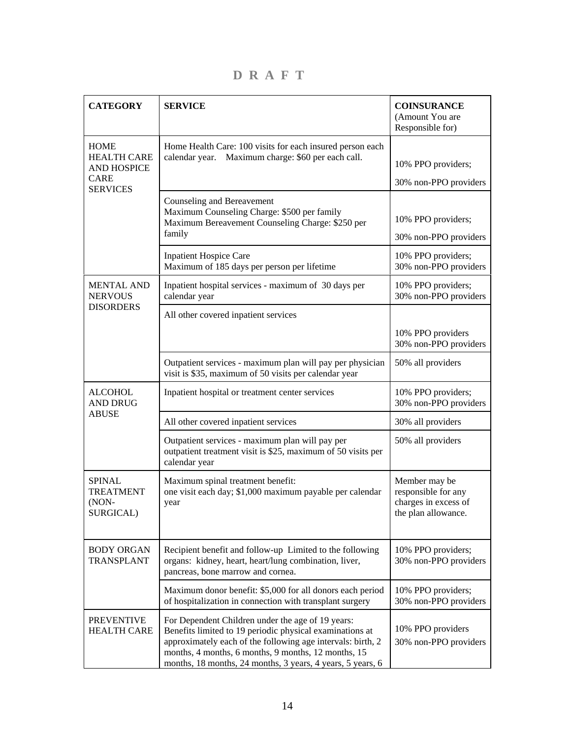# D R A F T

| CATEGORY | SERVICE | COINSURANCE (Amount You are Responsible for) |
|---|---|---|
| HOME HEALTH CARE AND HOSPICE CARE SERVICES | Home Health Care: 100 visits for each insured person each calendar year. Maximum charge: $60 per each call. | 10% PPO providers; 30% non-PPO providers |
| | Counseling and Bereavement Maximum Counseling Charge: $500 per family Maximum Bereavement Counseling Charge: $250 per family | 10% PPO providers; 30% non-PPO providers |
| | Inpatient Hospice Care Maximum of 185 days per person per lifetime | 10% PPO providers; 30% non-PPO providers |
| MENTAL AND NERVOUS DISORDERS | Inpatient hospital services - maximum of 30 days per calendar year | 10% PPO providers; 30% non-PPO providers |
| | All other covered inpatient services | 10% PPO providers 30% non-PPO providers |
| | Outpatient services - maximum plan will pay per physician visit is $35, maximum of 50 visits per calendar year | 50% all providers |
| ALCOHOL AND DRUG ABUSE | Inpatient hospital or treatment center services | 10% PPO providers; 30% non-PPO providers |
| | All other covered inpatient services | 30% all providers |
| | Outpatient services - maximum plan will pay per outpatient treatment visit is $25, maximum of 50 visits per calendar year | 50% all providers |
| SPINAL TREATMENT (NON-SURGICAL) | Maximum spinal treatment benefit: one visit each day; $1,000 maximum payable per calendar year | Member may be responsible for any charges in excess of the plan allowance. |
| BODY ORGAN TRANSPLANT | Recipient benefit and follow-up Limited to the following organs: kidney, heart, heart/lung combination, liver, pancreas, bone marrow and cornea. | 10% PPO providers; 30% non-PPO providers |
| | Maximum donor benefit: $5,000 for all donors each period of hospitalization in connection with transplant surgery | 10% PPO providers; 30% non-PPO providers |
| PREVENTIVE HEALTH CARE | For Dependent Children under the age of 19 years: Benefits limited to 19 periodic physical examinations at approximately each of the following age intervals: birth, 2 months, 4 months, 6 months, 9 months, 12 months, 15 months, 18 months, 24 months, 3 years, 4 years, 5 years, 6 | 10% PPO providers 30% non-PPO providers |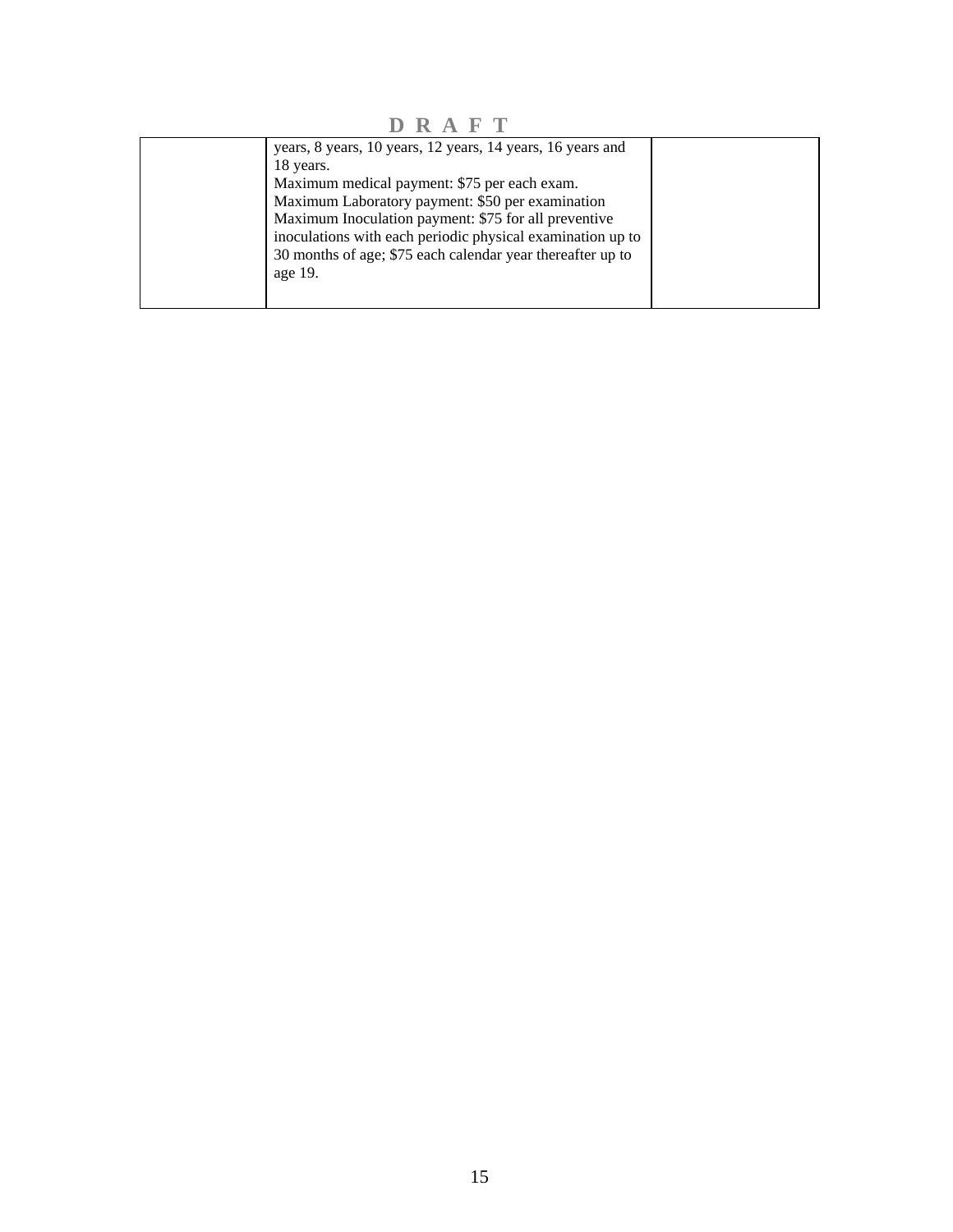D R A F T

| | | |
|---|---|---|
| | years, 8 years, 10 years, 12 years, 14 years, 16 years and 18 years.<br>Maximum medical payment: $75 per each exam.<br>Maximum Laboratory payment: $50 per examination<br>Maximum Inoculation payment: $75 for all preventive inoculations with each periodic physical examination up to 30 months of age; $75 each calendar year thereafter up to age 19. | |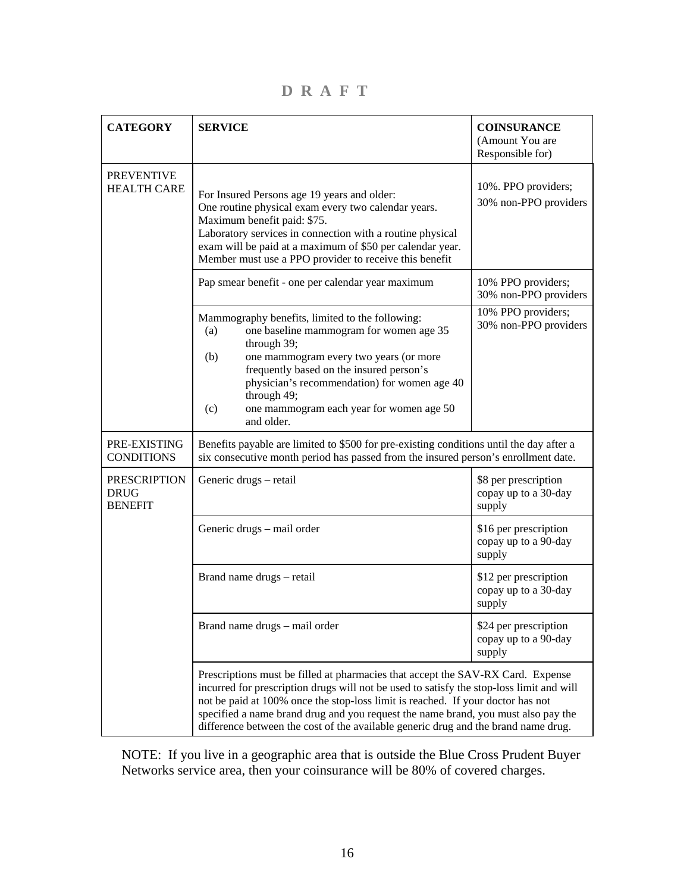**D R A F T**

| CATEGORY | SERVICE | COINSURANCE (Amount You are Responsible for) |
|---|---|---|
| PREVENTIVE HEALTH CARE | For Insured Persons age 19 years and older: One routine physical exam every two calendar years. Maximum benefit paid: $75. Laboratory services in connection with a routine physical exam will be paid at a maximum of $50 per calendar year. Member must use a PPO provider to receive this benefit | 10%. PPO providers; 30% non-PPO providers |
| | Pap smear benefit - one per calendar year maximum | 10% PPO providers; 30% non-PPO providers |
| | Mammography benefits, limited to the following: (a) one baseline mammogram for women age 35 through 39; (b) one mammogram every two years (or more frequently based on the insured person's physician's recommendation) for women age 40 through 49; (c) one mammogram each year for women age 50 and older. | 10% PPO providers; 30% non-PPO providers |
| PRE-EXISTING CONDITIONS | Benefits payable are limited to $500 for pre-existing conditions until the day after a six consecutive month period has passed from the insured person's enrollment date. | |
| PRESCRIPTION DRUG BENEFIT | Generic drugs – retail | $8 per prescription copay up to a 30-day supply |
| | Generic drugs – mail order | $16 per prescription copay up to a 90-day supply |
| | Brand name drugs – retail | $12 per prescription copay up to a 30-day supply |
| | Brand name drugs – mail order | $24 per prescription copay up to a 90-day supply |
| | Prescriptions must be filled at pharmacies that accept the SAV-RX Card. Expense incurred for prescription drugs will not be used to satisfy the stop-loss limit and will not be paid at 100% once the stop-loss limit is reached. If your doctor has not specified a name brand drug and you request the name brand, you must also pay the difference between the cost of the available generic drug and the brand name drug. | |

NOTE: If you live in a geographic area that is outside the Blue Cross Prudent Buyer Networks service area, then your coinsurance will be 80% of covered charges.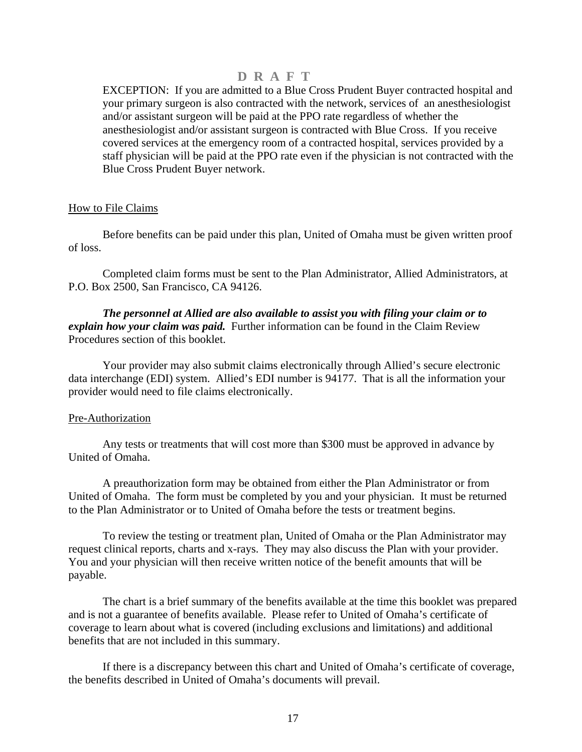D R A F T

EXCEPTION: If you are admitted to a Blue Cross Prudent Buyer contracted hospital and your primary surgeon is also contracted with the network, services of an anesthesiologist and/or assistant surgeon will be paid at the PPO rate regardless of whether the anesthesiologist and/or assistant surgeon is contracted with Blue Cross. If you receive covered services at the emergency room of a contracted hospital, services provided by a staff physician will be paid at the PPO rate even if the physician is not contracted with the Blue Cross Prudent Buyer network.

How to File Claims

Before benefits can be paid under this plan, United of Omaha must be given written proof of loss.

Completed claim forms must be sent to the Plan Administrator, Allied Administrators, at P.O. Box 2500, San Francisco, CA 94126.

***The personnel at Allied are also available to assist you with filing your claim or to explain how your claim was paid.*** Further information can be found in the Claim Review Procedures section of this booklet.

Your provider may also submit claims electronically through Allied's secure electronic data interchange (EDI) system. Allied's EDI number is 94177. That is all the information your provider would need to file claims electronically.

Pre-Authorization

Any tests or treatments that will cost more than $300 must be approved in advance by United of Omaha.

A preauthorization form may be obtained from either the Plan Administrator or from United of Omaha. The form must be completed by you and your physician. It must be returned to the Plan Administrator or to United of Omaha before the tests or treatment begins.

To review the testing or treatment plan, United of Omaha or the Plan Administrator may request clinical reports, charts and x-rays. They may also discuss the Plan with your provider. You and your physician will then receive written notice of the benefit amounts that will be payable.

The chart is a brief summary of the benefits available at the time this booklet was prepared and is not a guarantee of benefits available. Please refer to United of Omaha's certificate of coverage to learn about what is covered (including exclusions and limitations) and additional benefits that are not included in this summary.

If there is a discrepancy between this chart and United of Omaha's certificate of coverage, the benefits described in United of Omaha's documents will prevail.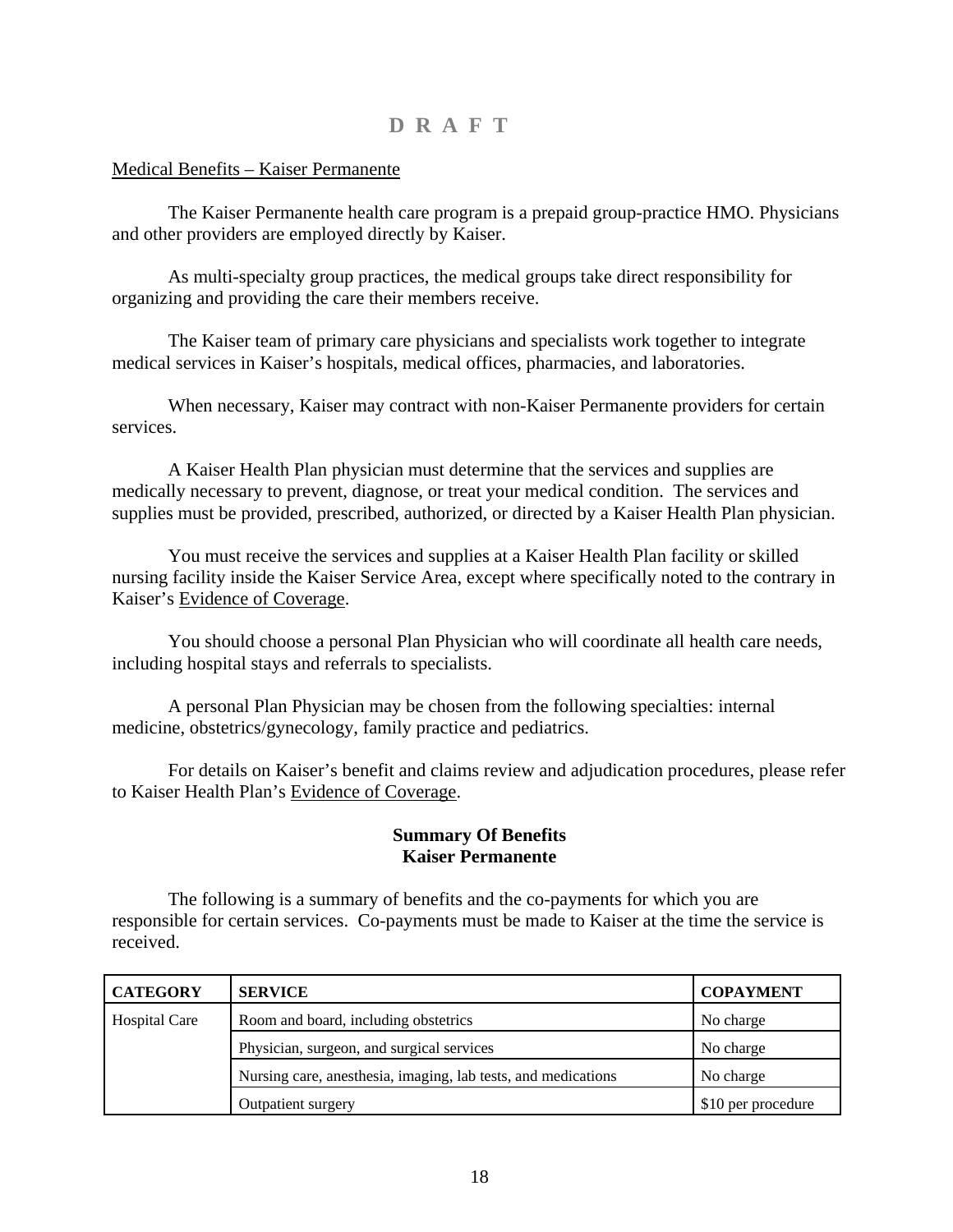**D R A F T**

Medical Benefits – Kaiser Permanente

The Kaiser Permanente health care program is a prepaid group-practice HMO. Physicians and other providers are employed directly by Kaiser.

As multi-specialty group practices, the medical groups take direct responsibility for organizing and providing the care their members receive.

The Kaiser team of primary care physicians and specialists work together to integrate medical services in Kaiser's hospitals, medical offices, pharmacies, and laboratories.

When necessary, Kaiser may contract with non-Kaiser Permanente providers for certain services.

A Kaiser Health Plan physician must determine that the services and supplies are medically necessary to prevent, diagnose, or treat your medical condition. The services and supplies must be provided, prescribed, authorized, or directed by a Kaiser Health Plan physician.

You must receive the services and supplies at a Kaiser Health Plan facility or skilled nursing facility inside the Kaiser Service Area, except where specifically noted to the contrary in Kaiser's Evidence of Coverage.

You should choose a personal Plan Physician who will coordinate all health care needs, including hospital stays and referrals to specialists.

A personal Plan Physician may be chosen from the following specialties: internal medicine, obstetrics/gynecology, family practice and pediatrics.

For details on Kaiser's benefit and claims review and adjudication procedures, please refer to Kaiser Health Plan's Evidence of Coverage.

**Summary Of Benefits**
**Kaiser Permanente**

The following is a summary of benefits and the co-payments for which you are responsible for certain services. Co-payments must be made to Kaiser at the time the service is received.

| CATEGORY | SERVICE | COPAYMENT |
|---|---|---|
| Hospital Care | Room and board, including obstetrics | No charge |
| | Physician, surgeon, and surgical services | No charge |
| | Nursing care, anesthesia, imaging, lab tests, and medications | No charge |
| | Outpatient surgery | $10 per procedure |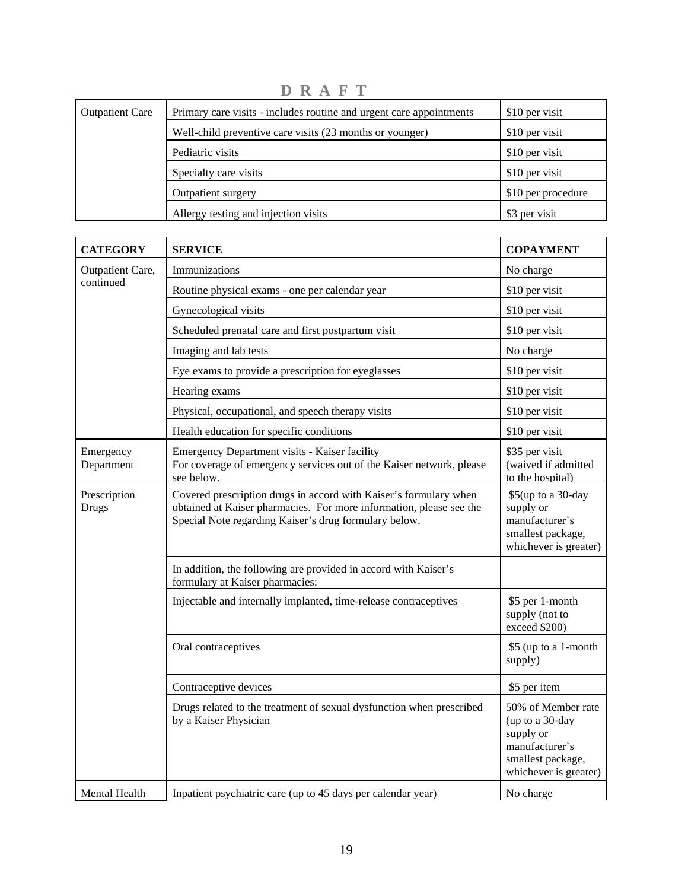**D R A F T**

| Outpatient Care | Primary care visits - includes routine and urgent care appointments | $10 per visit |
|---|---|---|
| | Well-child preventive care visits (23 months or younger) | $10 per visit |
| | Pediatric visits | $10 per visit |
| | Specialty care visits | $10 per visit |
| | Outpatient surgery | $10 per procedure |
| | Allergy testing and injection visits | $3 per visit |

| CATEGORY | SERVICE | COPAYMENT |
|---|---|---|
| Outpatient Care, continued | Immunizations | No charge |
| | Routine physical exams - one per calendar year | $10 per visit |
| | Gynecological visits | $10 per visit |
| | Scheduled prenatal care and first postpartum visit | $10 per visit |
| | Imaging and lab tests | No charge |
| | Eye exams to provide a prescription for eyeglasses | $10 per visit |
| | Hearing exams | $10 per visit |
| | Physical, occupational, and speech therapy visits | $10 per visit |
| | Health education for specific conditions | $10 per visit |
| Emergency Department | Emergency Department visits - Kaiser facility<br>For coverage of emergency services out of the Kaiser network, please see below. | $35 per visit (waived if admitted to the hospital) |
| Prescription Drugs | Covered prescription drugs in accord with Kaiser's formulary when obtained at Kaiser pharmacies. For more information, please see the Special Note regarding Kaiser's drug formulary below. | $5(up to a 30-day supply or manufacturer's smallest package, whichever is greater) |
| | In addition, the following are provided in accord with Kaiser's formulary at Kaiser pharmacies: | |
| | Injectable and internally implanted, time-release contraceptives | $5 per 1-month supply (not to exceed $200) |
| | Oral contraceptives | $5 (up to a 1-month supply) |
| | Contraceptive devices | $5 per item |
| | Drugs related to the treatment of sexual dysfunction when prescribed by a Kaiser Physician | 50% of Member rate (up to a 30-day supply or manufacturer's smallest package, whichever is greater) |
| Mental Health | Inpatient psychiatric care (up to 45 days per calendar year) | No charge |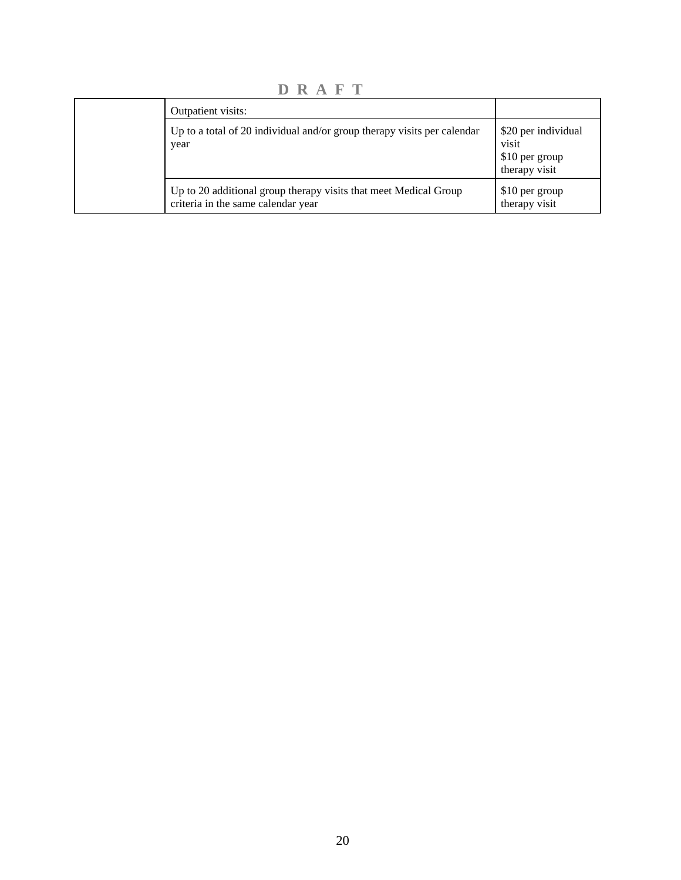D R A F T

| | | |
|---|---|---|
| | Outpatient visits: | |
| | Up to a total of 20 individual and/or group therapy visits per calendar year | $20 per individual visit<br>$10 per group therapy visit |
| | Up to 20 additional group therapy visits that meet Medical Group criteria in the same calendar year | $10 per group therapy visit |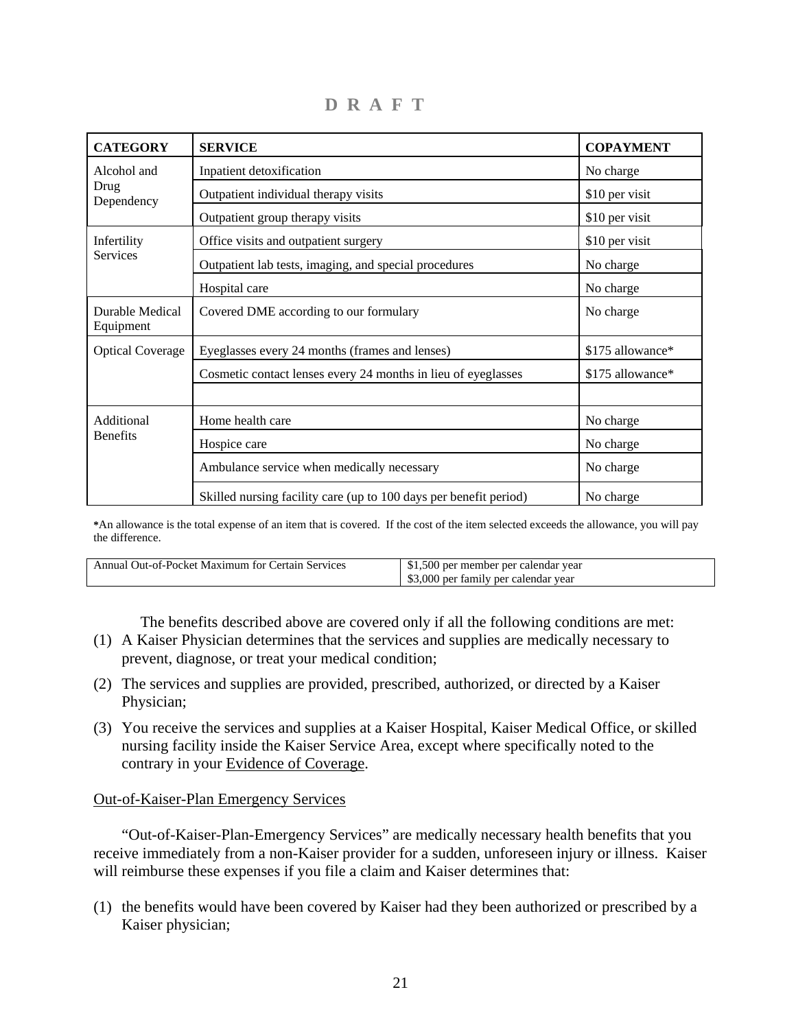D R A F T

| CATEGORY | SERVICE | COPAYMENT |
|---|---|---|
| Alcohol and Drug Dependency | Inpatient detoxification | No charge |
| | Outpatient individual therapy visits | $10 per visit |
| | Outpatient group therapy visits | $10 per visit |
| Infertility Services | Office visits and outpatient surgery | $10 per visit |
| | Outpatient lab tests, imaging, and special procedures | No charge |
| | Hospital care | No charge |
| Durable Medical Equipment | Covered DME according to our formulary | No charge |
| Optical Coverage | Eyeglasses every 24 months (frames and lenses) | $175 allowance* |
| | Cosmetic contact lenses every 24 months in lieu of eyeglasses | $175 allowance* |
| | | |
| Additional Benefits | Home health care | No charge |
| | Hospice care | No charge |
| | Ambulance service when medically necessary | No charge |
| | Skilled nursing facility care (up to 100 days per benefit period) | No charge |

*An allowance is the total expense of an item that is covered. If the cost of the item selected exceeds the allowance, you will pay the difference.

| Annual Out-of-Pocket Maximum for Certain Services | $1,500 per member per calendar year<br>$3,000 per family per calendar year |
|---|---|

The benefits described above are covered only if all the following conditions are met:

(1) A Kaiser Physician determines that the services and supplies are medically necessary to prevent, diagnose, or treat your medical condition;

(2) The services and supplies are provided, prescribed, authorized, or directed by a Kaiser Physician;

(3) You receive the services and supplies at a Kaiser Hospital, Kaiser Medical Office, or skilled nursing facility inside the Kaiser Service Area, except where specifically noted to the contrary in your Evidence of Coverage.

Out-of-Kaiser-Plan Emergency Services

"Out-of-Kaiser-Plan-Emergency Services" are medically necessary health benefits that you receive immediately from a non-Kaiser provider for a sudden, unforeseen injury or illness. Kaiser will reimburse these expenses if you file a claim and Kaiser determines that:

(1) the benefits would have been covered by Kaiser had they been authorized or prescribed by a Kaiser physician;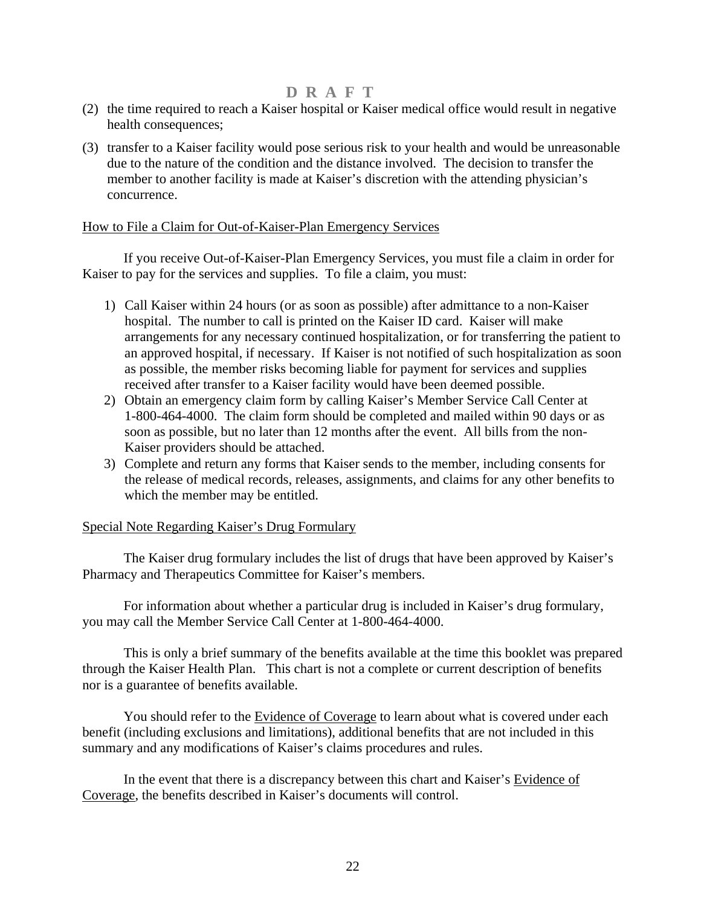D R A F T

(2) the time required to reach a Kaiser hospital or Kaiser medical office would result in negative health consequences;

(3) transfer to a Kaiser facility would pose serious risk to your health and would be unreasonable due to the nature of the condition and the distance involved. The decision to transfer the member to another facility is made at Kaiser's discretion with the attending physician's concurrence.

<u>How to File a Claim for Out-of-Kaiser-Plan Emergency Services</u>

If you receive Out-of-Kaiser-Plan Emergency Services, you must file a claim in order for Kaiser to pay for the services and supplies. To file a claim, you must:

1) Call Kaiser within 24 hours (or as soon as possible) after admittance to a non-Kaiser hospital. The number to call is printed on the Kaiser ID card. Kaiser will make arrangements for any necessary continued hospitalization, or for transferring the patient to an approved hospital, if necessary. If Kaiser is not notified of such hospitalization as soon as possible, the member risks becoming liable for payment for services and supplies received after transfer to a Kaiser facility would have been deemed possible.
2) Obtain an emergency claim form by calling Kaiser's Member Service Call Center at 1-800-464-4000. The claim form should be completed and mailed within 90 days or as soon as possible, but no later than 12 months after the event. All bills from the non-Kaiser providers should be attached.
3) Complete and return any forms that Kaiser sends to the member, including consents for the release of medical records, releases, assignments, and claims for any other benefits to which the member may be entitled.

<u>Special Note Regarding Kaiser's Drug Formulary</u>

The Kaiser drug formulary includes the list of drugs that have been approved by Kaiser's Pharmacy and Therapeutics Committee for Kaiser's members.

For information about whether a particular drug is included in Kaiser's drug formulary, you may call the Member Service Call Center at 1-800-464-4000.

This is only a brief summary of the benefits available at the time this booklet was prepared through the Kaiser Health Plan. This chart is not a complete or current description of benefits nor is a guarantee of benefits available.

You should refer to the <u>Evidence of Coverage</u> to learn about what is covered under each benefit (including exclusions and limitations), additional benefits that are not included in this summary and any modifications of Kaiser's claims procedures and rules.

In the event that there is a discrepancy between this chart and Kaiser's <u>Evidence of Coverage</u>, the benefits described in Kaiser's documents will control.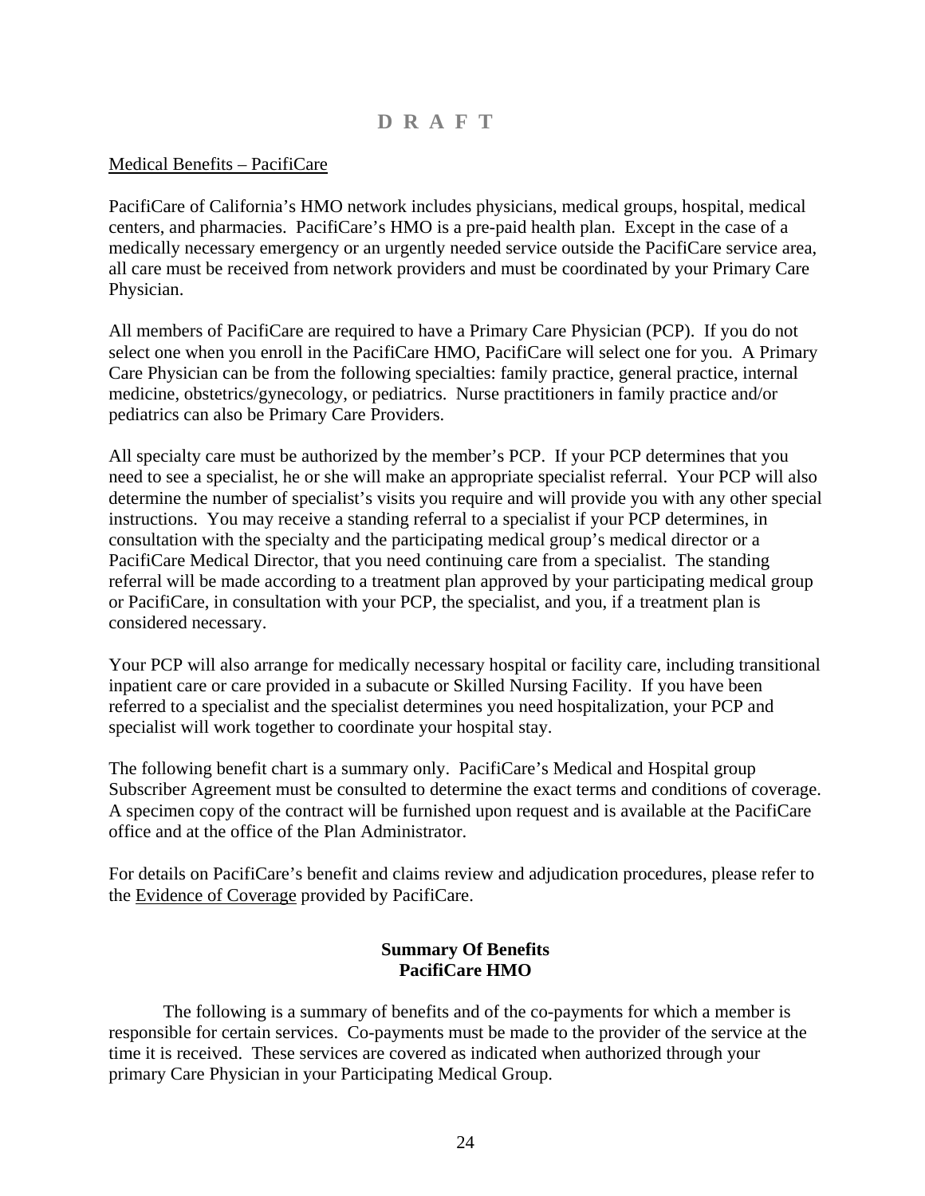**D R A F T**

Medical Benefits – PacifiCare

PacifiCare of California's HMO network includes physicians, medical groups, hospital, medical centers, and pharmacies. PacifiCare's HMO is a pre-paid health plan. Except in the case of a medically necessary emergency or an urgently needed service outside the PacifiCare service area, all care must be received from network providers and must be coordinated by your Primary Care Physician.

All members of PacifiCare are required to have a Primary Care Physician (PCP). If you do not select one when you enroll in the PacifiCare HMO, PacifiCare will select one for you. A Primary Care Physician can be from the following specialties: family practice, general practice, internal medicine, obstetrics/gynecology, or pediatrics. Nurse practitioners in family practice and/or pediatrics can also be Primary Care Providers.

All specialty care must be authorized by the member's PCP. If your PCP determines that you need to see a specialist, he or she will make an appropriate specialist referral. Your PCP will also determine the number of specialist's visits you require and will provide you with any other special instructions. You may receive a standing referral to a specialist if your PCP determines, in consultation with the specialty and the participating medical group's medical director or a PacifiCare Medical Director, that you need continuing care from a specialist. The standing referral will be made according to a treatment plan approved by your participating medical group or PacifiCare, in consultation with your PCP, the specialist, and you, if a treatment plan is considered necessary.

Your PCP will also arrange for medically necessary hospital or facility care, including transitional inpatient care or care provided in a subacute or Skilled Nursing Facility. If you have been referred to a specialist and the specialist determines you need hospitalization, your PCP and specialist will work together to coordinate your hospital stay.

The following benefit chart is a summary only. PacifiCare's Medical and Hospital group Subscriber Agreement must be consulted to determine the exact terms and conditions of coverage. A specimen copy of the contract will be furnished upon request and is available at the PacifiCare office and at the office of the Plan Administrator.

For details on PacifiCare's benefit and claims review and adjudication procedures, please refer to the Evidence of Coverage provided by PacifiCare.

**Summary Of Benefits**
**PacifiCare HMO**

The following is a summary of benefits and of the co-payments for which a member is responsible for certain services. Co-payments must be made to the provider of the service at the time it is received. These services are covered as indicated when authorized through your primary Care Physician in your Participating Medical Group.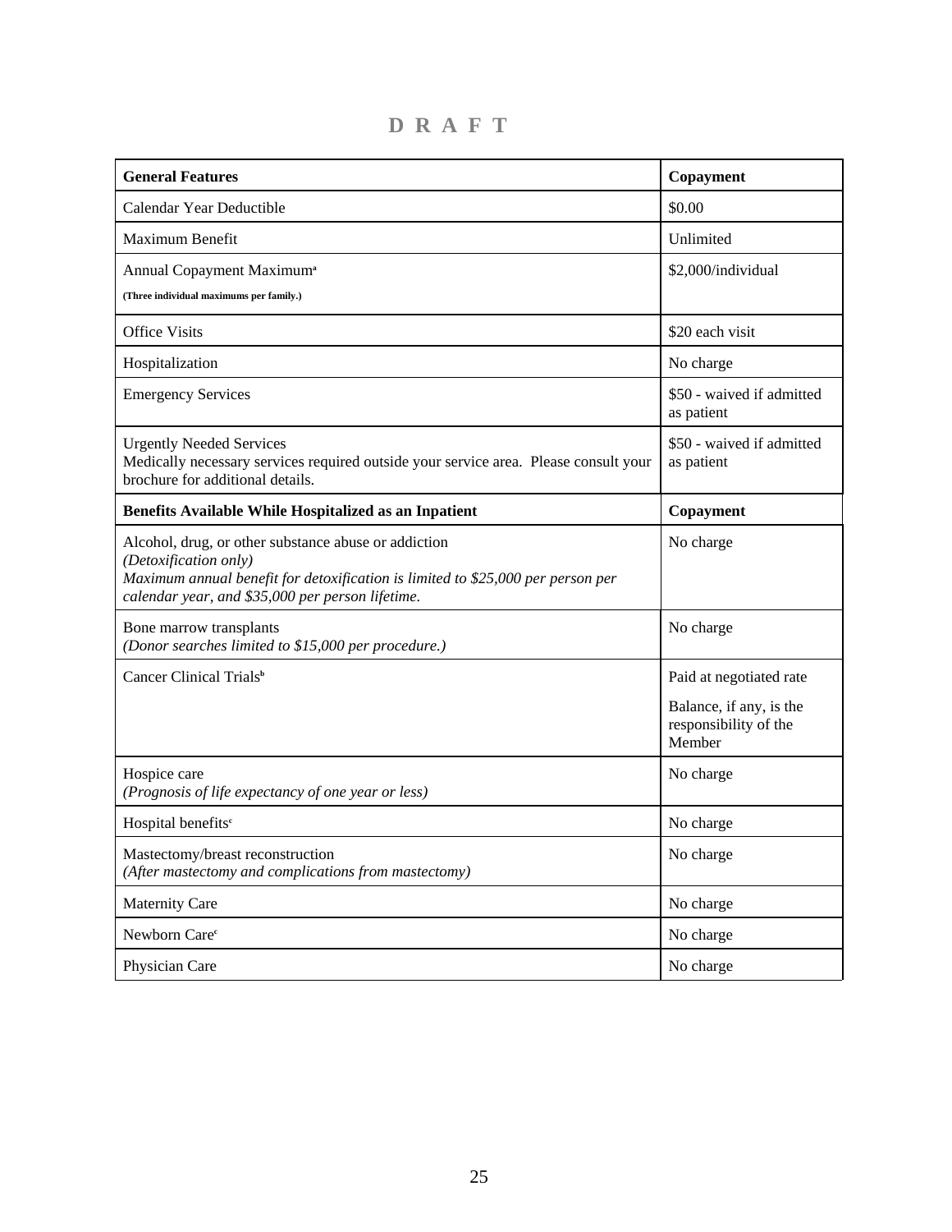# D R A F T

| General Features | Copayment |
|---|---|
| Calendar Year Deductible | $0.00 |
| Maximum Benefit | Unlimited |
| Annual Copayment Maximum[a] <br> **(Three individual maximums per family.)** | $2,000/individual |
| Office Visits | $20 each visit |
| Hospitalization | No charge |
| Emergency Services | $50 - waived if admitted as patient |
| Urgently Needed Services <br> Medically necessary services required outside your service area. Please consult your brochure for additional details. | $50 - waived if admitted as patient |
| **Benefits Available While Hospitalized as an Inpatient** | **Copayment** |
| Alcohol, drug, or other substance abuse or addiction <br> *(Detoxification only)* <br> *Maximum annual benefit for detoxification is limited to $25,000 per person per calendar year, and $35,000 per person lifetime.* | No charge |
| Bone marrow transplants <br> *(Donor searches limited to $15,000 per procedure.)* | No charge |
| Cancer Clinical Trials[b] | Paid at negotiated rate <br> Balance, if any, is the responsibility of the Member |
| Hospice care <br> *(Prognosis of life expectancy of one year or less)* | No charge |
| Hospital benefits[c] | No charge |
| Mastectomy/breast reconstruction <br> *(After mastectomy and complications from mastectomy)* | No charge |
| Maternity Care | No charge |
| Newborn Care[c] | No charge |
| Physician Care | No charge |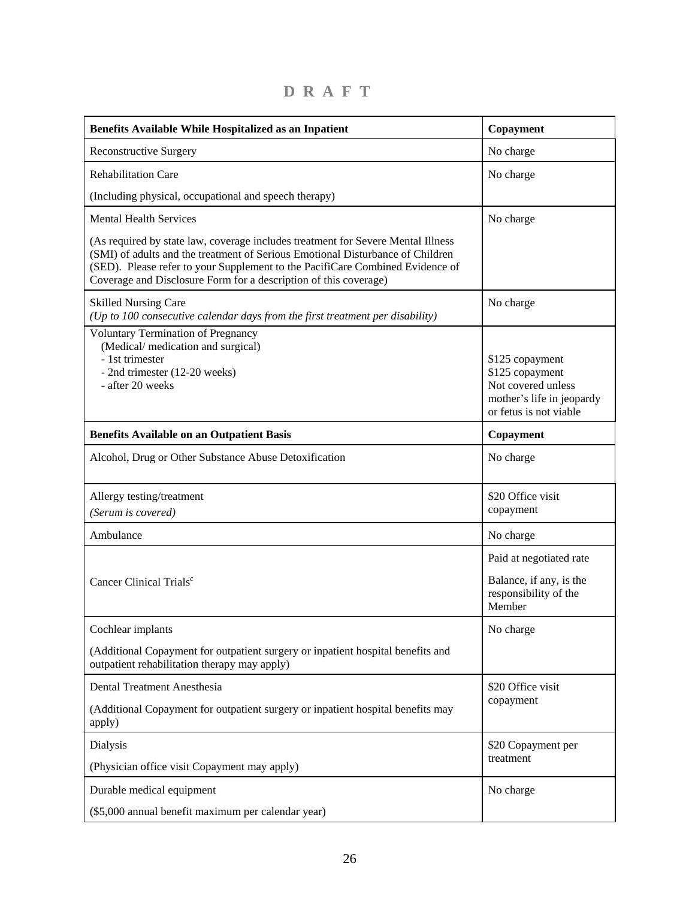**D R A F T**

| **Benefits Available While Hospitalized as an Inpatient** | **Copayment** |
|---|---|
| Reconstructive Surgery | No charge |
| Rehabilitation Care<br><br>(Including physical, occupational and speech therapy) | No charge |
| Mental Health Services<br><br>(As required by state law, coverage includes treatment for Severe Mental Illness (SMI) of adults and the treatment of Serious Emotional Disturbance of Children (SED). Please refer to your Supplement to the PacifiCare Combined Evidence of Coverage and Disclosure Form for a description of this coverage) | No charge |
| Skilled Nursing Care<br>*(Up to 100 consecutive calendar days from the first treatment per disability)* | No charge |
| Voluntary Termination of Pregnancy<br>(Medical/ medication and surgical)<br>- 1st trimester<br>- 2nd trimester (12-20 weeks)<br>- after 20 weeks | <br><br>$125 copayment<br>$125 copayment<br>Not covered unless mother's life in jeopardy or fetus is not viable |
| **Benefits Available on an Outpatient Basis** | **Copayment** |
| Alcohol, Drug or Other Substance Abuse Detoxification | No charge |
| Allergy testing/treatment<br>*(Serum is covered)* | $20 Office visit copayment |
| Ambulance | No charge |
| Cancer Clinical Trials[c] | Paid at negotiated rate<br><br>Balance, if any, is the responsibility of the Member |
| Cochlear implants<br><br>(Additional Copayment for outpatient surgery or inpatient hospital benefits and outpatient rehabilitation therapy may apply) | No charge |
| Dental Treatment Anesthesia<br><br>(Additional Copayment for outpatient surgery or inpatient hospital benefits may apply) | $20 Office visit copayment |
| Dialysis<br><br>(Physician office visit Copayment may apply) | $20 Copayment per treatment |
| Durable medical equipment<br><br>($5,000 annual benefit maximum per calendar year) | No charge |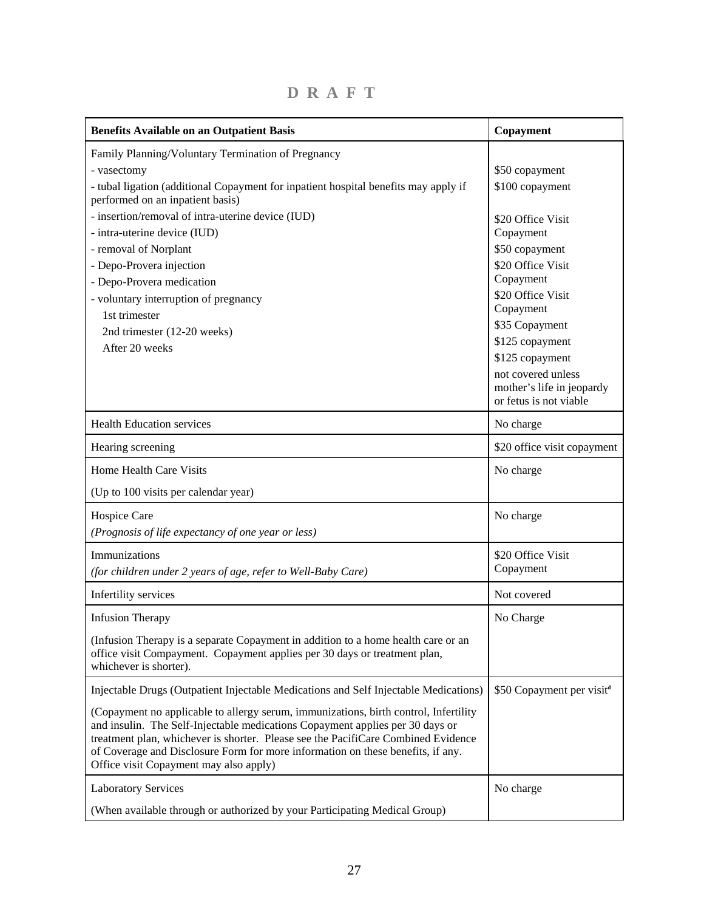**D R A F T**

| **Benefits Available on an Outpatient Basis** | **Copayment** |
|---|---|
| Family Planning/Voluntary Termination of Pregnancy<br>- vasectomy<br>- tubal ligation (additional Copayment for inpatient hospital benefits may apply if performed on an inpatient basis)<br>- insertion/removal of intra-uterine device (IUD)<br>- intra-uterine device (IUD)<br>- removal of Norplant<br>- Depo-Provera injection<br>- Depo-Provera medication<br>- voluntary interruption of pregnancy<br>1st trimester<br>2nd trimester (12-20 weeks)<br>After 20 weeks | <br>$50 copayment<br>$100 copayment<br><br>$20 Office Visit Copayment<br>$50 copayment<br>$20 Office Visit Copayment<br>$20 Office Visit Copayment<br>$35 Copayment<br>$125 copayment<br>$125 copayment<br>not covered unless mother's life in jeopardy or fetus is not viable |
| Health Education services | No charge |
| Hearing screening | $20 office visit copayment |
| Home Health Care Visits<br>(Up to 100 visits per calendar year) | No charge |
| Hospice Care<br>*(Prognosis of life expectancy of one year or less)* | No charge |
| Immunizations<br>*(for children under 2 years of age, refer to Well-Baby Care)* | $20 Office Visit Copayment |
| Infertility services | Not covered |
| Infusion Therapy<br>(Infusion Therapy is a separate Copayment in addition to a home health care or an office visit Compayment. Copayment applies per 30 days or treatment plan, whichever is shorter). | No Charge |
| Injectable Drugs (Outpatient Injectable Medications and Self Injectable Medications)<br>(Copayment no applicable to allergy serum, immunizations, birth control, Infertility and insulin. The Self-Injectable medications Copayment applies per 30 days or treatment plan, whichever is shorter. Please see the PacifiCare Combined Evidence of Coverage and Disclosure Form for more information on these benefits, if any. Office visit Copayment may also apply) | $50 Copayment per visit[4] |
| Laboratory Services<br>(When available through or authorized by your Participating Medical Group) | No charge |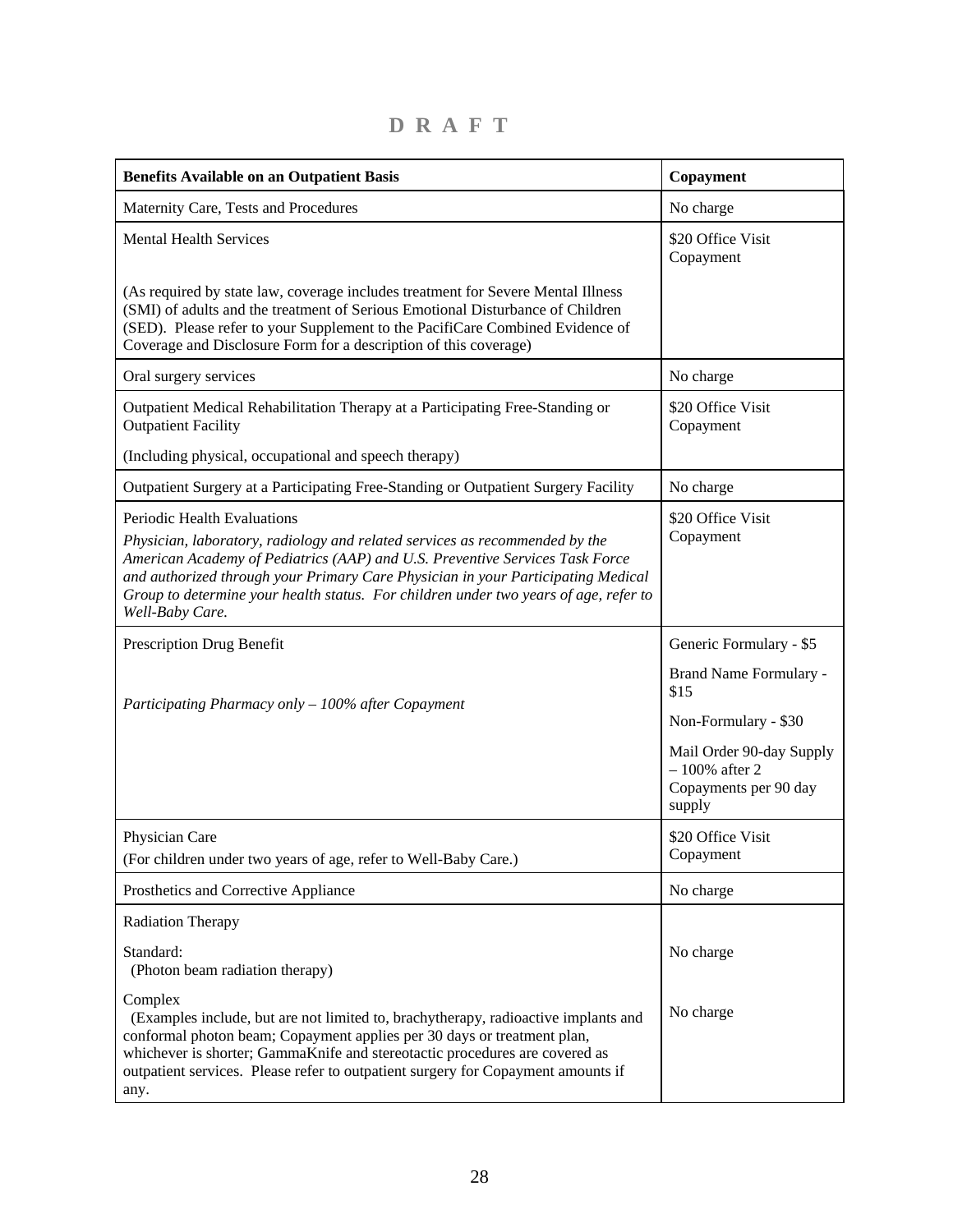**D R A F T**

| **Benefits Available on an Outpatient Basis** | **Copayment** |
|---|---|
| Maternity Care, Tests and Procedures | No charge |
| Mental Health Services<br><br>(As required by state law, coverage includes treatment for Severe Mental Illness (SMI) of adults and the treatment of Serious Emotional Disturbance of Children (SED). Please refer to your Supplement to the PacifiCare Combined Evidence of Coverage and Disclosure Form for a description of this coverage) | $20 Office Visit Copayment |
| Oral surgery services | No charge |
| Outpatient Medical Rehabilitation Therapy at a Participating Free-Standing or Outpatient Facility<br><br>(Including physical, occupational and speech therapy) | $20 Office Visit Copayment |
| Outpatient Surgery at a Participating Free-Standing or Outpatient Surgery Facility | No charge |
| Periodic Health Evaluations<br>*Physician, laboratory, radiology and related services as recommended by the American Academy of Pediatrics (AAP) and U.S. Preventive Services Task Force and authorized through your Primary Care Physician in your Participating Medical Group to determine your health status. For children under two years of age, refer to Well-Baby Care.* | $20 Office Visit Copayment |
| Prescription Drug Benefit<br><br>*Participating Pharmacy only – 100% after Copayment* | Generic Formulary - $5<br><br>Brand Name Formulary - $15<br><br>Non-Formulary - $30<br><br>Mail Order 90-day Supply – 100% after 2 Copayments per 90 day supply |
| Physician Care<br>(For children under two years of age, refer to Well-Baby Care.) | $20 Office Visit Copayment |
| Prosthetics and Corrective Appliance | No charge |
| Radiation Therapy<br><br>Standard:<br>(Photon beam radiation therapy)<br><br>Complex<br>(Examples include, but are not limited to, brachytherapy, radioactive implants and conformal photon beam; Copayment applies per 30 days or treatment plan, whichever is shorter; GammaKnife and stereotactic procedures are covered as outpatient services. Please refer to outpatient surgery for Copayment amounts if any. | <br><br>No charge<br><br><br>No charge |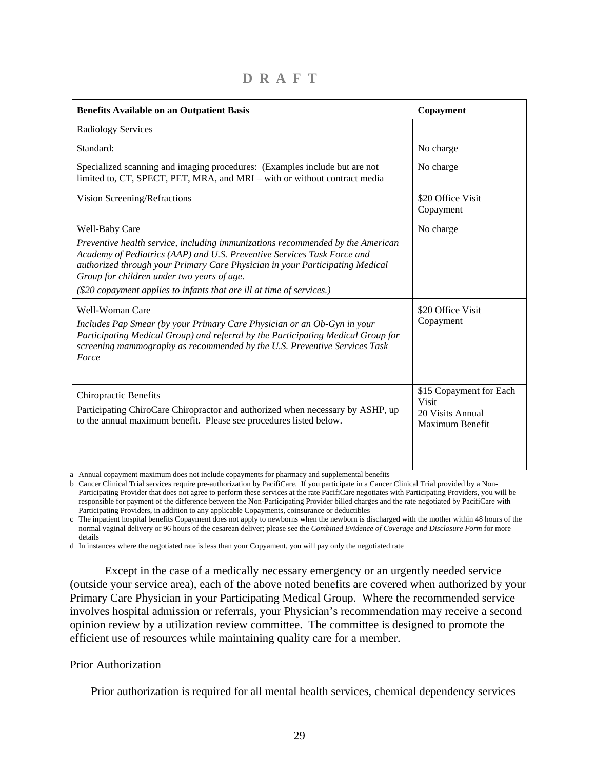**D R A F T**

| **Benefits Available on an Outpatient Basis** | **Copayment** |
|---|---|
| Radiology Services | |
| Standard: | No charge |
| Specialized scanning and imaging procedures: (Examples include but are not limited to, CT, SPECT, PET, MRA, and MRI – with or without contract media | No charge |
| Vision Screening/Refractions | $20 Office Visit Copayment |
| Well-Baby Care<br>*Preventive health service, including immunizations recommended by the American Academy of Pediatrics (AAP) and U.S. Preventive Services Task Force and authorized through your Primary Care Physician in your Participating Medical Group for children under two years of age.*<br>*($20 copayment applies to infants that are ill at time of services.)* | No charge |
| Well-Woman Care<br>*Includes Pap Smear (by your Primary Care Physician or an Ob-Gyn in your Participating Medical Group) and referral by the Participating Medical Group for screening mammography as recommended by the U.S. Preventive Services Task Force* | $20 Office Visit Copayment |
| Chiropractic Benefits<br>Participating ChiroCare Chiropractor and authorized when necessary by ASHP, up to the annual maximum benefit. Please see procedures listed below. | $15 Copayment for Each Visit<br>20 Visits Annual Maximum Benefit |

a Annual copayment maximum does not include copayments for pharmacy and supplemental benefits

b Cancer Clinical Trial services require pre-authorization by PacifiCare. If you participate in a Cancer Clinical Trial provided by a Non-Participating Provider that does not agree to perform these services at the rate PacifiCare negotiates with Participating Providers, you will be responsible for payment of the difference between the Non-Participating Provider billed charges and the rate negotiated by PacifiCare with Participating Providers, in addition to any applicable Copayments, coinsurance or deductibles

c The inpatient hospital benefits Copayment does not apply to newborns when the newborn is discharged with the mother within 48 hours of the normal vaginal delivery or 96 hours of the cesarean deliver; please see the *Combined Evidence of Coverage and Disclosure Form* for more details

d In instances where the negotiated rate is less than your Copyament, you will pay only the negotiated rate

Except in the case of a medically necessary emergency or an urgently needed service (outside your service area), each of the above noted benefits are covered when authorized by your Primary Care Physician in your Participating Medical Group. Where the recommended service involves hospital admission or referrals, your Physician's recommendation may receive a second opinion review by a utilization review committee. The committee is designed to promote the efficient use of resources while maintaining quality care for a member.

Prior Authorization

Prior authorization is required for all mental health services, chemical dependency services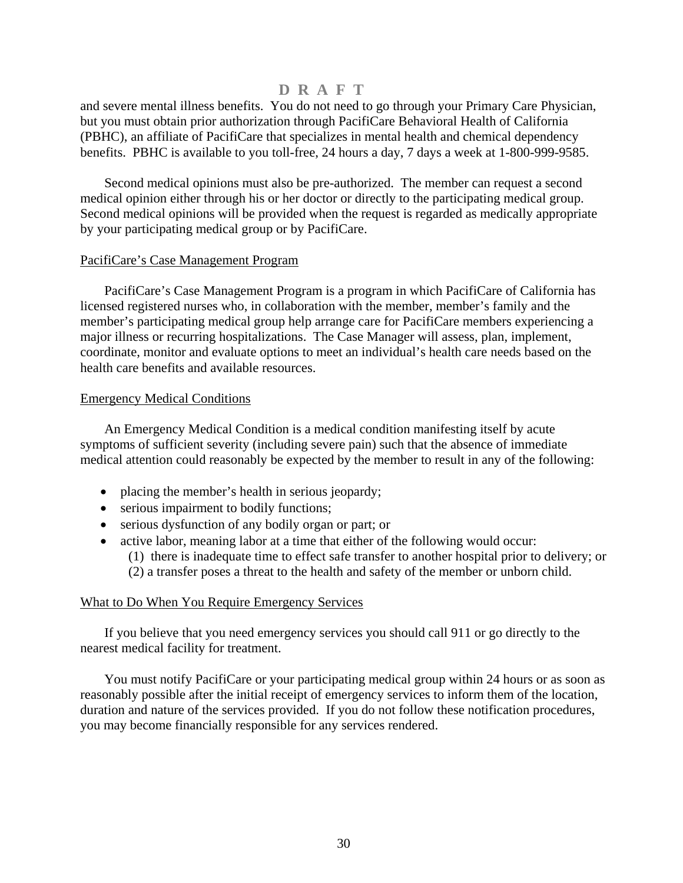and severe mental illness benefits. You do not need to go through your Primary Care Physician, but you must obtain prior authorization through PacifiCare Behavioral Health of California (PBHC), an affiliate of PacifiCare that specializes in mental health and chemical dependency benefits. PBHC is available to you toll-free, 24 hours a day, 7 days a week at 1-800-999-9585.

Second medical opinions must also be pre-authorized. The member can request a second medical opinion either through his or her doctor or directly to the participating medical group. Second medical opinions will be provided when the request is regarded as medically appropriate by your participating medical group or by PacifiCare.

PacifiCare's Case Management Program

PacifiCare's Case Management Program is a program in which PacifiCare of California has licensed registered nurses who, in collaboration with the member, member's family and the member's participating medical group help arrange care for PacifiCare members experiencing a major illness or recurring hospitalizations. The Case Manager will assess, plan, implement, coordinate, monitor and evaluate options to meet an individual's health care needs based on the health care benefits and available resources.

Emergency Medical Conditions

An Emergency Medical Condition is a medical condition manifesting itself by acute symptoms of sufficient severity (including severe pain) such that the absence of immediate medical attention could reasonably be expected by the member to result in any of the following:

- placing the member's health in serious jeopardy;
- serious impairment to bodily functions;
- serious dysfunction of any bodily organ or part; or
- active labor, meaning labor at a time that either of the following would occur:
  (1) there is inadequate time to effect safe transfer to another hospital prior to delivery; or
  (2) a transfer poses a threat to the health and safety of the member or unborn child.

What to Do When You Require Emergency Services

If you believe that you need emergency services you should call 911 or go directly to the nearest medical facility for treatment.

You must notify PacifiCare or your participating medical group within 24 hours or as soon as reasonably possible after the initial receipt of emergency services to inform them of the location, duration and nature of the services provided. If you do not follow these notification procedures, you may become financially responsible for any services rendered.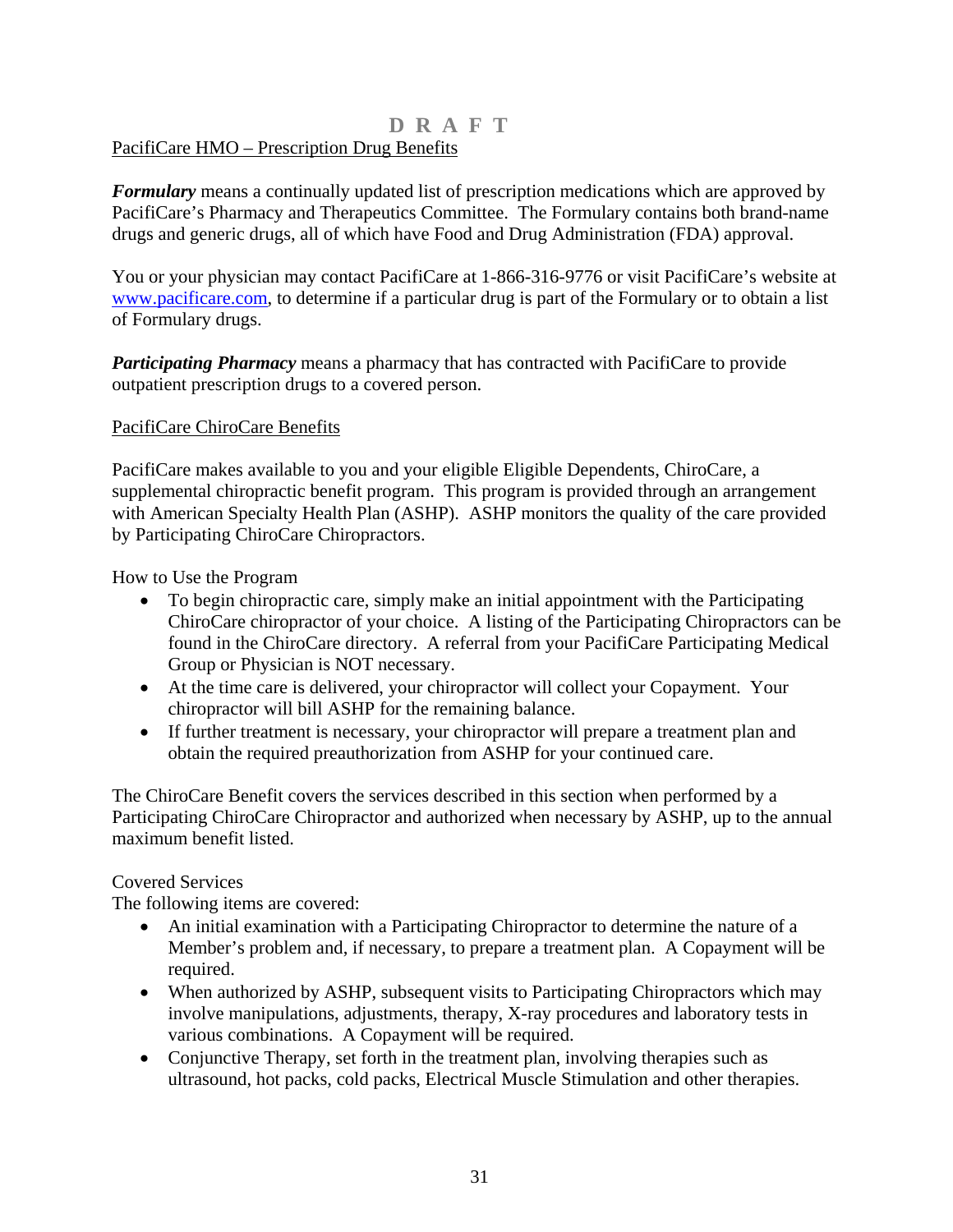D R A F T

PacifiCare HMO – Prescription Drug Benefits

***Formulary*** means a continually updated list of prescription medications which are approved by PacifiCare's Pharmacy and Therapeutics Committee. The Formulary contains both brand-name drugs and generic drugs, all of which have Food and Drug Administration (FDA) approval.

You or your physician may contact PacifiCare at 1-866-316-9776 or visit PacifiCare's website at www.pacificare.com, to determine if a particular drug is part of the Formulary or to obtain a list of Formulary drugs.

***Participating Pharmacy*** means a pharmacy that has contracted with PacifiCare to provide outpatient prescription drugs to a covered person.

PacifiCare ChiroCare Benefits

PacifiCare makes available to you and your eligible Eligible Dependents, ChiroCare, a supplemental chiropractic benefit program. This program is provided through an arrangement with American Specialty Health Plan (ASHP). ASHP monitors the quality of the care provided by Participating ChiroCare Chiropractors.

How to Use the Program

- To begin chiropractic care, simply make an initial appointment with the Participating ChiroCare chiropractor of your choice. A listing of the Participating Chiropractors can be found in the ChiroCare directory. A referral from your PacifiCare Participating Medical Group or Physician is NOT necessary.
- At the time care is delivered, your chiropractor will collect your Copayment. Your chiropractor will bill ASHP for the remaining balance.
- If further treatment is necessary, your chiropractor will prepare a treatment plan and obtain the required preauthorization from ASHP for your continued care.

The ChiroCare Benefit covers the services described in this section when performed by a Participating ChiroCare Chiropractor and authorized when necessary by ASHP, up to the annual maximum benefit listed.

Covered Services

The following items are covered:

- An initial examination with a Participating Chiropractor to determine the nature of a Member's problem and, if necessary, to prepare a treatment plan. A Copayment will be required.
- When authorized by ASHP, subsequent visits to Participating Chiropractors which may involve manipulations, adjustments, therapy, X-ray procedures and laboratory tests in various combinations. A Copayment will be required.
- Conjunctive Therapy, set forth in the treatment plan, involving therapies such as ultrasound, hot packs, cold packs, Electrical Muscle Stimulation and other therapies.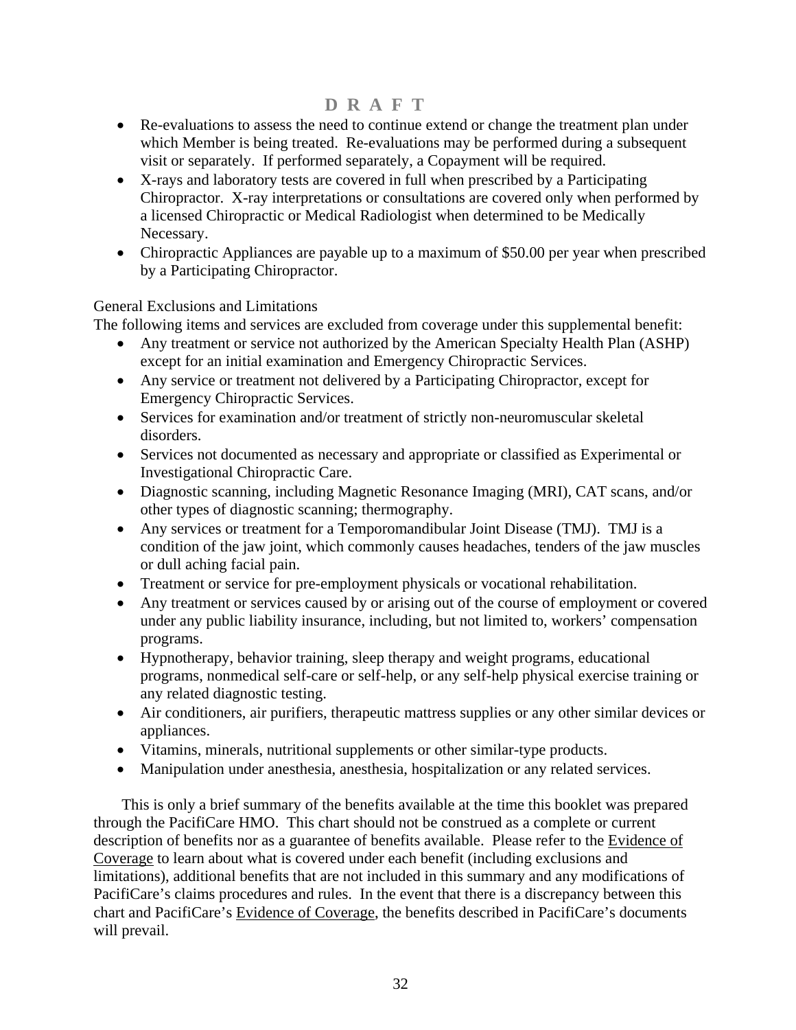D R A F T

- Re-evaluations to assess the need to continue extend or change the treatment plan under which Member is being treated. Re-evaluations may be performed during a subsequent visit or separately. If performed separately, a Copayment will be required.
- X-rays and laboratory tests are covered in full when prescribed by a Participating Chiropractor. X-ray interpretations or consultations are covered only when performed by a licensed Chiropractic or Medical Radiologist when determined to be Medically Necessary.
- Chiropractic Appliances are payable up to a maximum of $50.00 per year when prescribed by a Participating Chiropractor.

General Exclusions and Limitations

The following items and services are excluded from coverage under this supplemental benefit:

- Any treatment or service not authorized by the American Specialty Health Plan (ASHP) except for an initial examination and Emergency Chiropractic Services.
- Any service or treatment not delivered by a Participating Chiropractor, except for Emergency Chiropractic Services.
- Services for examination and/or treatment of strictly non-neuromuscular skeletal disorders.
- Services not documented as necessary and appropriate or classified as Experimental or Investigational Chiropractic Care.
- Diagnostic scanning, including Magnetic Resonance Imaging (MRI), CAT scans, and/or other types of diagnostic scanning; thermography.
- Any services or treatment for a Temporomandibular Joint Disease (TMJ). TMJ is a condition of the jaw joint, which commonly causes headaches, tenders of the jaw muscles or dull aching facial pain.
- Treatment or service for pre-employment physicals or vocational rehabilitation.
- Any treatment or services caused by or arising out of the course of employment or covered under any public liability insurance, including, but not limited to, workers' compensation programs.
- Hypnotherapy, behavior training, sleep therapy and weight programs, educational programs, nonmedical self-care or self-help, or any self-help physical exercise training or any related diagnostic testing.
- Air conditioners, air purifiers, therapeutic mattress supplies or any other similar devices or appliances.
- Vitamins, minerals, nutritional supplements or other similar-type products.
- Manipulation under anesthesia, anesthesia, hospitalization or any related services.

This is only a brief summary of the benefits available at the time this booklet was prepared through the PacifiCare HMO. This chart should not be construed as a complete or current description of benefits nor as a guarantee of benefits available. Please refer to the Evidence of Coverage to learn about what is covered under each benefit (including exclusions and limitations), additional benefits that are not included in this summary and any modifications of PacifiCare's claims procedures and rules. In the event that there is a discrepancy between this chart and PacifiCare's Evidence of Coverage, the benefits described in PacifiCare's documents will prevail.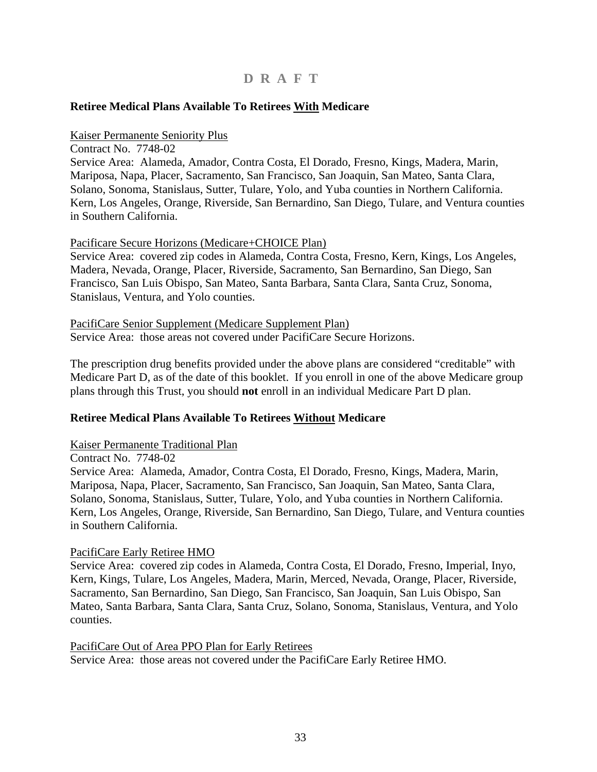D R A F T

## Retiree Medical Plans Available To Retirees <u>With</u> Medicare

<u>Kaiser Permanente Seniority Plus</u>
Contract No. 7748-02
Service Area: Alameda, Amador, Contra Costa, El Dorado, Fresno, Kings, Madera, Marin, Mariposa, Napa, Placer, Sacramento, San Francisco, San Joaquin, San Mateo, Santa Clara, Solano, Sonoma, Stanislaus, Sutter, Tulare, Yolo, and Yuba counties in Northern California. Kern, Los Angeles, Orange, Riverside, San Bernardino, San Diego, Tulare, and Ventura counties in Southern California.

<u>Pacificare Secure Horizons (Medicare+CHOICE Plan)</u>
Service Area: covered zip codes in Alameda, Contra Costa, Fresno, Kern, Kings, Los Angeles, Madera, Nevada, Orange, Placer, Riverside, Sacramento, San Bernardino, San Diego, San Francisco, San Luis Obispo, San Mateo, Santa Barbara, Santa Clara, Santa Cruz, Sonoma, Stanislaus, Ventura, and Yolo counties.

<u>PacifiCare Senior Supplement (Medicare Supplement Plan)</u>
Service Area: those areas not covered under PacifiCare Secure Horizons.

The prescription drug benefits provided under the above plans are considered "creditable" with Medicare Part D, as of the date of this booklet. If you enroll in one of the above Medicare group plans through this Trust, you should **not** enroll in an individual Medicare Part D plan.

## Retiree Medical Plans Available To Retirees <u>Without</u> Medicare

<u>Kaiser Permanente Traditional Plan</u>
Contract No. 7748-02
Service Area: Alameda, Amador, Contra Costa, El Dorado, Fresno, Kings, Madera, Marin, Mariposa, Napa, Placer, Sacramento, San Francisco, San Joaquin, San Mateo, Santa Clara, Solano, Sonoma, Stanislaus, Sutter, Tulare, Yolo, and Yuba counties in Northern California. Kern, Los Angeles, Orange, Riverside, San Bernardino, San Diego, Tulare, and Ventura counties in Southern California.

<u>PacifiCare Early Retiree HMO</u>
Service Area: covered zip codes in Alameda, Contra Costa, El Dorado, Fresno, Imperial, Inyo, Kern, Kings, Tulare, Los Angeles, Madera, Marin, Merced, Nevada, Orange, Placer, Riverside, Sacramento, San Bernardino, San Diego, San Francisco, San Joaquin, San Luis Obispo, San Mateo, Santa Barbara, Santa Clara, Santa Cruz, Solano, Sonoma, Stanislaus, Ventura, and Yolo counties.

<u>PacifiCare Out of Area PPO Plan for Early Retirees</u>
Service Area: those areas not covered under the PacifiCare Early Retiree HMO.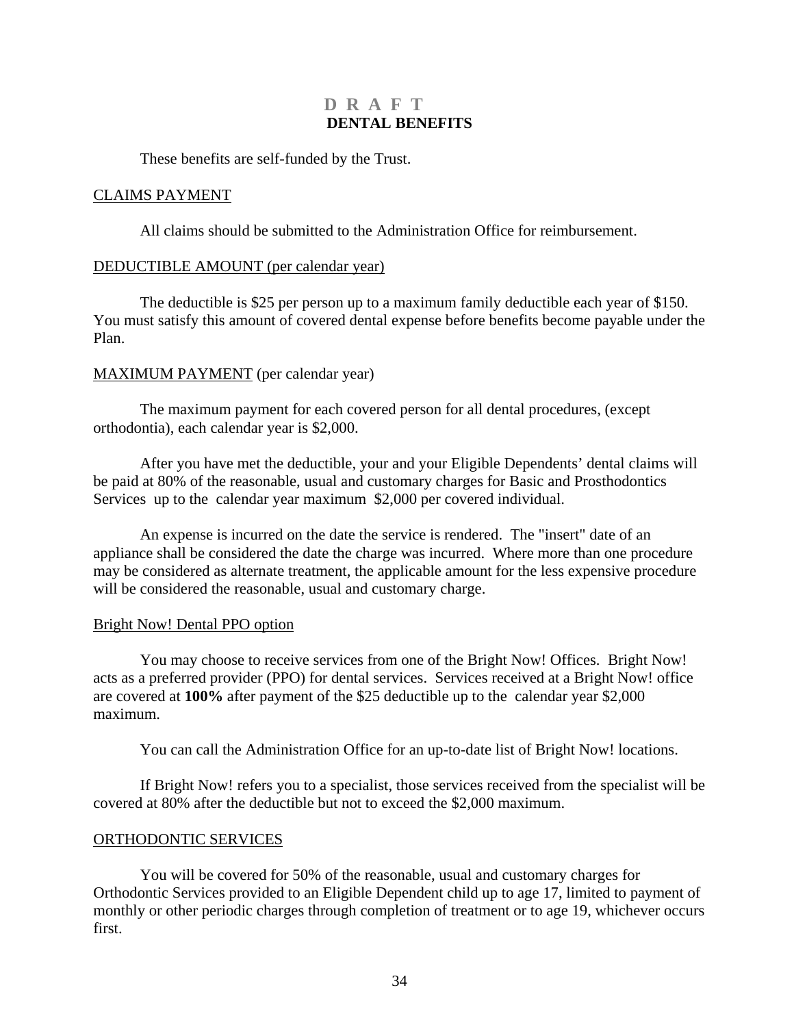**D R A F T**

# DENTAL BENEFITS

These benefits are self-funded by the Trust.

## CLAIMS PAYMENT

All claims should be submitted to the Administration Office for reimbursement.

## DEDUCTIBLE AMOUNT (per calendar year)

The deductible is $25 per person up to a maximum family deductible each year of $150. You must satisfy this amount of covered dental expense before benefits become payable under the Plan.

## MAXIMUM PAYMENT (per calendar year)

The maximum payment for each covered person for all dental procedures, (except orthodontia), each calendar year is $2,000.

After you have met the deductible, your and your Eligible Dependents' dental claims will be paid at 80% of the reasonable, usual and customary charges for Basic and Prosthodontics Services up to the calendar year maximum $2,000 per covered individual.

An expense is incurred on the date the service is rendered. The "insert" date of an appliance shall be considered the date the charge was incurred. Where more than one procedure may be considered as alternate treatment, the applicable amount for the less expensive procedure will be considered the reasonable, usual and customary charge.

## Bright Now! Dental PPO option

You may choose to receive services from one of the Bright Now! Offices. Bright Now! acts as a preferred provider (PPO) for dental services. Services received at a Bright Now! office are covered at **100%** after payment of the $25 deductible up to the calendar year $2,000 maximum.

You can call the Administration Office for an up-to-date list of Bright Now! locations.

If Bright Now! refers you to a specialist, those services received from the specialist will be covered at 80% after the deductible but not to exceed the $2,000 maximum.

## ORTHODONTIC SERVICES

You will be covered for 50% of the reasonable, usual and customary charges for Orthodontic Services provided to an Eligible Dependent child up to age 17, limited to payment of monthly or other periodic charges through completion of treatment or to age 19, whichever occurs first.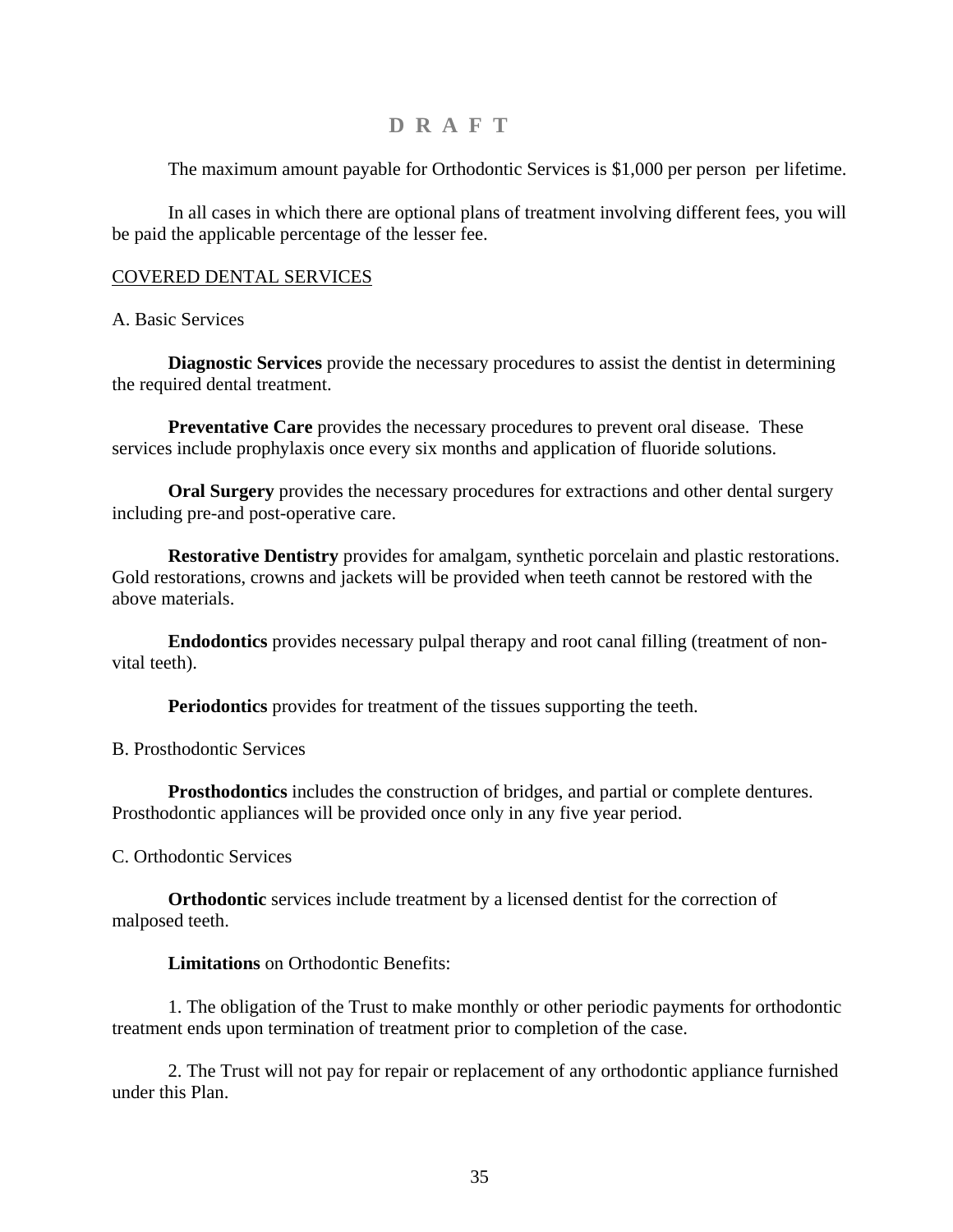**D R A F T**

The maximum amount payable for Orthodontic Services is $1,000 per person per lifetime.

In all cases in which there are optional plans of treatment involving different fees, you will be paid the applicable percentage of the lesser fee.

<u>COVERED DENTAL SERVICES</u>

A. Basic Services

**Diagnostic Services** provide the necessary procedures to assist the dentist in determining the required dental treatment.

**Preventative Care** provides the necessary procedures to prevent oral disease. These services include prophylaxis once every six months and application of fluoride solutions.

**Oral Surgery** provides the necessary procedures for extractions and other dental surgery including pre-and post-operative care.

**Restorative Dentistry** provides for amalgam, synthetic porcelain and plastic restorations. Gold restorations, crowns and jackets will be provided when teeth cannot be restored with the above materials.

**Endodontics** provides necessary pulpal therapy and root canal filling (treatment of non-vital teeth).

**Periodontics** provides for treatment of the tissues supporting the teeth.

B. Prosthodontic Services

**Prosthodontics** includes the construction of bridges, and partial or complete dentures. Prosthodontic appliances will be provided once only in any five year period.

C. Orthodontic Services

**Orthodontic** services include treatment by a licensed dentist for the correction of malposed teeth.

**Limitations** on Orthodontic Benefits:

1. The obligation of the Trust to make monthly or other periodic payments for orthodontic treatment ends upon termination of treatment prior to completion of the case.

2. The Trust will not pay for repair or replacement of any orthodontic appliance furnished under this Plan.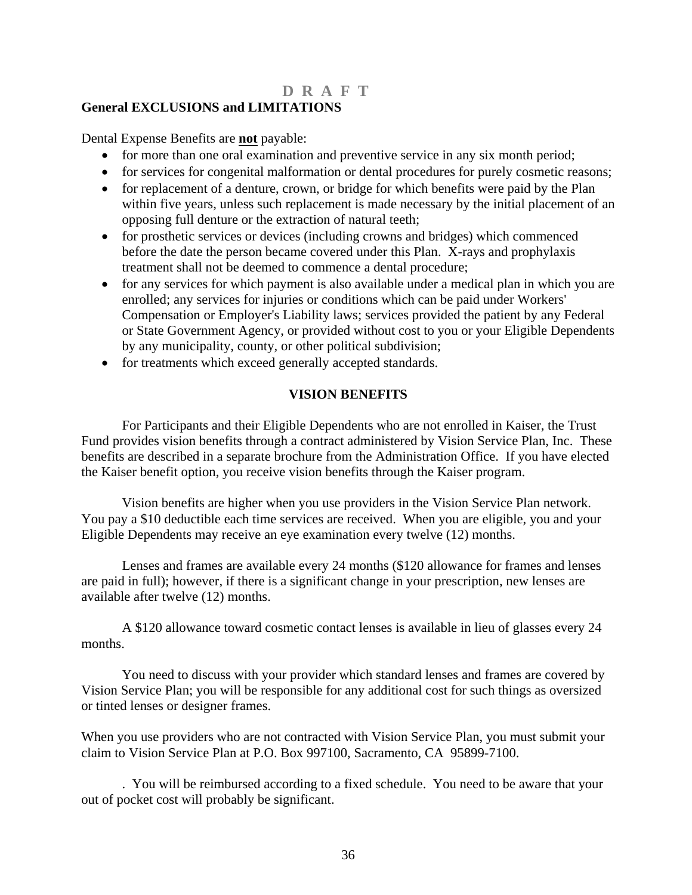D R A F T

## General EXCLUSIONS and LIMITATIONS

Dental Expense Benefits are **not** payable:

- for more than one oral examination and preventive service in any six month period;
- for services for congenital malformation or dental procedures for purely cosmetic reasons;
- for replacement of a denture, crown, or bridge for which benefits were paid by the Plan within five years, unless such replacement is made necessary by the initial placement of an opposing full denture or the extraction of natural teeth;
- for prosthetic services or devices (including crowns and bridges) which commenced before the date the person became covered under this Plan. X-rays and prophylaxis treatment shall not be deemed to commence a dental procedure;
- for any services for which payment is also available under a medical plan in which you are enrolled; any services for injuries or conditions which can be paid under Workers' Compensation or Employer's Liability laws; services provided the patient by any Federal or State Government Agency, or provided without cost to you or your Eligible Dependents by any municipality, county, or other political subdivision;
- for treatments which exceed generally accepted standards.

## VISION BENEFITS

For Participants and their Eligible Dependents who are not enrolled in Kaiser, the Trust Fund provides vision benefits through a contract administered by Vision Service Plan, Inc. These benefits are described in a separate brochure from the Administration Office. If you have elected the Kaiser benefit option, you receive vision benefits through the Kaiser program.

Vision benefits are higher when you use providers in the Vision Service Plan network. You pay a $10 deductible each time services are received. When you are eligible, you and your Eligible Dependents may receive an eye examination every twelve (12) months.

Lenses and frames are available every 24 months ($120 allowance for frames and lenses are paid in full); however, if there is a significant change in your prescription, new lenses are available after twelve (12) months.

A $120 allowance toward cosmetic contact lenses is available in lieu of glasses every 24 months.

You need to discuss with your provider which standard lenses and frames are covered by Vision Service Plan; you will be responsible for any additional cost for such things as oversized or tinted lenses or designer frames.

When you use providers who are not contracted with Vision Service Plan, you must submit your claim to Vision Service Plan at P.O. Box 997100, Sacramento, CA 95899-7100.

. You will be reimbursed according to a fixed schedule. You need to be aware that your out of pocket cost will probably be significant.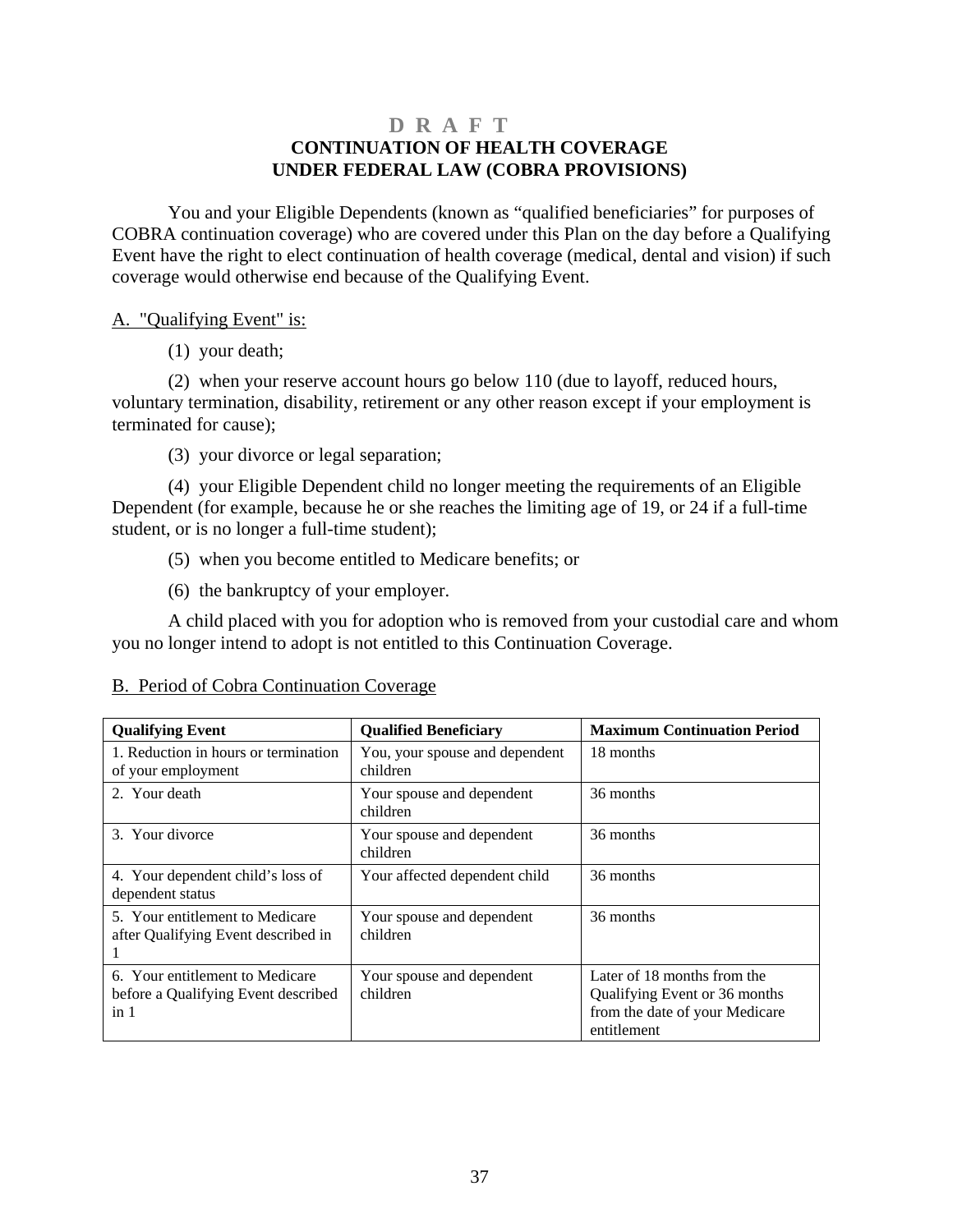**D R A F T**

# CONTINUATION OF HEALTH COVERAGE UNDER FEDERAL LAW (COBRA PROVISIONS)

You and your Eligible Dependents (known as "qualified beneficiaries" for purposes of COBRA continuation coverage) who are covered under this Plan on the day before a Qualifying Event have the right to elect continuation of health coverage (medical, dental and vision) if such coverage would otherwise end because of the Qualifying Event.

A. "Qualifying Event" is:

(1) your death;

(2) when your reserve account hours go below 110 (due to layoff, reduced hours, voluntary termination, disability, retirement or any other reason except if your employment is terminated for cause);

(3) your divorce or legal separation;

(4) your Eligible Dependent child no longer meeting the requirements of an Eligible Dependent (for example, because he or she reaches the limiting age of 19, or 24 if a full-time student, or is no longer a full-time student);

(5) when you become entitled to Medicare benefits; or

(6) the bankruptcy of your employer.

A child placed with you for adoption who is removed from your custodial care and whom you no longer intend to adopt is not entitled to this Continuation Coverage.

B. Period of Cobra Continuation Coverage

| Qualifying Event | Qualified Beneficiary | Maximum Continuation Period |
|---|---|---|
| 1. Reduction in hours or termination of your employment | You, your spouse and dependent children | 18 months |
| 2. Your death | Your spouse and dependent children | 36 months |
| 3. Your divorce | Your spouse and dependent children | 36 months |
| 4. Your dependent child's loss of dependent status | Your affected dependent child | 36 months |
| 5. Your entitlement to Medicare after Qualifying Event described in 1 | Your spouse and dependent children | 36 months |
| 6. Your entitlement to Medicare before a Qualifying Event described in 1 | Your spouse and dependent children | Later of 18 months from the Qualifying Event or 36 months from the date of your Medicare entitlement |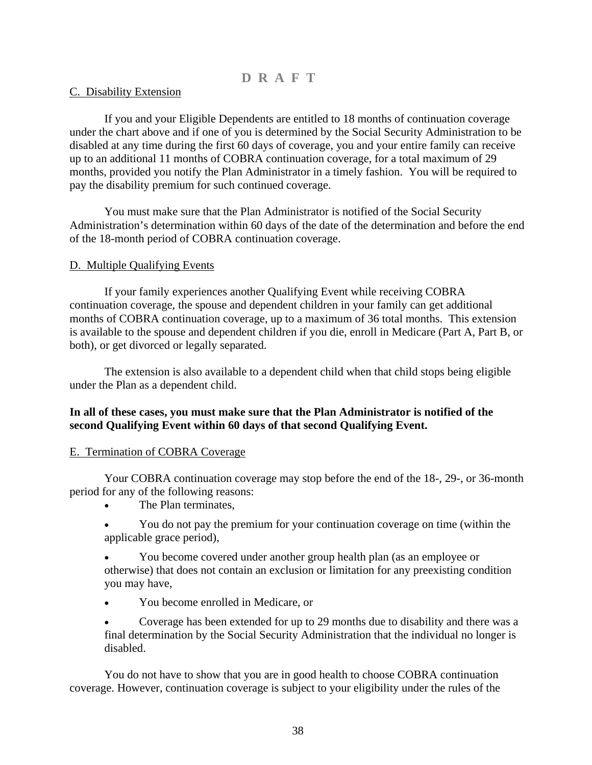D R A F T

C. Disability Extension

If you and your Eligible Dependents are entitled to 18 months of continuation coverage under the chart above and if one of you is determined by the Social Security Administration to be disabled at any time during the first 60 days of coverage, you and your entire family can receive up to an additional 11 months of COBRA continuation coverage, for a total maximum of 29 months, provided you notify the Plan Administrator in a timely fashion. You will be required to pay the disability premium for such continued coverage.

You must make sure that the Plan Administrator is notified of the Social Security Administration's determination within 60 days of the date of the determination and before the end of the 18-month period of COBRA continuation coverage.

D. Multiple Qualifying Events

If your family experiences another Qualifying Event while receiving COBRA continuation coverage, the spouse and dependent children in your family can get additional months of COBRA continuation coverage, up to a maximum of 36 total months. This extension is available to the spouse and dependent children if you die, enroll in Medicare (Part A, Part B, or both), or get divorced or legally separated.

The extension is also available to a dependent child when that child stops being eligible under the Plan as a dependent child.

**In all of these cases, you must make sure that the Plan Administrator is notified of the second Qualifying Event within 60 days of that second Qualifying Event.**

E. Termination of COBRA Coverage

Your COBRA continuation coverage may stop before the end of the 18-, 29-, or 36-month period for any of the following reasons:

- The Plan terminates,
- You do not pay the premium for your continuation coverage on time (within the applicable grace period),
- You become covered under another group health plan (as an employee or otherwise) that does not contain an exclusion or limitation for any preexisting condition you may have,
- You become enrolled in Medicare, or
- Coverage has been extended for up to 29 months due to disability and there was a final determination by the Social Security Administration that the individual no longer is disabled.

You do not have to show that you are in good health to choose COBRA continuation coverage. However, continuation coverage is subject to your eligibility under the rules of the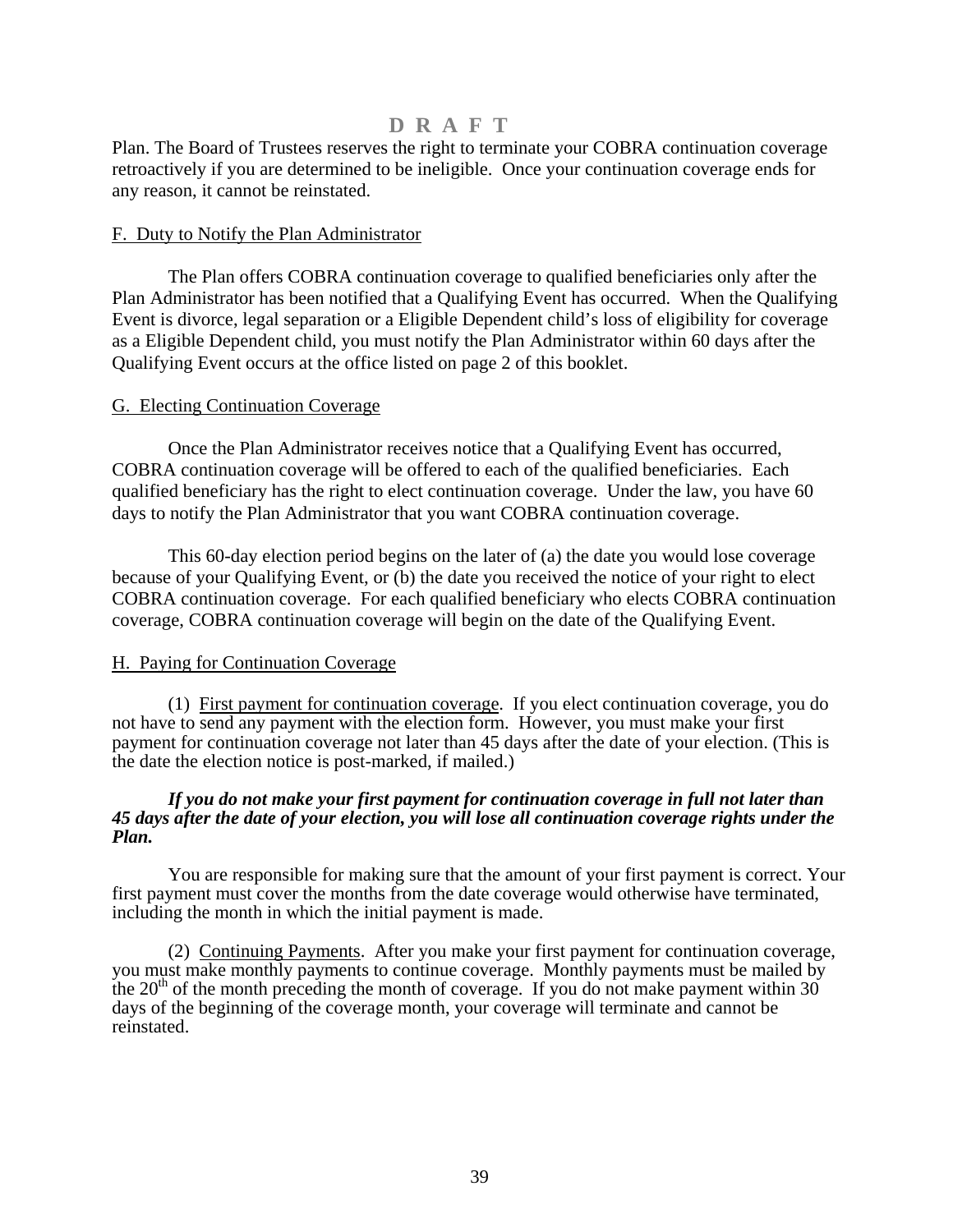Plan. The Board of Trustees reserves the right to terminate your COBRA continuation coverage retroactively if you are determined to be ineligible. Once your continuation coverage ends for any reason, it cannot be reinstated.

F. Duty to Notify the Plan Administrator

The Plan offers COBRA continuation coverage to qualified beneficiaries only after the Plan Administrator has been notified that a Qualifying Event has occurred. When the Qualifying Event is divorce, legal separation or a Eligible Dependent child's loss of eligibility for coverage as a Eligible Dependent child, you must notify the Plan Administrator within 60 days after the Qualifying Event occurs at the office listed on page 2 of this booklet.

G. Electing Continuation Coverage

Once the Plan Administrator receives notice that a Qualifying Event has occurred, COBRA continuation coverage will be offered to each of the qualified beneficiaries. Each qualified beneficiary has the right to elect continuation coverage. Under the law, you have 60 days to notify the Plan Administrator that you want COBRA continuation coverage.

This 60-day election period begins on the later of (a) the date you would lose coverage because of your Qualifying Event, or (b) the date you received the notice of your right to elect COBRA continuation coverage. For each qualified beneficiary who elects COBRA continuation coverage, COBRA continuation coverage will begin on the date of the Qualifying Event.

H. Paying for Continuation Coverage

(1) First payment for continuation coverage. If you elect continuation coverage, you do not have to send any payment with the election form. However, you must make your first payment for continuation coverage not later than 45 days after the date of your election. (This is the date the election notice is post-marked, if mailed.)

***If you do not make your first payment for continuation coverage in full not later than 45 days after the date of your election, you will lose all continuation coverage rights under the Plan.***

You are responsible for making sure that the amount of your first payment is correct. Your first payment must cover the months from the date coverage would otherwise have terminated, including the month in which the initial payment is made.

(2) Continuing Payments. After you make your first payment for continuation coverage, you must make monthly payments to continue coverage. Monthly payments must be mailed by the 20th of the month preceding the month of coverage. If you do not make payment within 30 days of the beginning of the coverage month, your coverage will terminate and cannot be reinstated.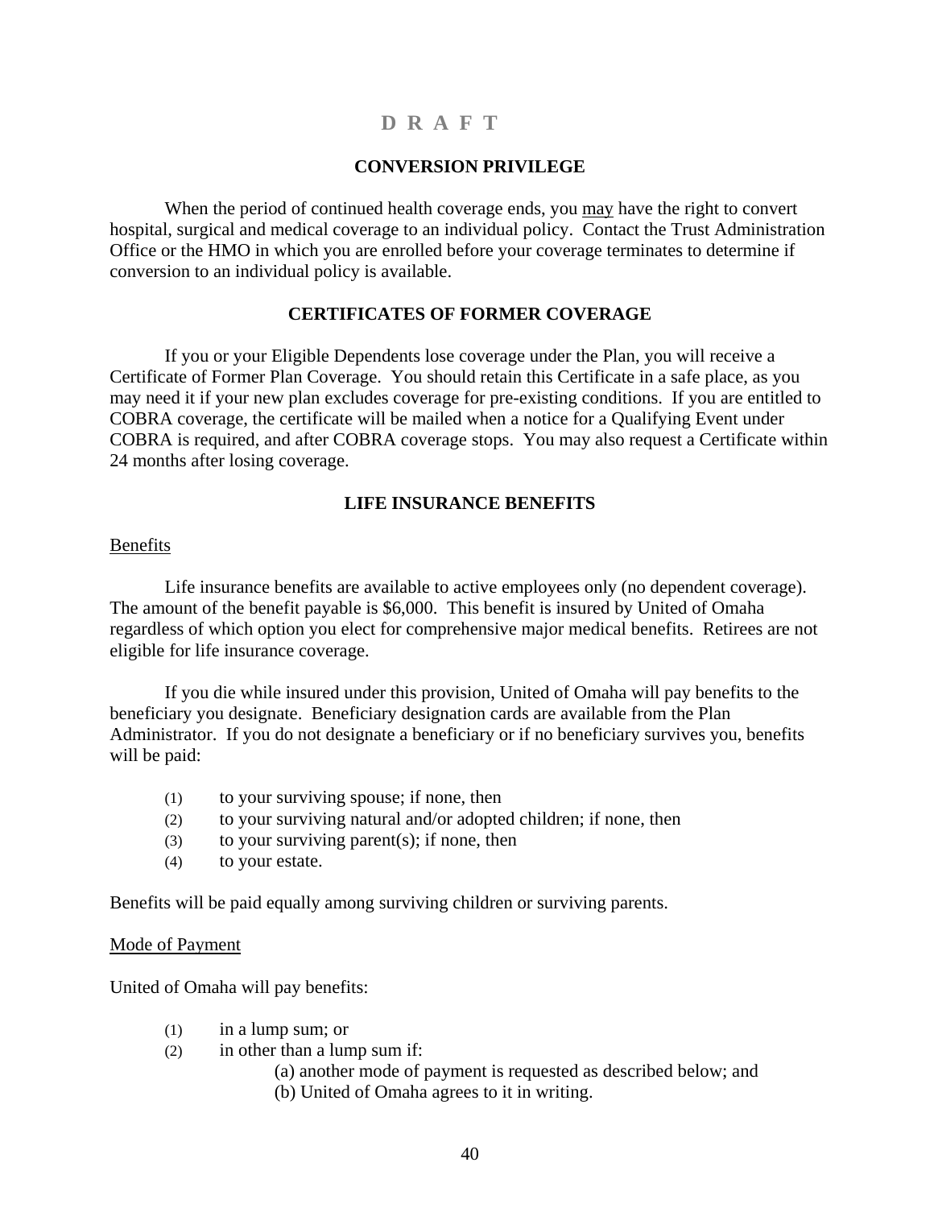D R A F T

## CONVERSION PRIVILEGE

When the period of continued health coverage ends, you <u>may</u> have the right to convert hospital, surgical and medical coverage to an individual policy. Contact the Trust Administration Office or the HMO in which you are enrolled before your coverage terminates to determine if conversion to an individual policy is available.

## CERTIFICATES OF FORMER COVERAGE

If you or your Eligible Dependents lose coverage under the Plan, you will receive a Certificate of Former Plan Coverage. You should retain this Certificate in a safe place, as you may need it if your new plan excludes coverage for pre-existing conditions. If you are entitled to COBRA coverage, the certificate will be mailed when a notice for a Qualifying Event under COBRA is required, and after COBRA coverage stops. You may also request a Certificate within 24 months after losing coverage.

## LIFE INSURANCE BENEFITS

<u>Benefits</u>

Life insurance benefits are available to active employees only (no dependent coverage). The amount of the benefit payable is $6,000. This benefit is insured by United of Omaha regardless of which option you elect for comprehensive major medical benefits. Retirees are not eligible for life insurance coverage.

If you die while insured under this provision, United of Omaha will pay benefits to the beneficiary you designate. Beneficiary designation cards are available from the Plan Administrator. If you do not designate a beneficiary or if no beneficiary survives you, benefits will be paid:

(1) to your surviving spouse; if none, then
(2) to your surviving natural and/or adopted children; if none, then
(3) to your surviving parent(s); if none, then
(4) to your estate.

Benefits will be paid equally among surviving children or surviving parents.

<u>Mode of Payment</u>

United of Omaha will pay benefits:

(1) in a lump sum; or
(2) in other than a lump sum if:
    (a) another mode of payment is requested as described below; and
    (b) United of Omaha agrees to it in writing.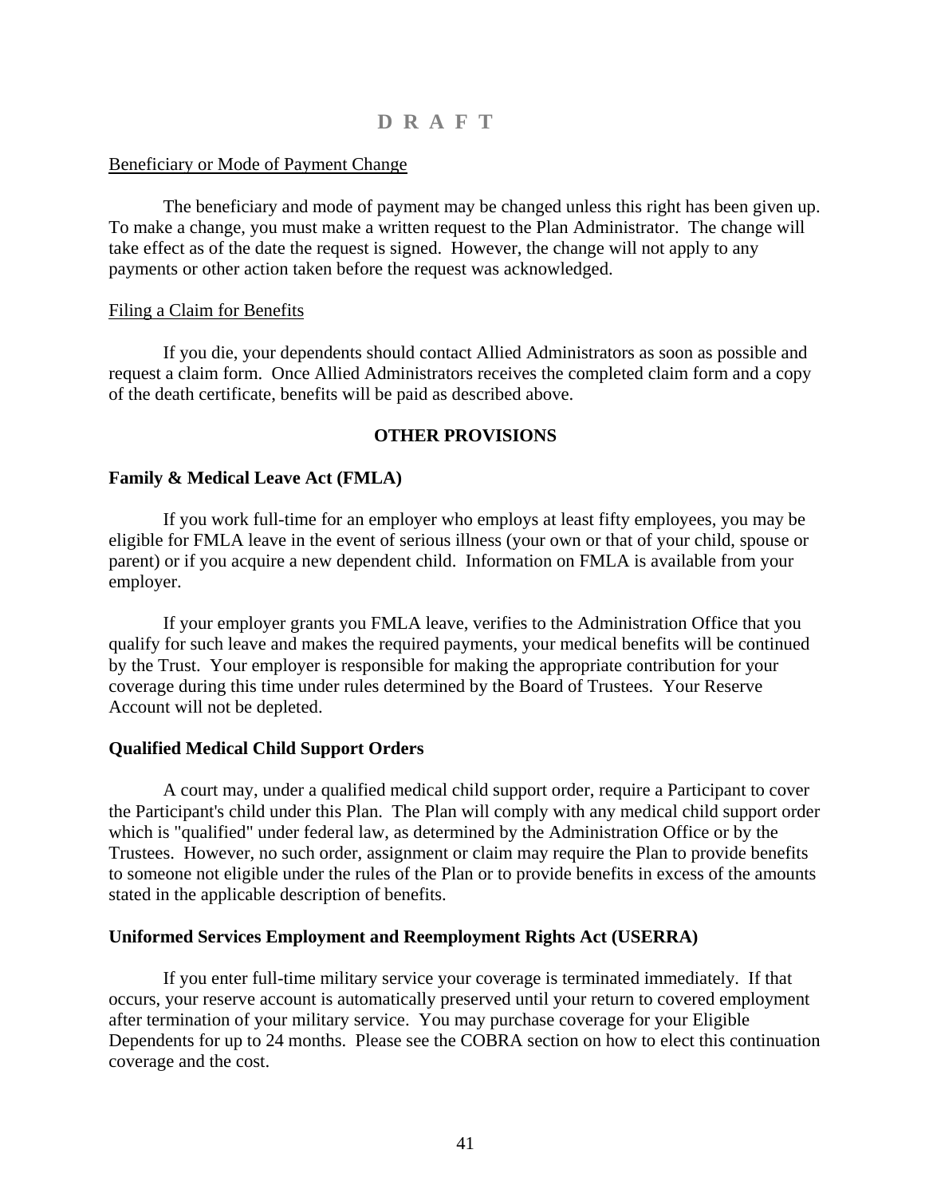**D R A F T**

Beneficiary or Mode of Payment Change

The beneficiary and mode of payment may be changed unless this right has been given up. To make a change, you must make a written request to the Plan Administrator. The change will take effect as of the date the request is signed. However, the change will not apply to any payments or other action taken before the request was acknowledged.

Filing a Claim for Benefits

If you die, your dependents should contact Allied Administrators as soon as possible and request a claim form. Once Allied Administrators receives the completed claim form and a copy of the death certificate, benefits will be paid as described above.

## OTHER PROVISIONS

### Family & Medical Leave Act (FMLA)

If you work full-time for an employer who employs at least fifty employees, you may be eligible for FMLA leave in the event of serious illness (your own or that of your child, spouse or parent) or if you acquire a new dependent child. Information on FMLA is available from your employer.

If your employer grants you FMLA leave, verifies to the Administration Office that you qualify for such leave and makes the required payments, your medical benefits will be continued by the Trust. Your employer is responsible for making the appropriate contribution for your coverage during this time under rules determined by the Board of Trustees. Your Reserve Account will not be depleted.

### Qualified Medical Child Support Orders

A court may, under a qualified medical child support order, require a Participant to cover the Participant's child under this Plan. The Plan will comply with any medical child support order which is "qualified" under federal law, as determined by the Administration Office or by the Trustees. However, no such order, assignment or claim may require the Plan to provide benefits to someone not eligible under the rules of the Plan or to provide benefits in excess of the amounts stated in the applicable description of benefits.

### Uniformed Services Employment and Reemployment Rights Act (USERRA)

If you enter full-time military service your coverage is terminated immediately. If that occurs, your reserve account is automatically preserved until your return to covered employment after termination of your military service. You may purchase coverage for your Eligible Dependents for up to 24 months. Please see the COBRA section on how to elect this continuation coverage and the cost.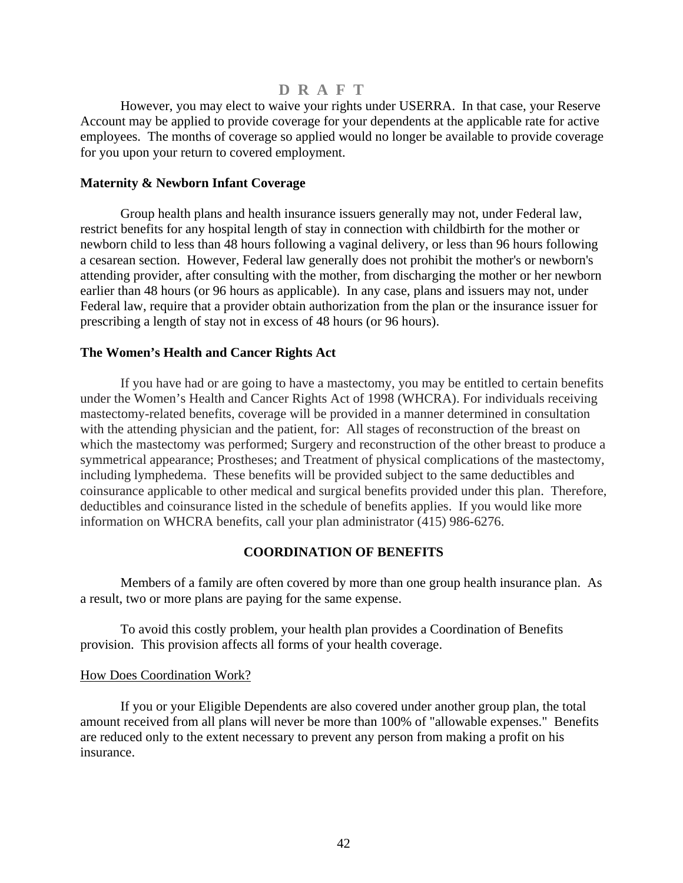D R A F T

However, you may elect to waive your rights under USERRA. In that case, your Reserve Account may be applied to provide coverage for your dependents at the applicable rate for active employees. The months of coverage so applied would no longer be available to provide coverage for you upon your return to covered employment.

**Maternity & Newborn Infant Coverage**

Group health plans and health insurance issuers generally may not, under Federal law, restrict benefits for any hospital length of stay in connection with childbirth for the mother or newborn child to less than 48 hours following a vaginal delivery, or less than 96 hours following a cesarean section. However, Federal law generally does not prohibit the mother's or newborn's attending provider, after consulting with the mother, from discharging the mother or her newborn earlier than 48 hours (or 96 hours as applicable). In any case, plans and issuers may not, under Federal law, require that a provider obtain authorization from the plan or the insurance issuer for prescribing a length of stay not in excess of 48 hours (or 96 hours).

**The Women's Health and Cancer Rights Act**

If you have had or are going to have a mastectomy, you may be entitled to certain benefits under the Women's Health and Cancer Rights Act of 1998 (WHCRA). For individuals receiving mastectomy-related benefits, coverage will be provided in a manner determined in consultation with the attending physician and the patient, for: All stages of reconstruction of the breast on which the mastectomy was performed; Surgery and reconstruction of the other breast to produce a symmetrical appearance; Prostheses; and Treatment of physical complications of the mastectomy, including lymphedema. These benefits will be provided subject to the same deductibles and coinsurance applicable to other medical and surgical benefits provided under this plan. Therefore, deductibles and coinsurance listed in the schedule of benefits applies. If you would like more information on WHCRA benefits, call your plan administrator (415) 986-6276.

## COORDINATION OF BENEFITS

Members of a family are often covered by more than one group health insurance plan. As a result, two or more plans are paying for the same expense.

To avoid this costly problem, your health plan provides a Coordination of Benefits provision. This provision affects all forms of your health coverage.

How Does Coordination Work?

If you or your Eligible Dependents are also covered under another group plan, the total amount received from all plans will never be more than 100% of "allowable expenses." Benefits are reduced only to the extent necessary to prevent any person from making a profit on his insurance.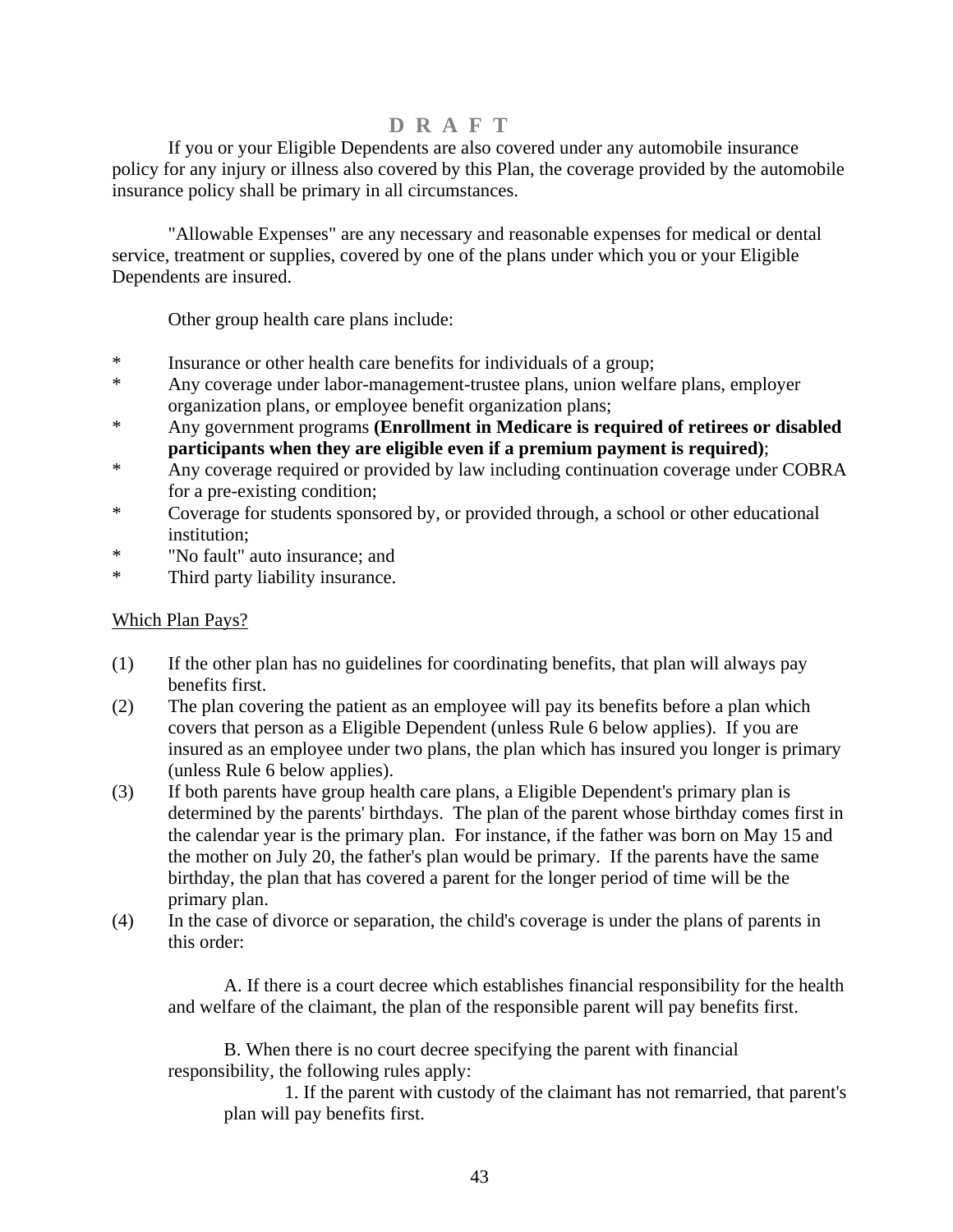D R A F T

If you or your Eligible Dependents are also covered under any automobile insurance policy for any injury or illness also covered by this Plan, the coverage provided by the automobile insurance policy shall be primary in all circumstances.

"Allowable Expenses" are any necessary and reasonable expenses for medical or dental service, treatment or supplies, covered by one of the plans under which you or your Eligible Dependents are insured.

Other group health care plans include:

* Insurance or other health care benefits for individuals of a group;
* Any coverage under labor-management-trustee plans, union welfare plans, employer organization plans, or employee benefit organization plans;
* Any government programs **(Enrollment in Medicare is required of retirees or disabled participants when they are eligible even if a premium payment is required)**;
* Any coverage required or provided by law including continuation coverage under COBRA for a pre-existing condition;
* Coverage for students sponsored by, or provided through, a school or other educational institution;
* "No fault" auto insurance; and
* Third party liability insurance.

<u>Which Plan Pays?</u>

(1) If the other plan has no guidelines for coordinating benefits, that plan will always pay benefits first.

(2) The plan covering the patient as an employee will pay its benefits before a plan which covers that person as a Eligible Dependent (unless Rule 6 below applies). If you are insured as an employee under two plans, the plan which has insured you longer is primary (unless Rule 6 below applies).

(3) If both parents have group health care plans, a Eligible Dependent's primary plan is determined by the parents' birthdays. The plan of the parent whose birthday comes first in the calendar year is the primary plan. For instance, if the father was born on May 15 and the mother on July 20, the father's plan would be primary. If the parents have the same birthday, the plan that has covered a parent for the longer period of time will be the primary plan.

(4) In the case of divorce or separation, the child's coverage is under the plans of parents in this order:

A. If there is a court decree which establishes financial responsibility for the health and welfare of the claimant, the plan of the responsible parent will pay benefits first.

B. When there is no court decree specifying the parent with financial responsibility, the following rules apply:

1. If the parent with custody of the claimant has not remarried, that parent's plan will pay benefits first.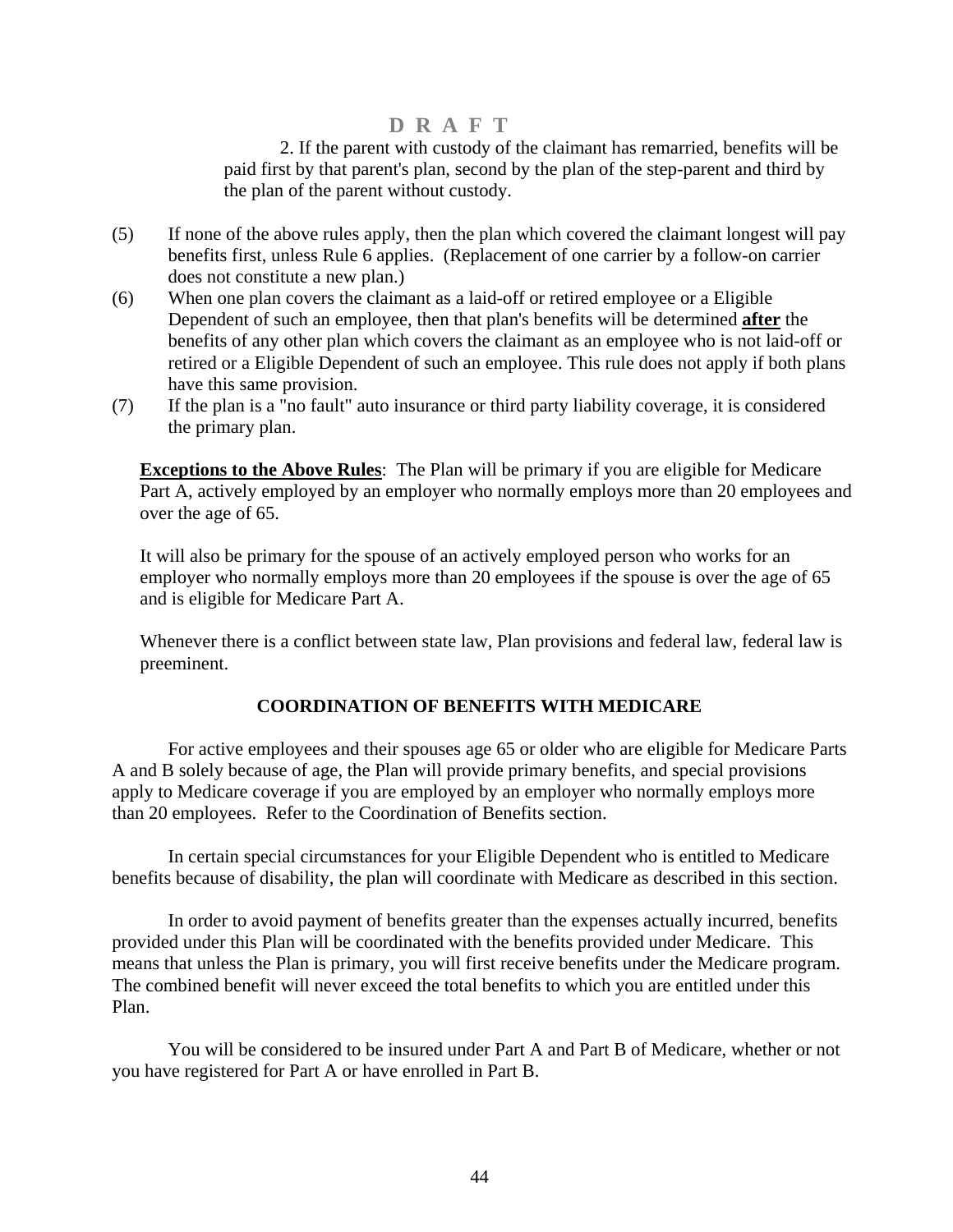D R A F T

2. If the parent with custody of the claimant has remarried, benefits will be paid first by that parent's plan, second by the plan of the step-parent and third by the plan of the parent without custody.

(5) If none of the above rules apply, then the plan which covered the claimant longest will pay benefits first, unless Rule 6 applies. (Replacement of one carrier by a follow-on carrier does not constitute a new plan.)

(6) When one plan covers the claimant as a laid-off or retired employee or a Eligible Dependent of such an employee, then that plan's benefits will be determined **after** the benefits of any other plan which covers the claimant as an employee who is not laid-off or retired or a Eligible Dependent of such an employee. This rule does not apply if both plans have this same provision.

(7) If the plan is a "no fault" auto insurance or third party liability coverage, it is considered the primary plan.

**Exceptions to the Above Rules**: The Plan will be primary if you are eligible for Medicare Part A, actively employed by an employer who normally employs more than 20 employees and over the age of 65.

It will also be primary for the spouse of an actively employed person who works for an employer who normally employs more than 20 employees if the spouse is over the age of 65 and is eligible for Medicare Part A.

Whenever there is a conflict between state law, Plan provisions and federal law, federal law is preeminent.

## COORDINATION OF BENEFITS WITH MEDICARE

For active employees and their spouses age 65 or older who are eligible for Medicare Parts A and B solely because of age, the Plan will provide primary benefits, and special provisions apply to Medicare coverage if you are employed by an employer who normally employs more than 20 employees. Refer to the Coordination of Benefits section.

In certain special circumstances for your Eligible Dependent who is entitled to Medicare benefits because of disability, the plan will coordinate with Medicare as described in this section.

In order to avoid payment of benefits greater than the expenses actually incurred, benefits provided under this Plan will be coordinated with the benefits provided under Medicare. This means that unless the Plan is primary, you will first receive benefits under the Medicare program. The combined benefit will never exceed the total benefits to which you are entitled under this Plan.

You will be considered to be insured under Part A and Part B of Medicare, whether or not you have registered for Part A or have enrolled in Part B.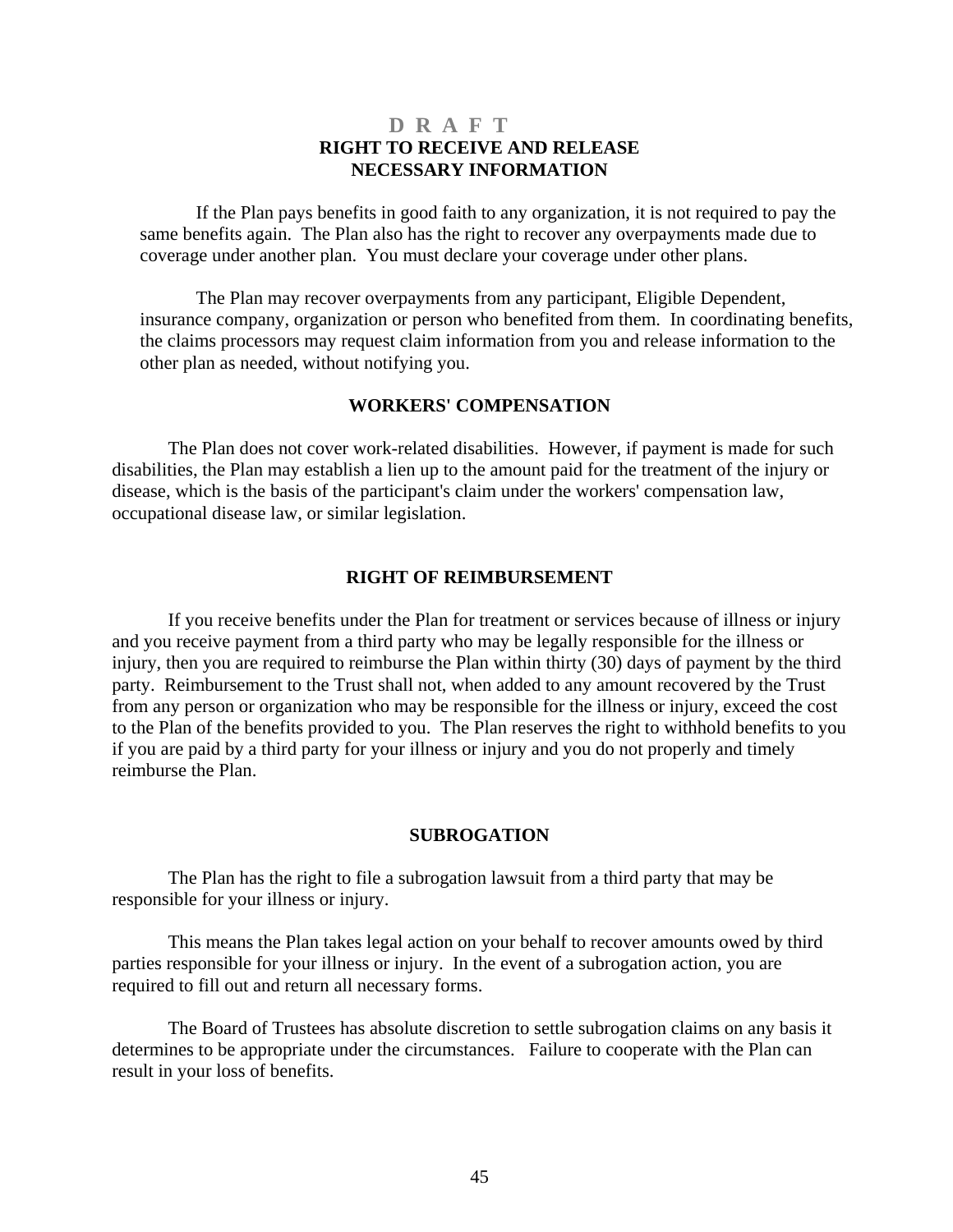D R A F T

## RIGHT TO RECEIVE AND RELEASE NECESSARY INFORMATION

If the Plan pays benefits in good faith to any organization, it is not required to pay the same benefits again. The Plan also has the right to recover any overpayments made due to coverage under another plan. You must declare your coverage under other plans.

The Plan may recover overpayments from any participant, Eligible Dependent, insurance company, organization or person who benefited from them. In coordinating benefits, the claims processors may request claim information from you and release information to the other plan as needed, without notifying you.

## WORKERS' COMPENSATION

The Plan does not cover work-related disabilities. However, if payment is made for such disabilities, the Plan may establish a lien up to the amount paid for the treatment of the injury or disease, which is the basis of the participant's claim under the workers' compensation law, occupational disease law, or similar legislation.

## RIGHT OF REIMBURSEMENT

If you receive benefits under the Plan for treatment or services because of illness or injury and you receive payment from a third party who may be legally responsible for the illness or injury, then you are required to reimburse the Plan within thirty (30) days of payment by the third party. Reimbursement to the Trust shall not, when added to any amount recovered by the Trust from any person or organization who may be responsible for the illness or injury, exceed the cost to the Plan of the benefits provided to you. The Plan reserves the right to withhold benefits to you if you are paid by a third party for your illness or injury and you do not properly and timely reimburse the Plan.

## SUBROGATION

The Plan has the right to file a subrogation lawsuit from a third party that may be responsible for your illness or injury.

This means the Plan takes legal action on your behalf to recover amounts owed by third parties responsible for your illness or injury. In the event of a subrogation action, you are required to fill out and return all necessary forms.

The Board of Trustees has absolute discretion to settle subrogation claims on any basis it determines to be appropriate under the circumstances. Failure to cooperate with the Plan can result in your loss of benefits.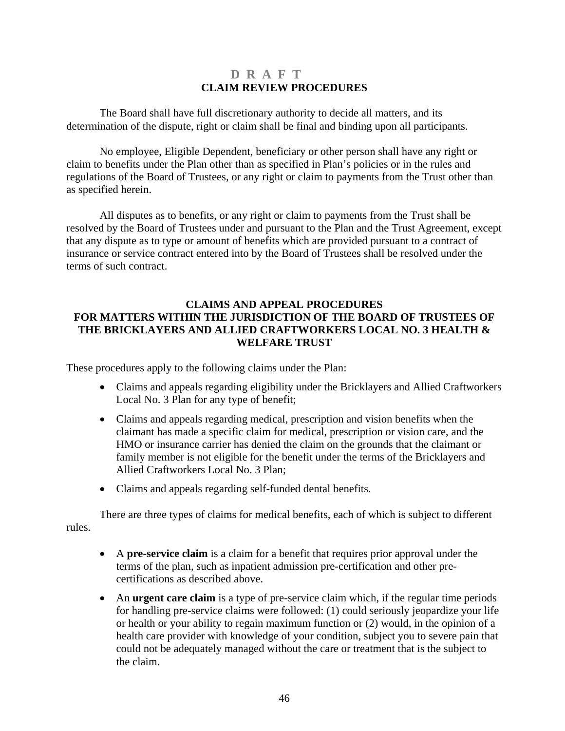**D R A F T**

## CLAIM REVIEW PROCEDURES

The Board shall have full discretionary authority to decide all matters, and its determination of the dispute, right or claim shall be final and binding upon all participants.

No employee, Eligible Dependent, beneficiary or other person shall have any right or claim to benefits under the Plan other than as specified in Plan's policies or in the rules and regulations of the Board of Trustees, or any right or claim to payments from the Trust other than as specified herein.

All disputes as to benefits, or any right or claim to payments from the Trust shall be resolved by the Board of Trustees under and pursuant to the Plan and the Trust Agreement, except that any dispute as to type or amount of benefits which are provided pursuant to a contract of insurance or service contract entered into by the Board of Trustees shall be resolved under the terms of such contract.

## CLAIMS AND APPEAL PROCEDURES FOR MATTERS WITHIN THE JURISDICTION OF THE BOARD OF TRUSTEES OF THE BRICKLAYERS AND ALLIED CRAFTWORKERS LOCAL NO. 3 HEALTH & WELFARE TRUST

These procedures apply to the following claims under the Plan:

- Claims and appeals regarding eligibility under the Bricklayers and Allied Craftworkers Local No. 3 Plan for any type of benefit;
- Claims and appeals regarding medical, prescription and vision benefits when the claimant has made a specific claim for medical, prescription or vision care, and the HMO or insurance carrier has denied the claim on the grounds that the claimant or family member is not eligible for the benefit under the terms of the Bricklayers and Allied Craftworkers Local No. 3 Plan;
- Claims and appeals regarding self-funded dental benefits.

There are three types of claims for medical benefits, each of which is subject to different rules.

- A **pre-service claim** is a claim for a benefit that requires prior approval under the terms of the plan, such as inpatient admission pre-certification and other pre-certifications as described above.
- An **urgent care claim** is a type of pre-service claim which, if the regular time periods for handling pre-service claims were followed: (1) could seriously jeopardize your life or health or your ability to regain maximum function or (2) would, in the opinion of a health care provider with knowledge of your condition, subject you to severe pain that could not be adequately managed without the care or treatment that is the subject to the claim.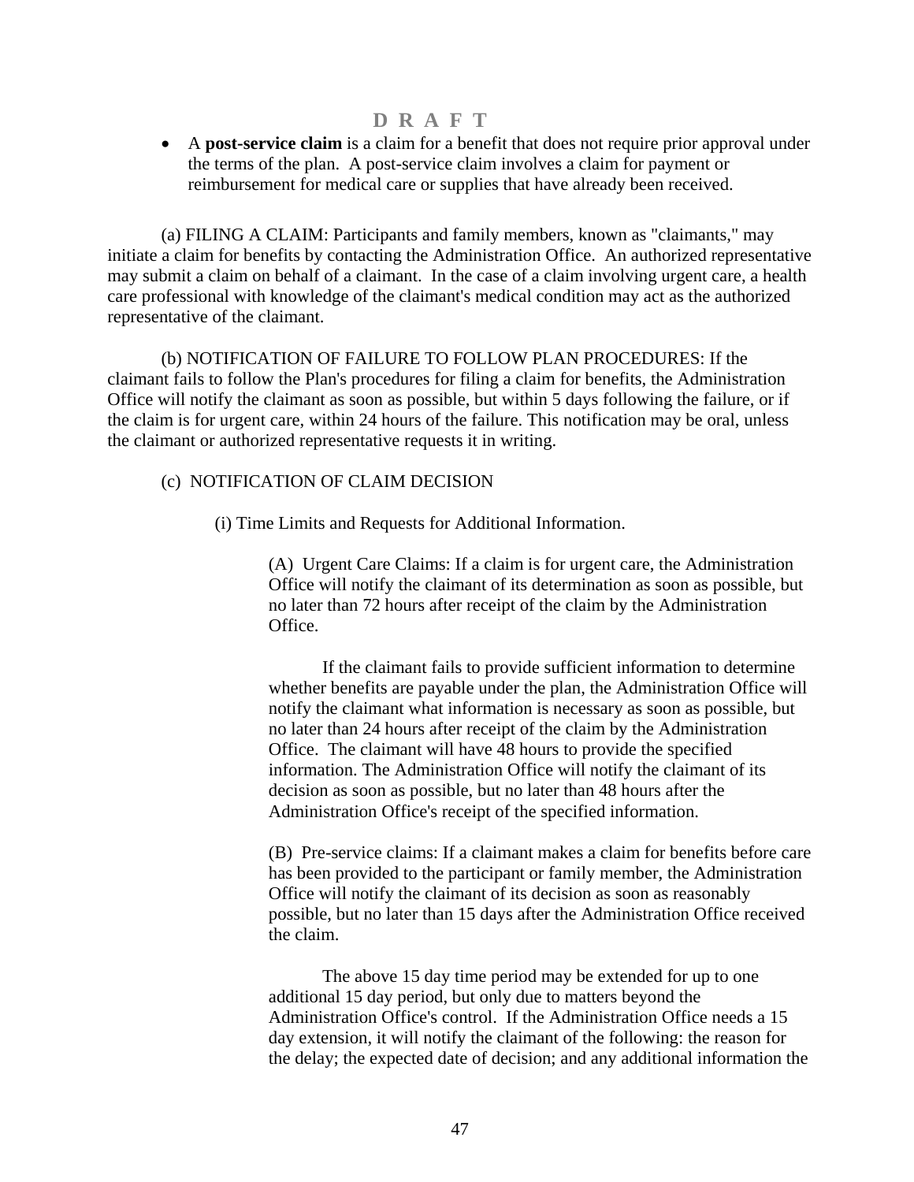D R A F T

- A **post-service claim** is a claim for a benefit that does not require prior approval under the terms of the plan. A post-service claim involves a claim for payment or reimbursement for medical care or supplies that have already been received.

(a) FILING A CLAIM: Participants and family members, known as "claimants," may initiate a claim for benefits by contacting the Administration Office. An authorized representative may submit a claim on behalf of a claimant. In the case of a claim involving urgent care, a health care professional with knowledge of the claimant's medical condition may act as the authorized representative of the claimant.

(b) NOTIFICATION OF FAILURE TO FOLLOW PLAN PROCEDURES: If the claimant fails to follow the Plan's procedures for filing a claim for benefits, the Administration Office will notify the claimant as soon as possible, but within 5 days following the failure, or if the claim is for urgent care, within 24 hours of the failure. This notification may be oral, unless the claimant or authorized representative requests it in writing.

(c) NOTIFICATION OF CLAIM DECISION

(i) Time Limits and Requests for Additional Information.

(A) Urgent Care Claims: If a claim is for urgent care, the Administration Office will notify the claimant of its determination as soon as possible, but no later than 72 hours after receipt of the claim by the Administration Office.

If the claimant fails to provide sufficient information to determine whether benefits are payable under the plan, the Administration Office will notify the claimant what information is necessary as soon as possible, but no later than 24 hours after receipt of the claim by the Administration Office. The claimant will have 48 hours to provide the specified information. The Administration Office will notify the claimant of its decision as soon as possible, but no later than 48 hours after the Administration Office's receipt of the specified information.

(B) Pre-service claims: If a claimant makes a claim for benefits before care has been provided to the participant or family member, the Administration Office will notify the claimant of its decision as soon as reasonably possible, but no later than 15 days after the Administration Office received the claim.

The above 15 day time period may be extended for up to one additional 15 day period, but only due to matters beyond the Administration Office's control. If the Administration Office needs a 15 day extension, it will notify the claimant of the following: the reason for the delay; the expected date of decision; and any additional information the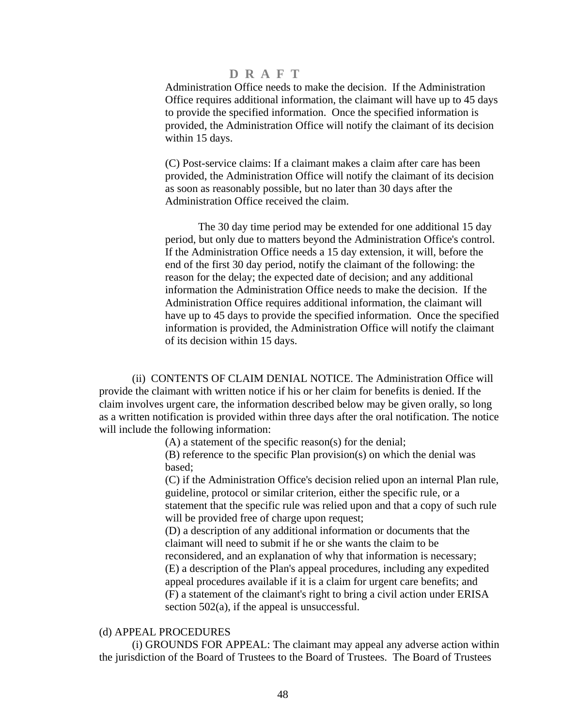D R A F T

Administration Office needs to make the decision. If the Administration Office requires additional information, the claimant will have up to 45 days to provide the specified information. Once the specified information is provided, the Administration Office will notify the claimant of its decision within 15 days.

(C) Post-service claims: If a claimant makes a claim after care has been provided, the Administration Office will notify the claimant of its decision as soon as reasonably possible, but no later than 30 days after the Administration Office received the claim.

The 30 day time period may be extended for one additional 15 day period, but only due to matters beyond the Administration Office's control. If the Administration Office needs a 15 day extension, it will, before the end of the first 30 day period, notify the claimant of the following: the reason for the delay; the expected date of decision; and any additional information the Administration Office needs to make the decision. If the Administration Office requires additional information, the claimant will have up to 45 days to provide the specified information. Once the specified information is provided, the Administration Office will notify the claimant of its decision within 15 days.

(ii) CONTENTS OF CLAIM DENIAL NOTICE. The Administration Office will provide the claimant with written notice if his or her claim for benefits is denied. If the claim involves urgent care, the information described below may be given orally, so long as a written notification is provided within three days after the oral notification. The notice will include the following information:

(A) a statement of the specific reason(s) for the denial;
(B) reference to the specific Plan provision(s) on which the denial was based;
(C) if the Administration Office's decision relied upon an internal Plan rule, guideline, protocol or similar criterion, either the specific rule, or a statement that the specific rule was relied upon and that a copy of such rule will be provided free of charge upon request;
(D) a description of any additional information or documents that the claimant will need to submit if he or she wants the claim to be reconsidered, and an explanation of why that information is necessary;
(E) a description of the Plan's appeal procedures, including any expedited appeal procedures available if it is a claim for urgent care benefits; and
(F) a statement of the claimant's right to bring a civil action under ERISA section 502(a), if the appeal is unsuccessful.

(d) APPEAL PROCEDURES

(i) GROUNDS FOR APPEAL: The claimant may appeal any adverse action within the jurisdiction of the Board of Trustees to the Board of Trustees. The Board of Trustees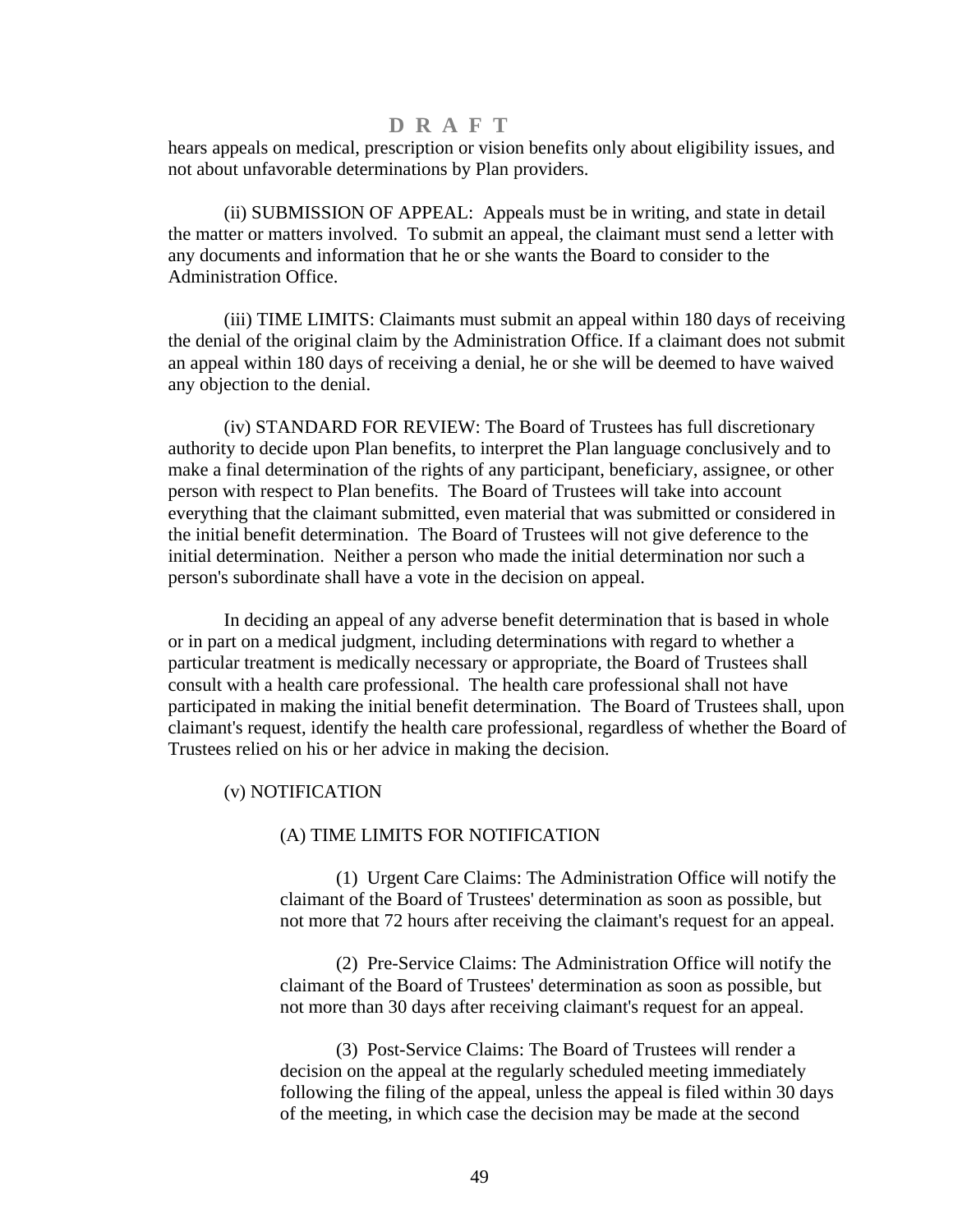D R A F T

hears appeals on medical, prescription or vision benefits only about eligibility issues, and not about unfavorable determinations by Plan providers.

(ii) SUBMISSION OF APPEAL: Appeals must be in writing, and state in detail the matter or matters involved. To submit an appeal, the claimant must send a letter with any documents and information that he or she wants the Board to consider to the Administration Office.

(iii) TIME LIMITS: Claimants must submit an appeal within 180 days of receiving the denial of the original claim by the Administration Office. If a claimant does not submit an appeal within 180 days of receiving a denial, he or she will be deemed to have waived any objection to the denial.

(iv) STANDARD FOR REVIEW: The Board of Trustees has full discretionary authority to decide upon Plan benefits, to interpret the Plan language conclusively and to make a final determination of the rights of any participant, beneficiary, assignee, or other person with respect to Plan benefits. The Board of Trustees will take into account everything that the claimant submitted, even material that was submitted or considered in the initial benefit determination. The Board of Trustees will not give deference to the initial determination. Neither a person who made the initial determination nor such a person's subordinate shall have a vote in the decision on appeal.

In deciding an appeal of any adverse benefit determination that is based in whole or in part on a medical judgment, including determinations with regard to whether a particular treatment is medically necessary or appropriate, the Board of Trustees shall consult with a health care professional. The health care professional shall not have participated in making the initial benefit determination. The Board of Trustees shall, upon claimant's request, identify the health care professional, regardless of whether the Board of Trustees relied on his or her advice in making the decision.

(v) NOTIFICATION

(A) TIME LIMITS FOR NOTIFICATION

(1) Urgent Care Claims: The Administration Office will notify the claimant of the Board of Trustees' determination as soon as possible, but not more that 72 hours after receiving the claimant's request for an appeal.

(2) Pre-Service Claims: The Administration Office will notify the claimant of the Board of Trustees' determination as soon as possible, but not more than 30 days after receiving claimant's request for an appeal.

(3) Post-Service Claims: The Board of Trustees will render a decision on the appeal at the regularly scheduled meeting immediately following the filing of the appeal, unless the appeal is filed within 30 days of the meeting, in which case the decision may be made at the second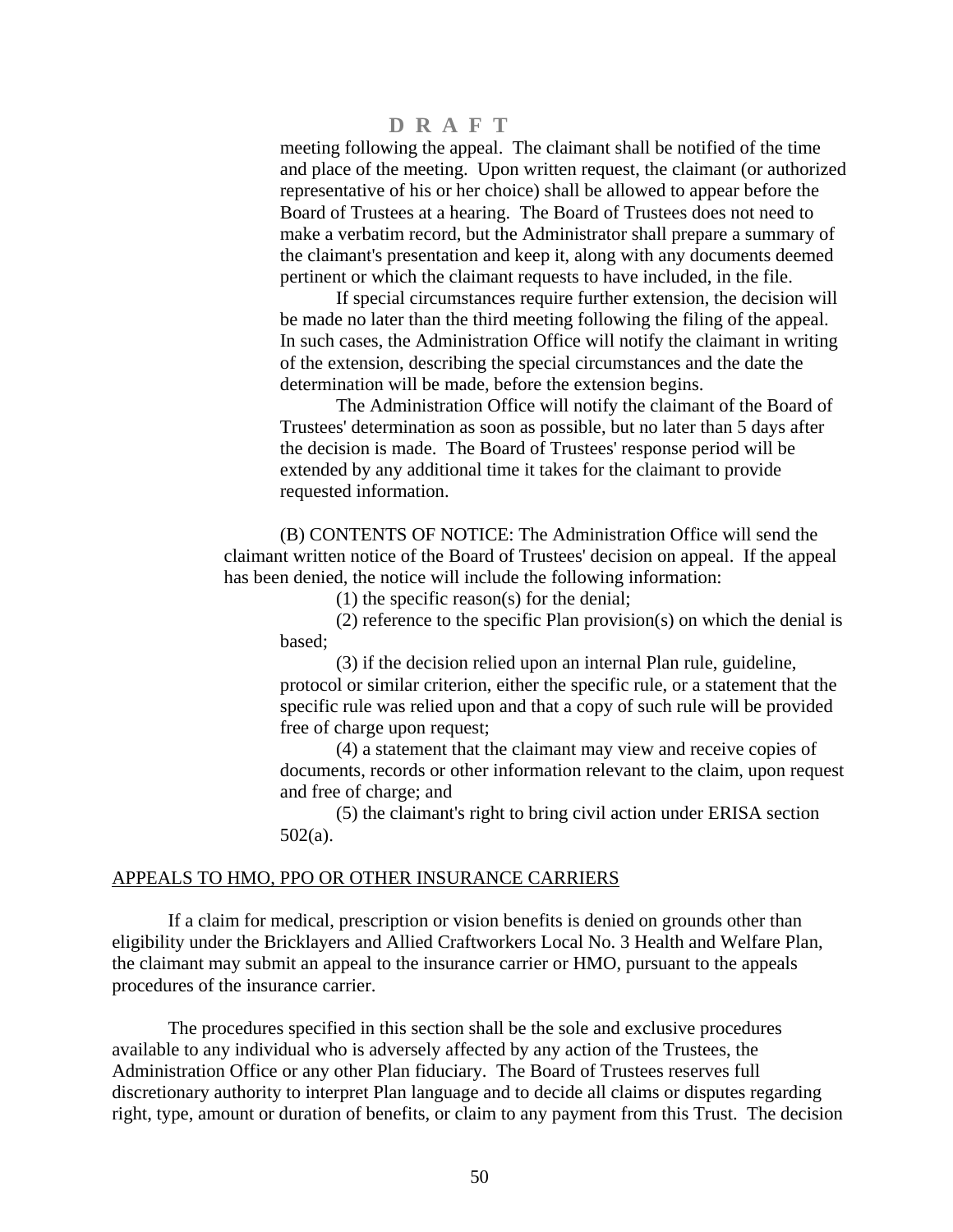D R A F T

meeting following the appeal. The claimant shall be notified of the time and place of the meeting. Upon written request, the claimant (or authorized representative of his or her choice) shall be allowed to appear before the Board of Trustees at a hearing. The Board of Trustees does not need to make a verbatim record, but the Administrator shall prepare a summary of the claimant's presentation and keep it, along with any documents deemed pertinent or which the claimant requests to have included, in the file.

If special circumstances require further extension, the decision will be made no later than the third meeting following the filing of the appeal. In such cases, the Administration Office will notify the claimant in writing of the extension, describing the special circumstances and the date the determination will be made, before the extension begins.

The Administration Office will notify the claimant of the Board of Trustees' determination as soon as possible, but no later than 5 days after the decision is made. The Board of Trustees' response period will be extended by any additional time it takes for the claimant to provide requested information.

(B) CONTENTS OF NOTICE: The Administration Office will send the claimant written notice of the Board of Trustees' decision on appeal. If the appeal has been denied, the notice will include the following information:

(1) the specific reason(s) for the denial;

(2) reference to the specific Plan provision(s) on which the denial is based;

(3) if the decision relied upon an internal Plan rule, guideline, protocol or similar criterion, either the specific rule, or a statement that the specific rule was relied upon and that a copy of such rule will be provided free of charge upon request;

(4) a statement that the claimant may view and receive copies of documents, records or other information relevant to the claim, upon request and free of charge; and

(5) the claimant's right to bring civil action under ERISA section 502(a).

APPEALS TO HMO, PPO OR OTHER INSURANCE CARRIERS

If a claim for medical, prescription or vision benefits is denied on grounds other than eligibility under the Bricklayers and Allied Craftworkers Local No. 3 Health and Welfare Plan, the claimant may submit an appeal to the insurance carrier or HMO, pursuant to the appeals procedures of the insurance carrier.

The procedures specified in this section shall be the sole and exclusive procedures available to any individual who is adversely affected by any action of the Trustees, the Administration Office or any other Plan fiduciary. The Board of Trustees reserves full discretionary authority to interpret Plan language and to decide all claims or disputes regarding right, type, amount or duration of benefits, or claim to any payment from this Trust. The decision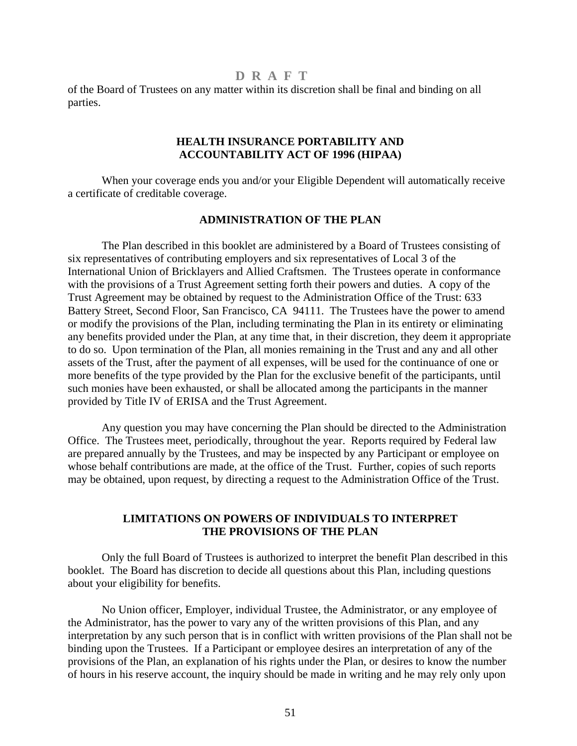of the Board of Trustees on any matter within its discretion shall be final and binding on all parties.

## HEALTH INSURANCE PORTABILITY AND ACCOUNTABILITY ACT OF 1996 (HIPAA)

When your coverage ends you and/or your Eligible Dependent will automatically receive a certificate of creditable coverage.

## ADMINISTRATION OF THE PLAN

The Plan described in this booklet are administered by a Board of Trustees consisting of six representatives of contributing employers and six representatives of Local 3 of the International Union of Bricklayers and Allied Craftsmen. The Trustees operate in conformance with the provisions of a Trust Agreement setting forth their powers and duties. A copy of the Trust Agreement may be obtained by request to the Administration Office of the Trust: 633 Battery Street, Second Floor, San Francisco, CA 94111. The Trustees have the power to amend or modify the provisions of the Plan, including terminating the Plan in its entirety or eliminating any benefits provided under the Plan, at any time that, in their discretion, they deem it appropriate to do so. Upon termination of the Plan, all monies remaining in the Trust and any and all other assets of the Trust, after the payment of all expenses, will be used for the continuance of one or more benefits of the type provided by the Plan for the exclusive benefit of the participants, until such monies have been exhausted, or shall be allocated among the participants in the manner provided by Title IV of ERISA and the Trust Agreement.

Any question you may have concerning the Plan should be directed to the Administration Office. The Trustees meet, periodically, throughout the year. Reports required by Federal law are prepared annually by the Trustees, and may be inspected by any Participant or employee on whose behalf contributions are made, at the office of the Trust. Further, copies of such reports may be obtained, upon request, by directing a request to the Administration Office of the Trust.

## LIMITATIONS ON POWERS OF INDIVIDUALS TO INTERPRET THE PROVISIONS OF THE PLAN

Only the full Board of Trustees is authorized to interpret the benefit Plan described in this booklet. The Board has discretion to decide all questions about this Plan, including questions about your eligibility for benefits.

No Union officer, Employer, individual Trustee, the Administrator, or any employee of the Administrator, has the power to vary any of the written provisions of this Plan, and any interpretation by any such person that is in conflict with written provisions of the Plan shall not be binding upon the Trustees. If a Participant or employee desires an interpretation of any of the provisions of the Plan, an explanation of his rights under the Plan, or desires to know the number of hours in his reserve account, the inquiry should be made in writing and he may rely only upon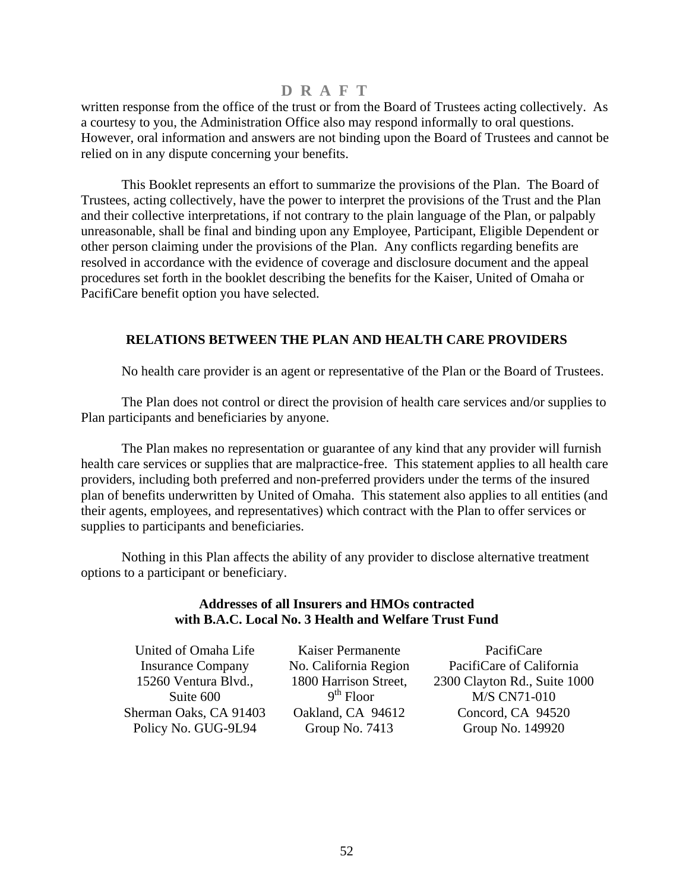D R A F T

written response from the office of the trust or from the Board of Trustees acting collectively. As a courtesy to you, the Administration Office also may respond informally to oral questions. However, oral information and answers are not binding upon the Board of Trustees and cannot be relied on in any dispute concerning your benefits.

This Booklet represents an effort to summarize the provisions of the Plan. The Board of Trustees, acting collectively, have the power to interpret the provisions of the Trust and the Plan and their collective interpretations, if not contrary to the plain language of the Plan, or palpably unreasonable, shall be final and binding upon any Employee, Participant, Eligible Dependent or other person claiming under the provisions of the Plan. Any conflicts regarding benefits are resolved in accordance with the evidence of coverage and disclosure document and the appeal procedures set forth in the booklet describing the benefits for the Kaiser, United of Omaha or PacifiCare benefit option you have selected.

## RELATIONS BETWEEN THE PLAN AND HEALTH CARE PROVIDERS

No health care provider is an agent or representative of the Plan or the Board of Trustees.

The Plan does not control or direct the provision of health care services and/or supplies to Plan participants and beneficiaries by anyone.

The Plan makes no representation or guarantee of any kind that any provider will furnish health care services or supplies that are malpractice-free. This statement applies to all health care providers, including both preferred and non-preferred providers under the terms of the insured plan of benefits underwritten by United of Omaha. This statement also applies to all entities (and their agents, employees, and representatives) which contract with the Plan to offer services or supplies to participants and beneficiaries.

Nothing in this Plan affects the ability of any provider to disclose alternative treatment options to a participant or beneficiary.

**Addresses of all Insurers and HMOs contracted with B.A.C. Local No. 3 Health and Welfare Trust Fund**

United of Omaha Life Insurance Company
15260 Ventura Blvd., Suite 600
Sherman Oaks, CA 91403
Policy No. GUG-9L94

Kaiser Permanente
No. California Region
1800 Harrison Street, 9th Floor
Oakland, CA 94612
Group No. 7413

PacifiCare
PacifiCare of California
2300 Clayton Rd., Suite 1000
M/S CN71-010
Concord, CA 94520
Group No. 149920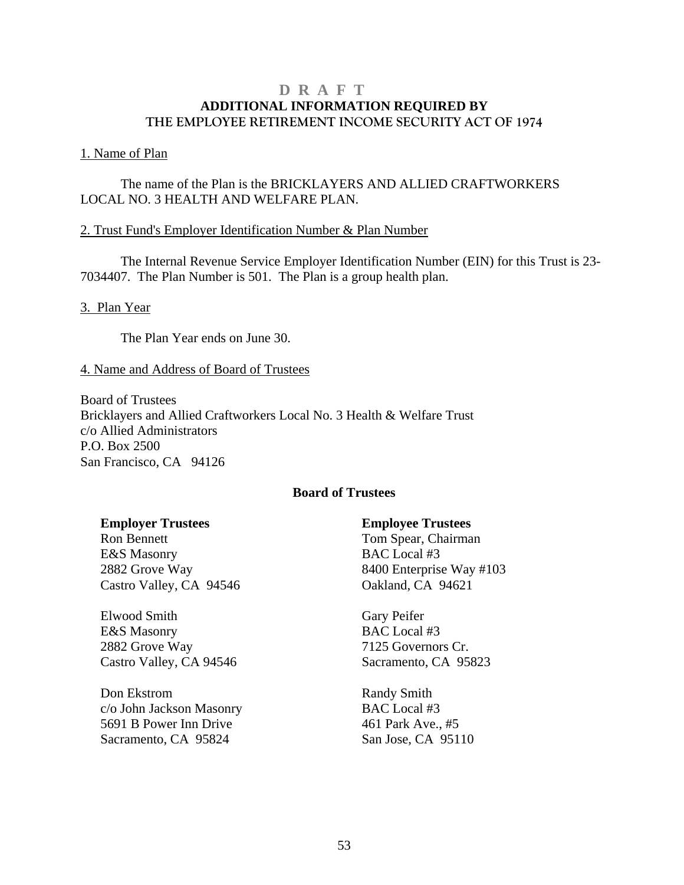**D R A F T**

# ADDITIONAL INFORMATION REQUIRED BY THE EMPLOYEE RETIREMENT INCOME SECURITY ACT OF 1974

## 1. Name of Plan

The name of the Plan is the BRICKLAYERS AND ALLIED CRAFTWORKERS LOCAL NO. 3 HEALTH AND WELFARE PLAN.

## 2. Trust Fund's Employer Identification Number & Plan Number

The Internal Revenue Service Employer Identification Number (EIN) for this Trust is 23-7034407. The Plan Number is 501. The Plan is a group health plan.

## 3. Plan Year

The Plan Year ends on June 30.

## 4. Name and Address of Board of Trustees

Board of Trustees
Bricklayers and Allied Craftworkers Local No. 3 Health & Welfare Trust
c/o Allied Administrators
P.O. Box 2500
San Francisco, CA 94126

**Board of Trustees**

**Employer Trustees**

Ron Bennett
E&S Masonry
2882 Grove Way
Castro Valley, CA 94546

Elwood Smith
E&S Masonry
2882 Grove Way
Castro Valley, CA 94546

Don Ekstrom
c/o John Jackson Masonry
5691 B Power Inn Drive
Sacramento, CA 95824

**Employee Trustees**

Tom Spear, Chairman
BAC Local #3
8400 Enterprise Way #103
Oakland, CA 94621

Gary Peifer
BAC Local #3
7125 Governors Cr.
Sacramento, CA 95823

Randy Smith
BAC Local #3
461 Park Ave., #5
San Jose, CA 95110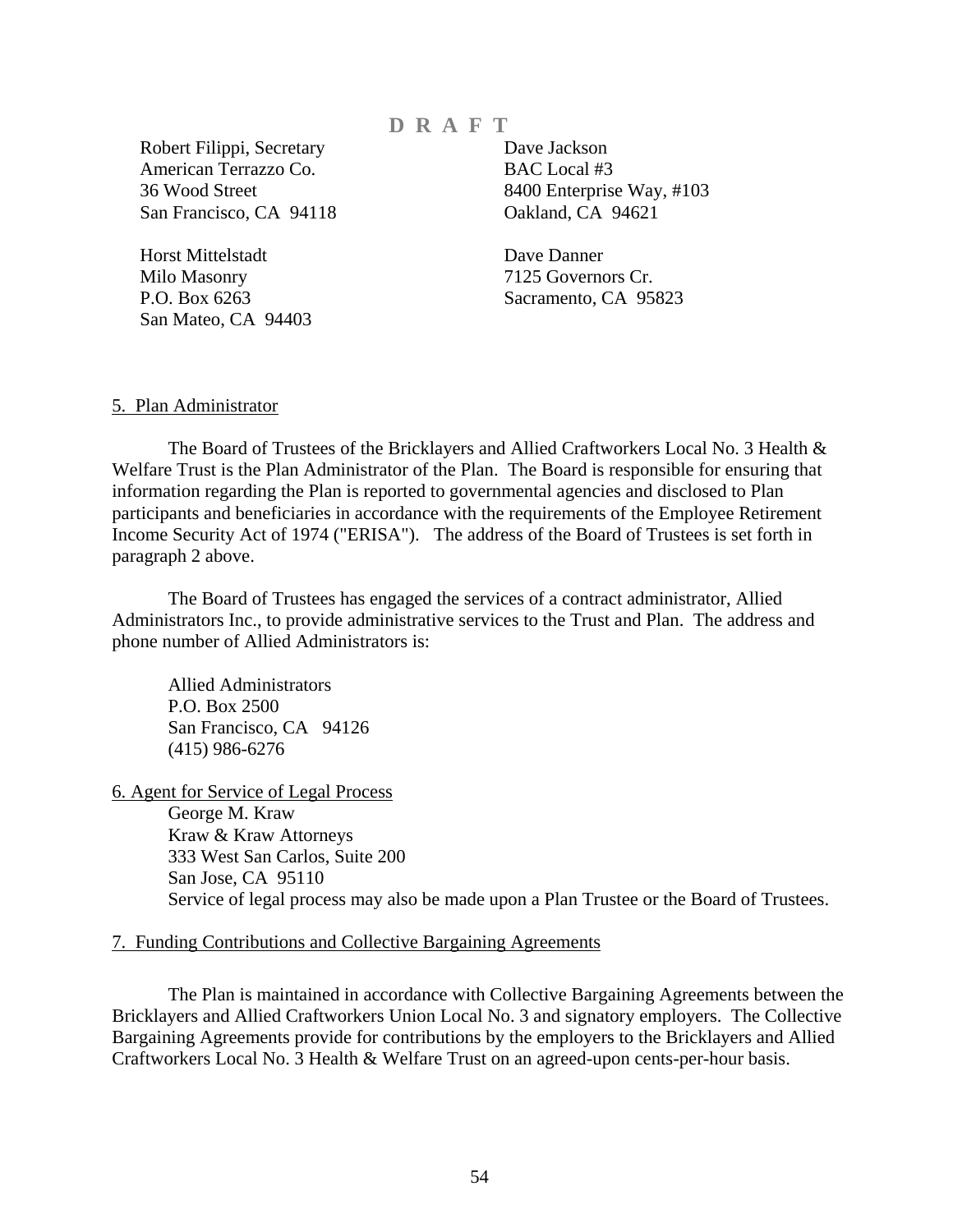D R A F T

Robert Filippi, Secretary
American Terrazzo Co.
36 Wood Street
San Francisco, CA 94118

Dave Jackson
BAC Local #3
8400 Enterprise Way, #103
Oakland, CA 94621

Horst Mittelstadt
Milo Masonry
P.O. Box 6263
San Mateo, CA 94403

Dave Danner
7125 Governors Cr.
Sacramento, CA 95823

5. Plan Administrator

The Board of Trustees of the Bricklayers and Allied Craftworkers Local No. 3 Health & Welfare Trust is the Plan Administrator of the Plan. The Board is responsible for ensuring that information regarding the Plan is reported to governmental agencies and disclosed to Plan participants and beneficiaries in accordance with the requirements of the Employee Retirement Income Security Act of 1974 ("ERISA"). The address of the Board of Trustees is set forth in paragraph 2 above.

The Board of Trustees has engaged the services of a contract administrator, Allied Administrators Inc., to provide administrative services to the Trust and Plan. The address and phone number of Allied Administrators is:

Allied Administrators
P.O. Box 2500
San Francisco, CA 94126
(415) 986-6276

6. Agent for Service of Legal Process

George M. Kraw
Kraw & Kraw Attorneys
333 West San Carlos, Suite 200
San Jose, CA 95110
Service of legal process may also be made upon a Plan Trustee or the Board of Trustees.

7. Funding Contributions and Collective Bargaining Agreements

The Plan is maintained in accordance with Collective Bargaining Agreements between the Bricklayers and Allied Craftworkers Union Local No. 3 and signatory employers. The Collective Bargaining Agreements provide for contributions by the employers to the Bricklayers and Allied Craftworkers Local No. 3 Health & Welfare Trust on an agreed-upon cents-per-hour basis.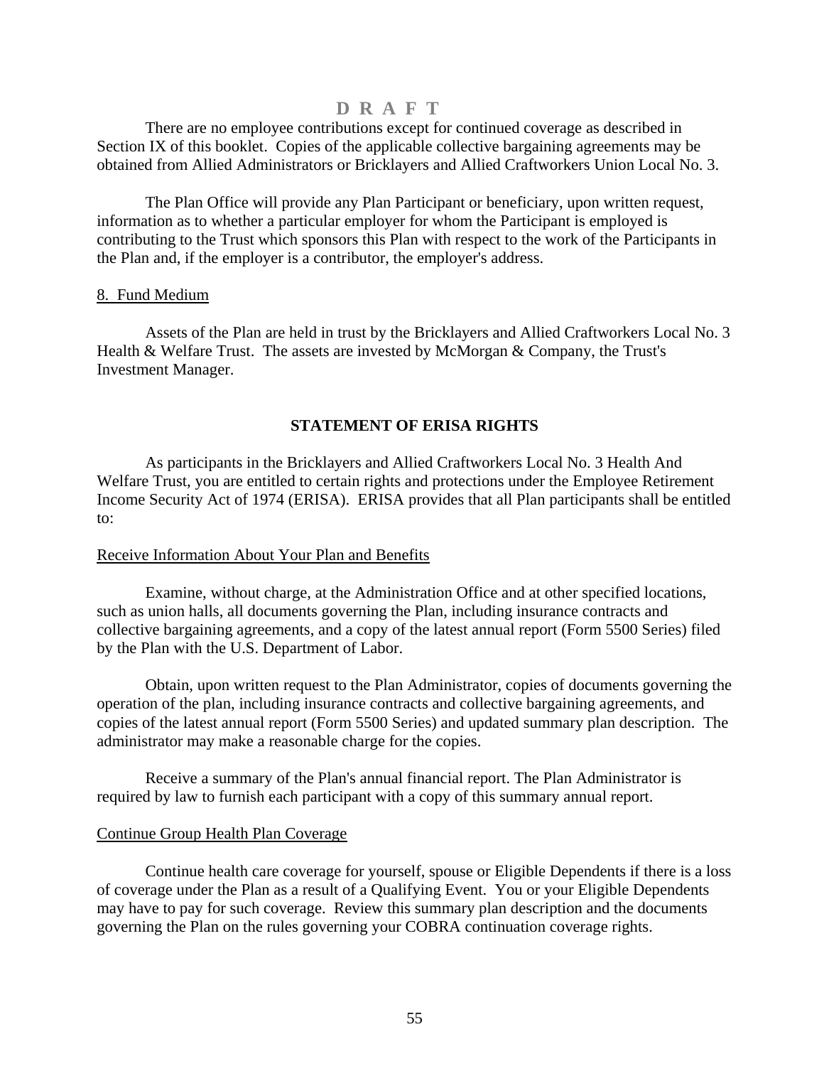D R A F T

There are no employee contributions except for continued coverage as described in Section IX of this booklet. Copies of the applicable collective bargaining agreements may be obtained from Allied Administrators or Bricklayers and Allied Craftworkers Union Local No. 3.

The Plan Office will provide any Plan Participant or beneficiary, upon written request, information as to whether a particular employer for whom the Participant is employed is contributing to the Trust which sponsors this Plan with respect to the work of the Participants in the Plan and, if the employer is a contributor, the employer's address.

8. Fund Medium

Assets of the Plan are held in trust by the Bricklayers and Allied Craftworkers Local No. 3 Health & Welfare Trust. The assets are invested by McMorgan & Company, the Trust's Investment Manager.

## STATEMENT OF ERISA RIGHTS

As participants in the Bricklayers and Allied Craftworkers Local No. 3 Health And Welfare Trust, you are entitled to certain rights and protections under the Employee Retirement Income Security Act of 1974 (ERISA). ERISA provides that all Plan participants shall be entitled to:

Receive Information About Your Plan and Benefits

Examine, without charge, at the Administration Office and at other specified locations, such as union halls, all documents governing the Plan, including insurance contracts and collective bargaining agreements, and a copy of the latest annual report (Form 5500 Series) filed by the Plan with the U.S. Department of Labor.

Obtain, upon written request to the Plan Administrator, copies of documents governing the operation of the plan, including insurance contracts and collective bargaining agreements, and copies of the latest annual report (Form 5500 Series) and updated summary plan description. The administrator may make a reasonable charge for the copies.

Receive a summary of the Plan's annual financial report. The Plan Administrator is required by law to furnish each participant with a copy of this summary annual report.

Continue Group Health Plan Coverage

Continue health care coverage for yourself, spouse or Eligible Dependents if there is a loss of coverage under the Plan as a result of a Qualifying Event. You or your Eligible Dependents may have to pay for such coverage. Review this summary plan description and the documents governing the Plan on the rules governing your COBRA continuation coverage rights.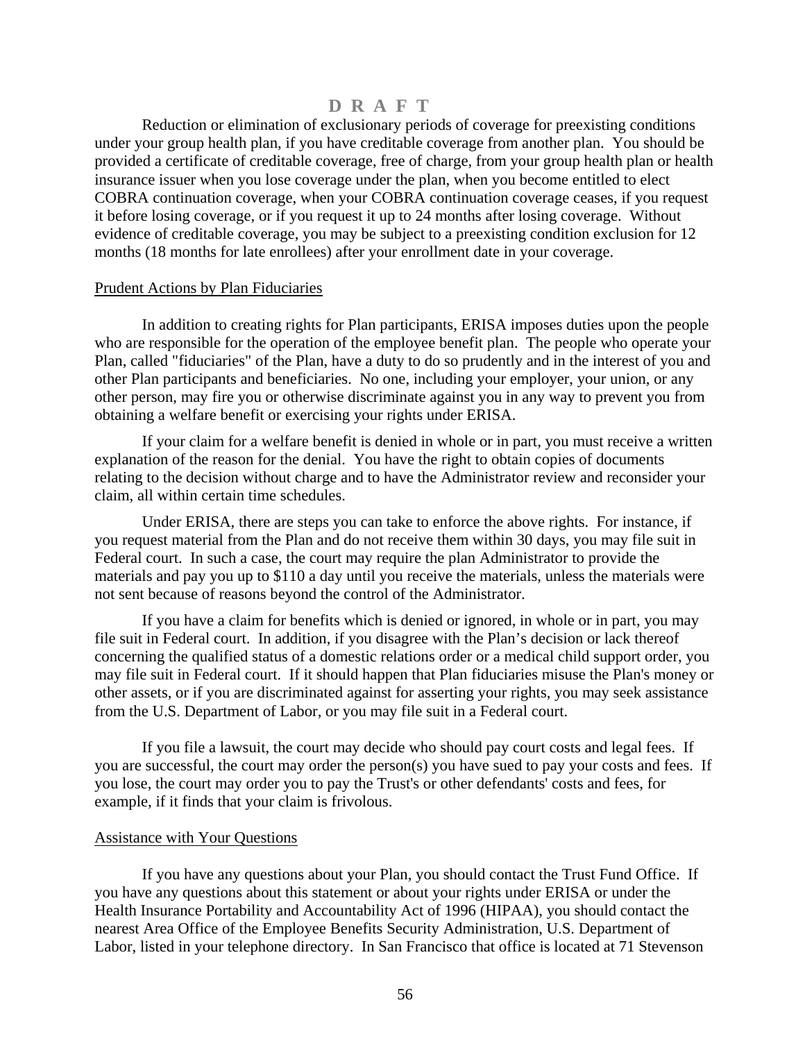D R A F T

Reduction or elimination of exclusionary periods of coverage for preexisting conditions under your group health plan, if you have creditable coverage from another plan. You should be provided a certificate of creditable coverage, free of charge, from your group health plan or health insurance issuer when you lose coverage under the plan, when you become entitled to elect COBRA continuation coverage, when your COBRA continuation coverage ceases, if you request it before losing coverage, or if you request it up to 24 months after losing coverage. Without evidence of creditable coverage, you may be subject to a preexisting condition exclusion for 12 months (18 months for late enrollees) after your enrollment date in your coverage.

Prudent Actions by Plan Fiduciaries

In addition to creating rights for Plan participants, ERISA imposes duties upon the people who are responsible for the operation of the employee benefit plan. The people who operate your Plan, called "fiduciaries" of the Plan, have a duty to do so prudently and in the interest of you and other Plan participants and beneficiaries. No one, including your employer, your union, or any other person, may fire you or otherwise discriminate against you in any way to prevent you from obtaining a welfare benefit or exercising your rights under ERISA.

If your claim for a welfare benefit is denied in whole or in part, you must receive a written explanation of the reason for the denial. You have the right to obtain copies of documents relating to the decision without charge and to have the Administrator review and reconsider your claim, all within certain time schedules.

Under ERISA, there are steps you can take to enforce the above rights. For instance, if you request material from the Plan and do not receive them within 30 days, you may file suit in Federal court. In such a case, the court may require the plan Administrator to provide the materials and pay you up to $110 a day until you receive the materials, unless the materials were not sent because of reasons beyond the control of the Administrator.

If you have a claim for benefits which is denied or ignored, in whole or in part, you may file suit in Federal court. In addition, if you disagree with the Plan's decision or lack thereof concerning the qualified status of a domestic relations order or a medical child support order, you may file suit in Federal court. If it should happen that Plan fiduciaries misuse the Plan's money or other assets, or if you are discriminated against for asserting your rights, you may seek assistance from the U.S. Department of Labor, or you may file suit in a Federal court.

If you file a lawsuit, the court may decide who should pay court costs and legal fees. If you are successful, the court may order the person(s) you have sued to pay your costs and fees. If you lose, the court may order you to pay the Trust's or other defendants' costs and fees, for example, if it finds that your claim is frivolous.

Assistance with Your Questions

If you have any questions about your Plan, you should contact the Trust Fund Office. If you have any questions about this statement or about your rights under ERISA or under the Health Insurance Portability and Accountability Act of 1996 (HIPAA), you should contact the nearest Area Office of the Employee Benefits Security Administration, U.S. Department of Labor, listed in your telephone directory. In San Francisco that office is located at 71 Stevenson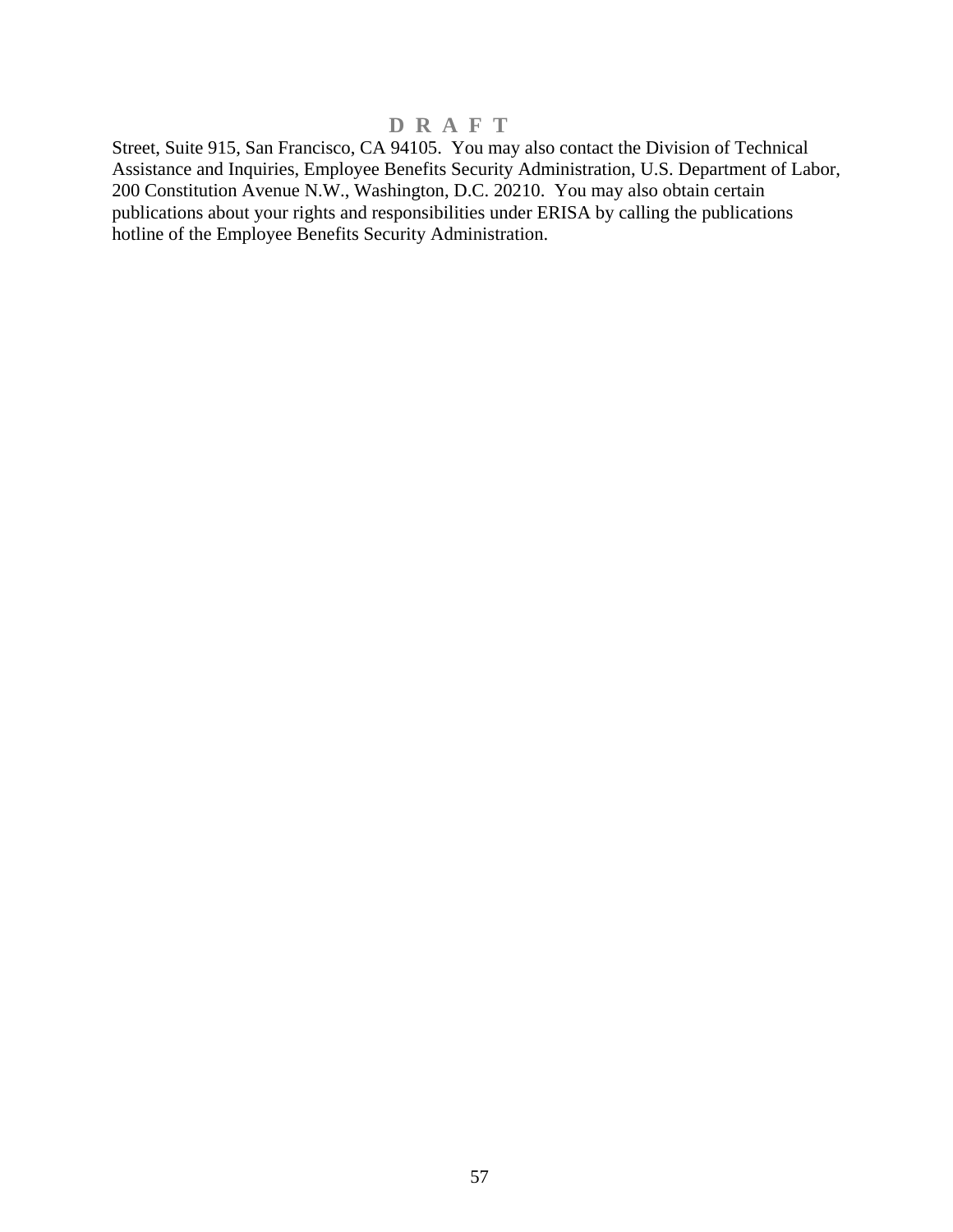**D R A F T**

Street, Suite 915, San Francisco, CA 94105. You may also contact the Division of Technical Assistance and Inquiries, Employee Benefits Security Administration, U.S. Department of Labor, 200 Constitution Avenue N.W., Washington, D.C. 20210. You may also obtain certain publications about your rights and responsibilities under ERISA by calling the publications hotline of the Employee Benefits Security Administration.